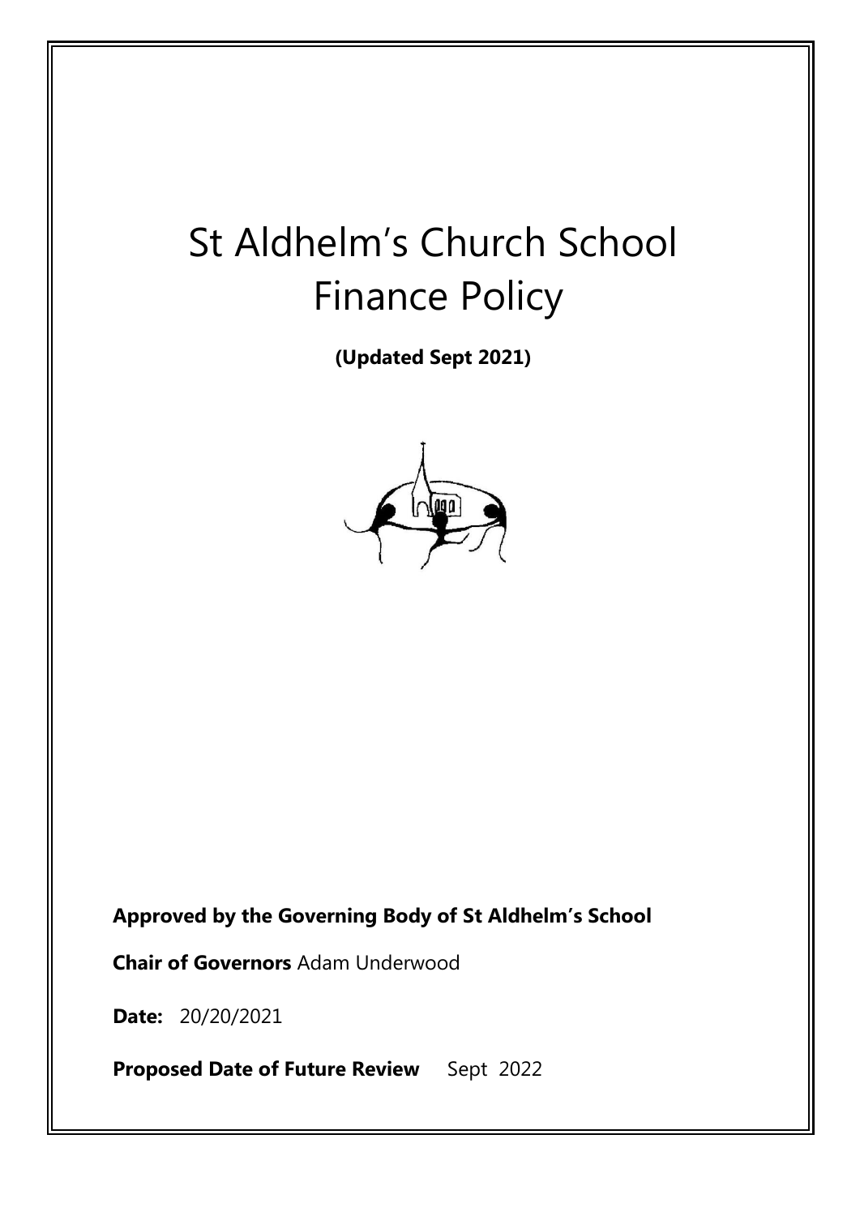# St Aldhelm's Church School Finance Policy

**(Updated Sept 2021)**

**Approved by the Governing Body of St Aldhelm's School**

**Chair of Governors** Adam Underwood

**Date:** 20/20/2021

**Proposed Date of Future Review** Sept 2022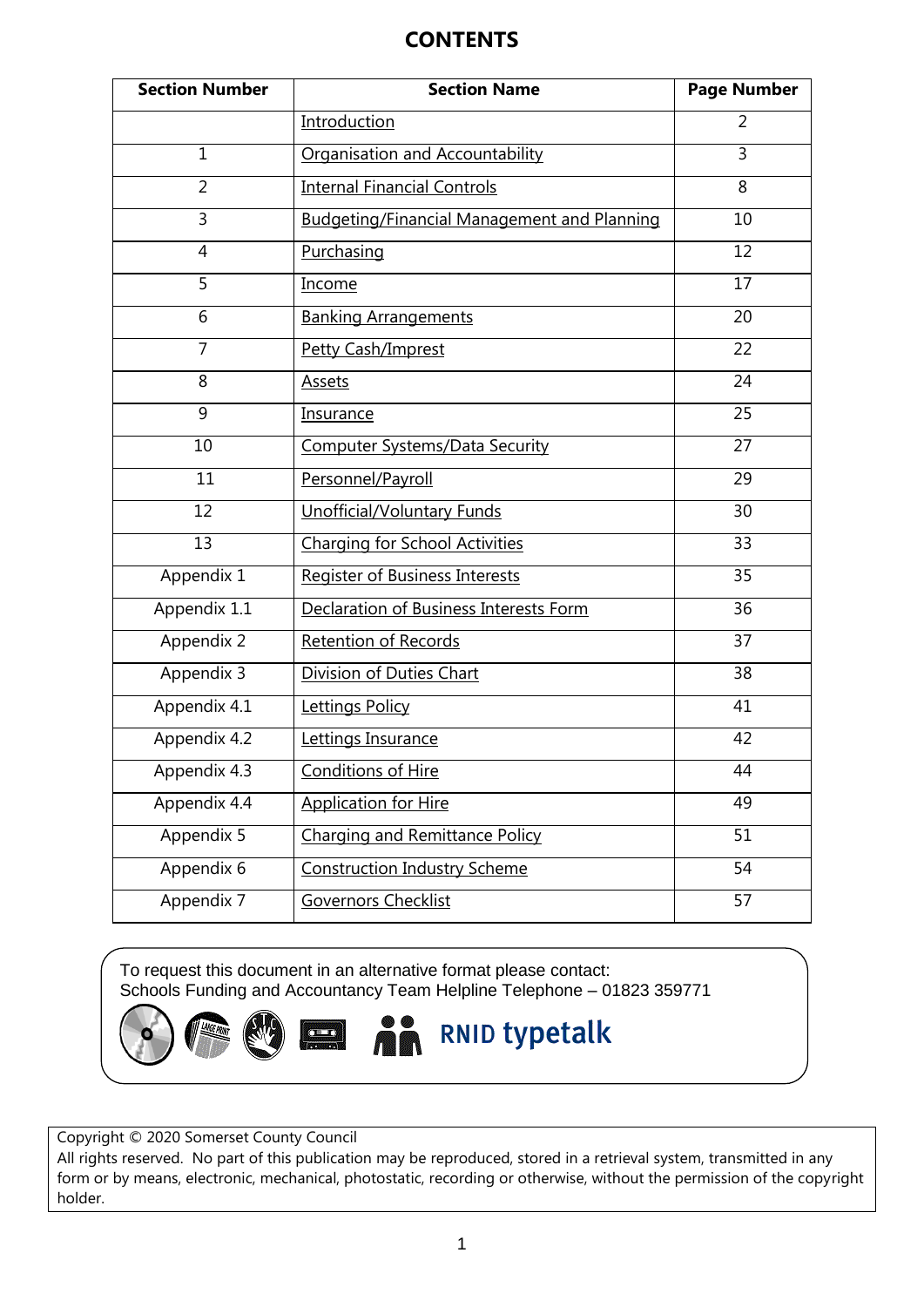# CONTENTS

| Section Number | Section Name | Page Number |
|---|---|---|
| | Introduction | 2 |
| 1 | Organisation and Accountability | 3 |
| 2 | Internal Financial Controls | 8 |
| 3 | Budgeting/Financial Management and Planning | 10 |
| 4 | Purchasing | 12 |
| 5 | Income | 17 |
| 6 | Banking Arrangements | 20 |
| 7 | Petty Cash/Imprest | 22 |
| 8 | Assets | 24 |
| 9 | Insurance | 25 |
| 10 | Computer Systems/Data Security | 27 |
| 11 | Personnel/Payroll | 29 |
| 12 | Unofficial/Voluntary Funds | 30 |
| 13 | Charging for School Activities | 33 |
| Appendix 1 | Register of Business Interests | 35 |
| Appendix 1.1 | Declaration of Business Interests Form | 36 |
| Appendix 2 | Retention of Records | 37 |
| Appendix 3 | Division of Duties Chart | 38 |
| Appendix 4.1 | Lettings Policy | 41 |
| Appendix 4.2 | Lettings Insurance | 42 |
| Appendix 4.3 | Conditions of Hire | 44 |
| Appendix 4.4 | Application for Hire | 49 |
| Appendix 5 | Charging and Remittance Policy | 51 |
| Appendix 6 | Construction Industry Scheme | 54 |
| Appendix 7 | Governors Checklist | 57 |

To request this document in an alternative format please contact:
Schools Funding and Accountancy Team Helpline Telephone – 01823 359771

RNID typetalk

Copyright © 2020 Somerset County Council
All rights reserved. No part of this publication may be reproduced, stored in a retrieval system, transmitted in any form or by means, electronic, mechanical, photostatic, recording or otherwise, without the permission of the copyright holder.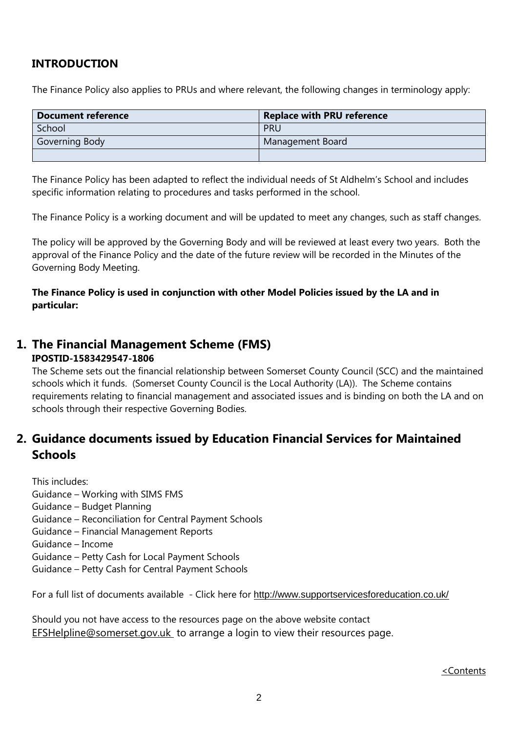## INTRODUCTION

The Finance Policy also applies to PRUs and where relevant, the following changes in terminology apply:

| Document reference | Replace with PRU reference |
|---|---|
| School | PRU |
| Governing Body | Management Board |
| | |

The Finance Policy has been adapted to reflect the individual needs of St Aldhelm's School and includes specific information relating to procedures and tasks performed in the school.

The Finance Policy is a working document and will be updated to meet any changes, such as staff changes.

The policy will be approved by the Governing Body and will be reviewed at least every two years. Both the approval of the Finance Policy and the date of the future review will be recorded in the Minutes of the Governing Body Meeting.

**The Finance Policy is used in conjunction with other Model Policies issued by the LA and in particular:**

## 1. The Financial Management Scheme (FMS)

**IPOSTID-1583429547-1806**

The Scheme sets out the financial relationship between Somerset County Council (SCC) and the maintained schools which it funds. (Somerset County Council is the Local Authority (LA)). The Scheme contains requirements relating to financial management and associated issues and is binding on both the LA and on schools through their respective Governing Bodies.

## 2. Guidance documents issued by Education Financial Services for Maintained Schools

This includes:
Guidance – Working with SIMS FMS
Guidance – Budget Planning
Guidance – Reconciliation for Central Payment Schools
Guidance – Financial Management Reports
Guidance – Income
Guidance – Petty Cash for Local Payment Schools
Guidance – Petty Cash for Central Payment Schools

For a full list of documents available - Click here for http://www.supportservicesforeducation.co.uk/

Should you not have access to the resources page on the above website contact EFSHelpline@somerset.gov.uk to arrange a login to view their resources page.

<Contents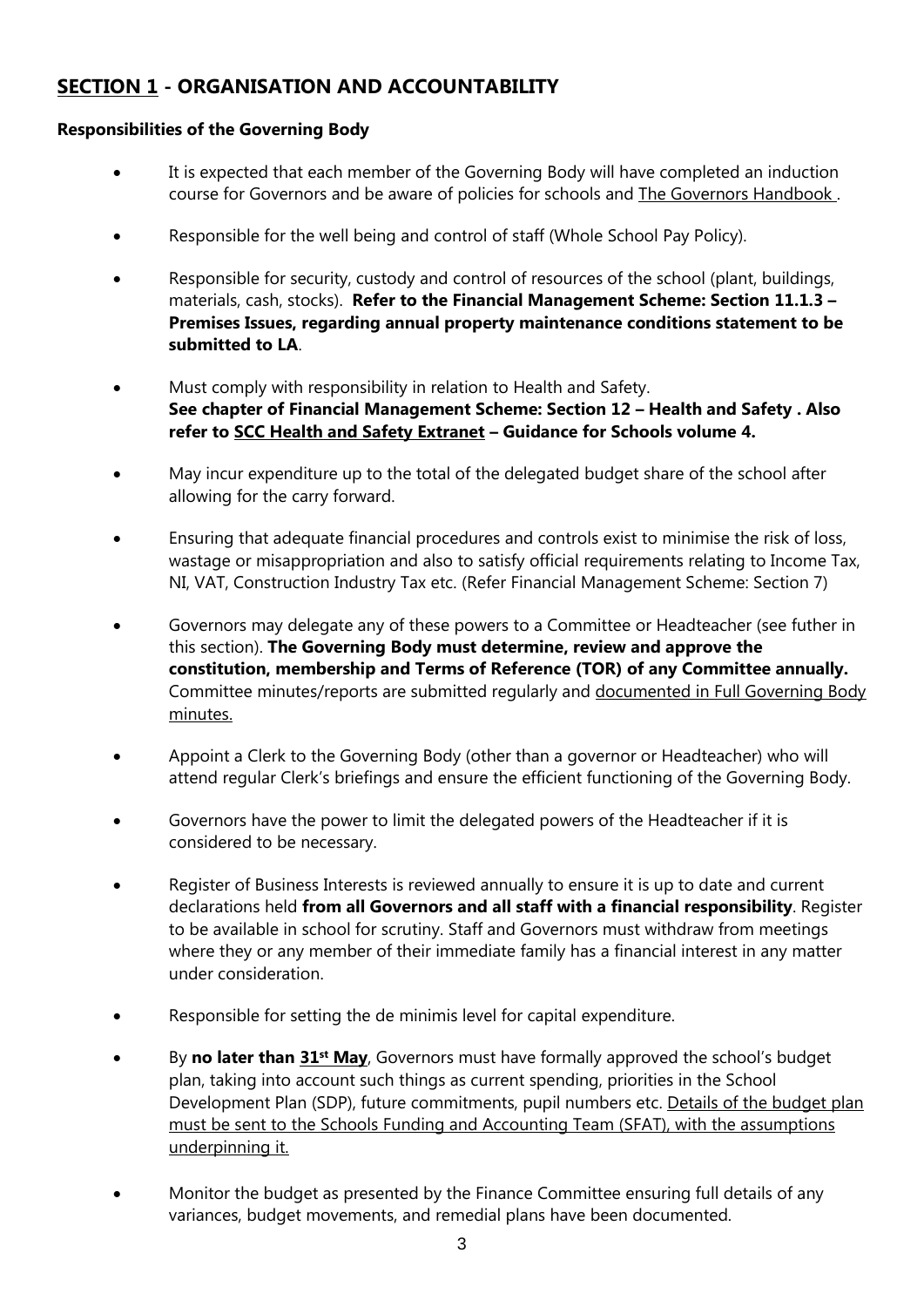## **SECTION 1 - ORGANISATION AND ACCOUNTABILITY**

**Responsibilities of the Governing Body**

- It is expected that each member of the Governing Body will have completed an induction course for Governors and be aware of policies for schools and The Governors Handbook .
- Responsible for the well being and control of staff (Whole School Pay Policy).
- Responsible for security, custody and control of resources of the school (plant, buildings, materials, cash, stocks). **Refer to the Financial Management Scheme: Section 11.1.3 – Premises Issues, regarding annual property maintenance conditions statement to be submitted to LA**.
- Must comply with responsibility in relation to Health and Safety. **See chapter of Financial Management Scheme: Section 12 – Health and Safety . Also refer to SCC Health and Safety Extranet – Guidance for Schools volume 4.**
- May incur expenditure up to the total of the delegated budget share of the school after allowing for the carry forward.
- Ensuring that adequate financial procedures and controls exist to minimise the risk of loss, wastage or misappropriation and also to satisfy official requirements relating to Income Tax, NI, VAT, Construction Industry Tax etc. (Refer Financial Management Scheme: Section 7)
- Governors may delegate any of these powers to a Committee or Headteacher (see futher in this section). **The Governing Body must determine, review and approve the constitution, membership and Terms of Reference (TOR) of any Committee annually.** Committee minutes/reports are submitted regularly and documented in Full Governing Body minutes.
- Appoint a Clerk to the Governing Body (other than a governor or Headteacher) who will attend regular Clerk's briefings and ensure the efficient functioning of the Governing Body.
- Governors have the power to limit the delegated powers of the Headteacher if it is considered to be necessary.
- Register of Business Interests is reviewed annually to ensure it is up to date and current declarations held **from all Governors and all staff with a financial responsibility**. Register to be available in school for scrutiny. Staff and Governors must withdraw from meetings where they or any member of their immediate family has a financial interest in any matter under consideration.
- Responsible for setting the de minimis level for capital expenditure.
- By **no later than 31st May**, Governors must have formally approved the school's budget plan, taking into account such things as current spending, priorities in the School Development Plan (SDP), future commitments, pupil numbers etc. Details of the budget plan must be sent to the Schools Funding and Accounting Team (SFAT), with the assumptions underpinning it.
- Monitor the budget as presented by the Finance Committee ensuring full details of any variances, budget movements, and remedial plans have been documented.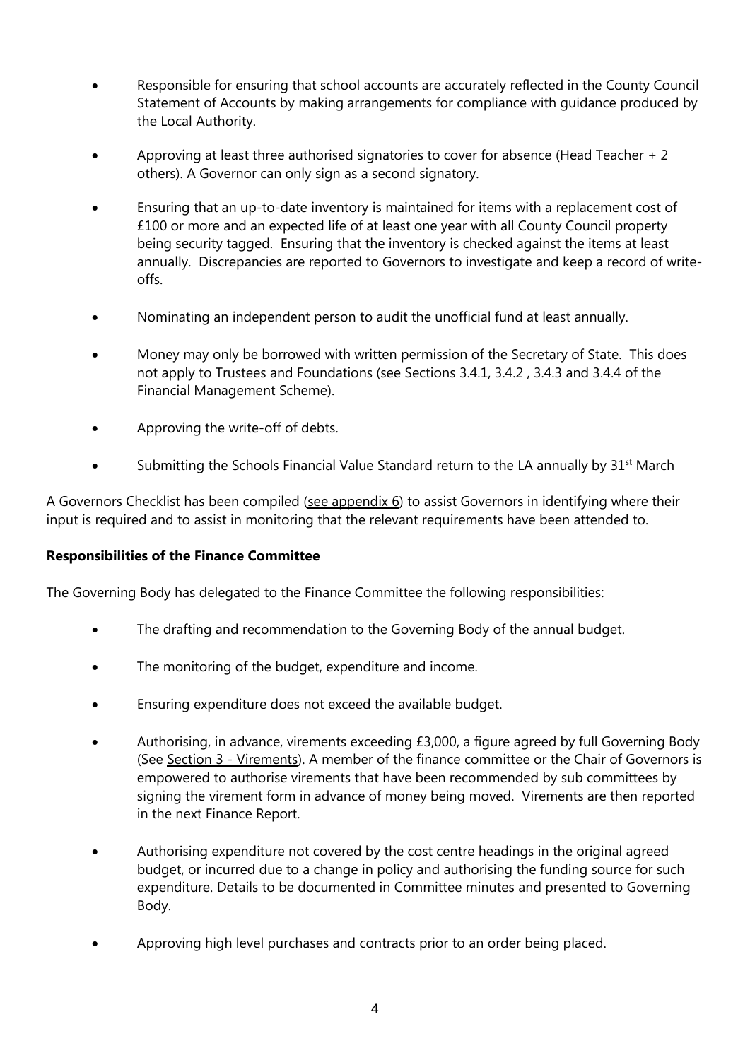- Responsible for ensuring that school accounts are accurately reflected in the County Council Statement of Accounts by making arrangements for compliance with guidance produced by the Local Authority.
- Approving at least three authorised signatories to cover for absence (Head Teacher + 2 others). A Governor can only sign as a second signatory.
- Ensuring that an up-to-date inventory is maintained for items with a replacement cost of £100 or more and an expected life of at least one year with all County Council property being security tagged. Ensuring that the inventory is checked against the items at least annually. Discrepancies are reported to Governors to investigate and keep a record of write-offs.
- Nominating an independent person to audit the unofficial fund at least annually.
- Money may only be borrowed with written permission of the Secretary of State. This does not apply to Trustees and Foundations (see Sections 3.4.1, 3.4.2 , 3.4.3 and 3.4.4 of the Financial Management Scheme).
- Approving the write-off of debts.
- Submitting the Schools Financial Value Standard return to the LA annually by 31st March

A Governors Checklist has been compiled (see appendix 6) to assist Governors in identifying where their input is required and to assist in monitoring that the relevant requirements have been attended to.

**Responsibilities of the Finance Committee**

The Governing Body has delegated to the Finance Committee the following responsibilities:

- The drafting and recommendation to the Governing Body of the annual budget.
- The monitoring of the budget, expenditure and income.
- Ensuring expenditure does not exceed the available budget.
- Authorising, in advance, virements exceeding £3,000, a figure agreed by full Governing Body (See Section 3 - Virements). A member of the finance committee or the Chair of Governors is empowered to authorise virements that have been recommended by sub committees by signing the virement form in advance of money being moved. Virements are then reported in the next Finance Report.
- Authorising expenditure not covered by the cost centre headings in the original agreed budget, or incurred due to a change in policy and authorising the funding source for such expenditure. Details to be documented in Committee minutes and presented to Governing Body.
- Approving high level purchases and contracts prior to an order being placed.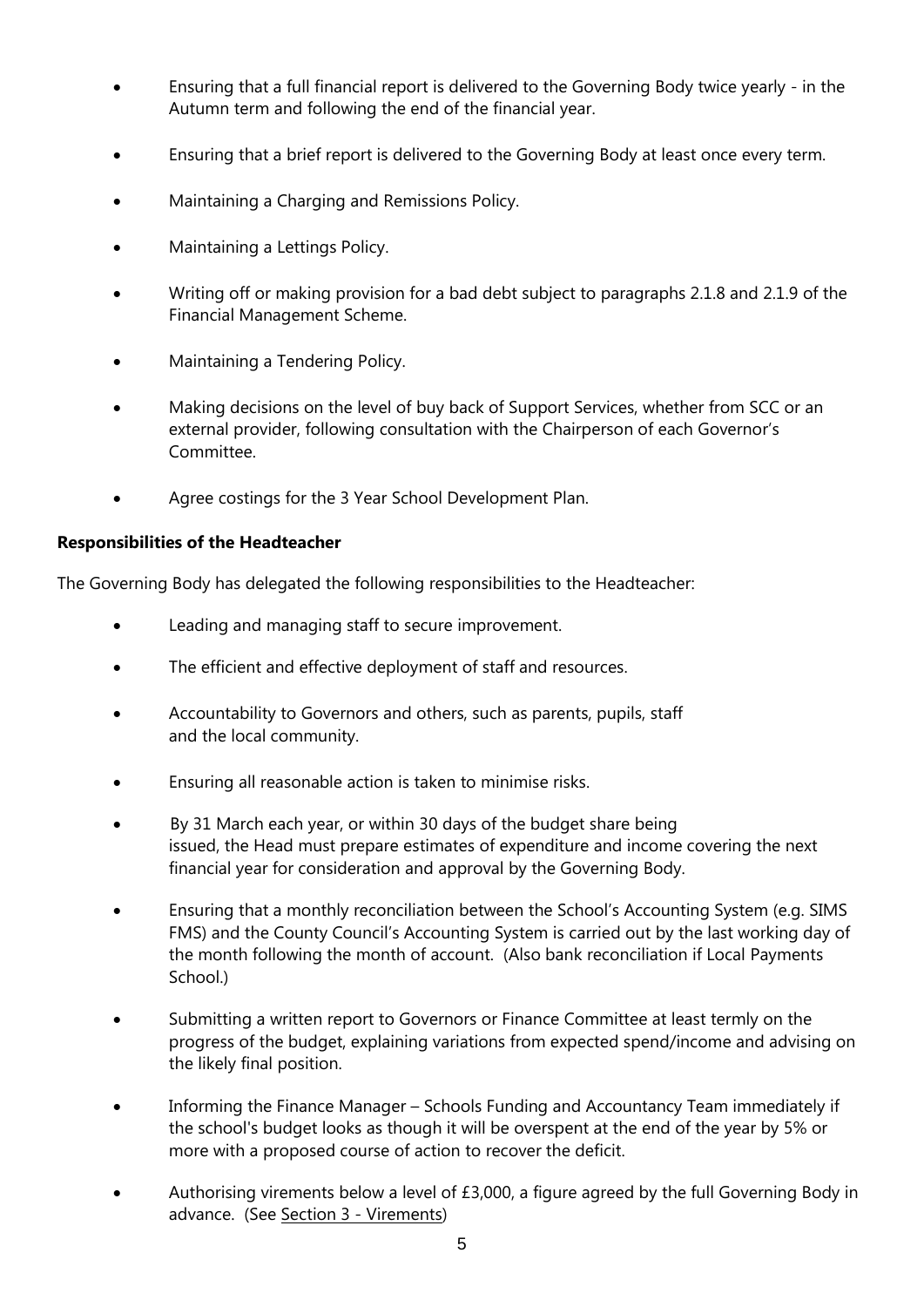- Ensuring that a full financial report is delivered to the Governing Body twice yearly - in the Autumn term and following the end of the financial year.
- Ensuring that a brief report is delivered to the Governing Body at least once every term.
- Maintaining a Charging and Remissions Policy.
- Maintaining a Lettings Policy.
- Writing off or making provision for a bad debt subject to paragraphs 2.1.8 and 2.1.9 of the Financial Management Scheme.
- Maintaining a Tendering Policy.
- Making decisions on the level of buy back of Support Services, whether from SCC or an external provider, following consultation with the Chairperson of each Governor's Committee.
- Agree costings for the 3 Year School Development Plan.

**Responsibilities of the Headteacher**

The Governing Body has delegated the following responsibilities to the Headteacher:

- Leading and managing staff to secure improvement.
- The efficient and effective deployment of staff and resources.
- Accountability to Governors and others, such as parents, pupils, staff and the local community.
- Ensuring all reasonable action is taken to minimise risks.
- By 31 March each year, or within 30 days of the budget share being issued, the Head must prepare estimates of expenditure and income covering the next financial year for consideration and approval by the Governing Body.
- Ensuring that a monthly reconciliation between the School's Accounting System (e.g. SIMS FMS) and the County Council's Accounting System is carried out by the last working day of the month following the month of account. (Also bank reconciliation if Local Payments School.)
- Submitting a written report to Governors or Finance Committee at least termly on the progress of the budget, explaining variations from expected spend/income and advising on the likely final position.
- Informing the Finance Manager – Schools Funding and Accountancy Team immediately if the school's budget looks as though it will be overspent at the end of the year by 5% or more with a proposed course of action to recover the deficit.
- Authorising virements below a level of £3,000, a figure agreed by the full Governing Body in advance. (See Section 3 - Virements)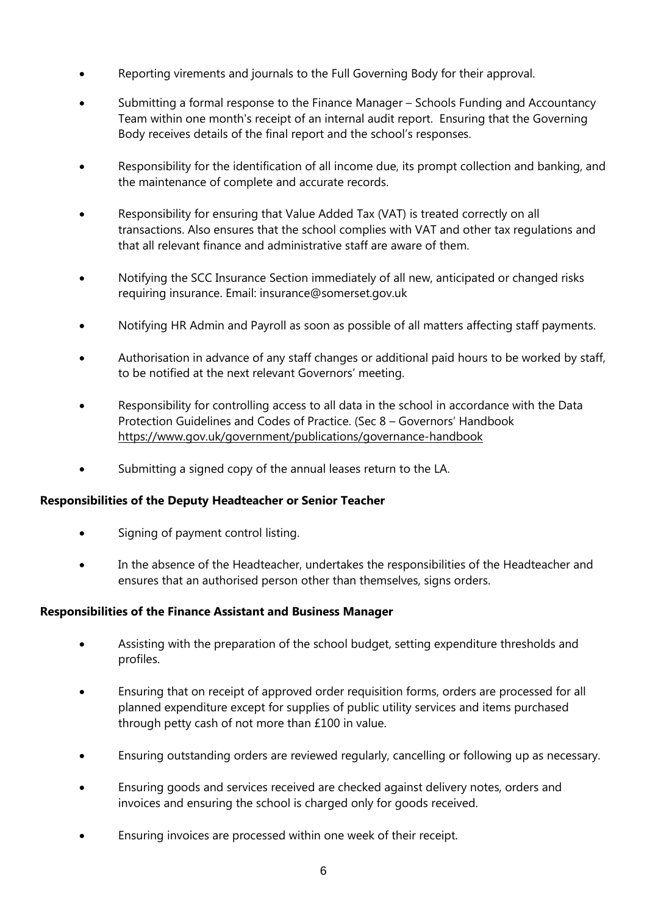- Reporting virements and journals to the Full Governing Body for their approval.
- Submitting a formal response to the Finance Manager – Schools Funding and Accountancy Team within one month's receipt of an internal audit report. Ensuring that the Governing Body receives details of the final report and the school's responses.
- Responsibility for the identification of all income due, its prompt collection and banking, and the maintenance of complete and accurate records.
- Responsibility for ensuring that Value Added Tax (VAT) is treated correctly on all transactions. Also ensures that the school complies with VAT and other tax regulations and that all relevant finance and administrative staff are aware of them.
- Notifying the SCC Insurance Section immediately of all new, anticipated or changed risks requiring insurance. Email: insurance@somerset.gov.uk
- Notifying HR Admin and Payroll as soon as possible of all matters affecting staff payments.
- Authorisation in advance of any staff changes or additional paid hours to be worked by staff, to be notified at the next relevant Governors' meeting.
- Responsibility for controlling access to all data in the school in accordance with the Data Protection Guidelines and Codes of Practice. (Sec 8 – Governors' Handbook https://www.gov.uk/government/publications/governance-handbook
- Submitting a signed copy of the annual leases return to the LA.

**Responsibilities of the Deputy Headteacher or Senior Teacher**

- Signing of payment control listing.
- In the absence of the Headteacher, undertakes the responsibilities of the Headteacher and ensures that an authorised person other than themselves, signs orders.

**Responsibilities of the Finance Assistant and Business Manager**

- Assisting with the preparation of the school budget, setting expenditure thresholds and profiles.
- Ensuring that on receipt of approved order requisition forms, orders are processed for all planned expenditure except for supplies of public utility services and items purchased through petty cash of not more than £100 in value.
- Ensuring outstanding orders are reviewed regularly, cancelling or following up as necessary.
- Ensuring goods and services received are checked against delivery notes, orders and invoices and ensuring the school is charged only for goods received.
- Ensuring invoices are processed within one week of their receipt.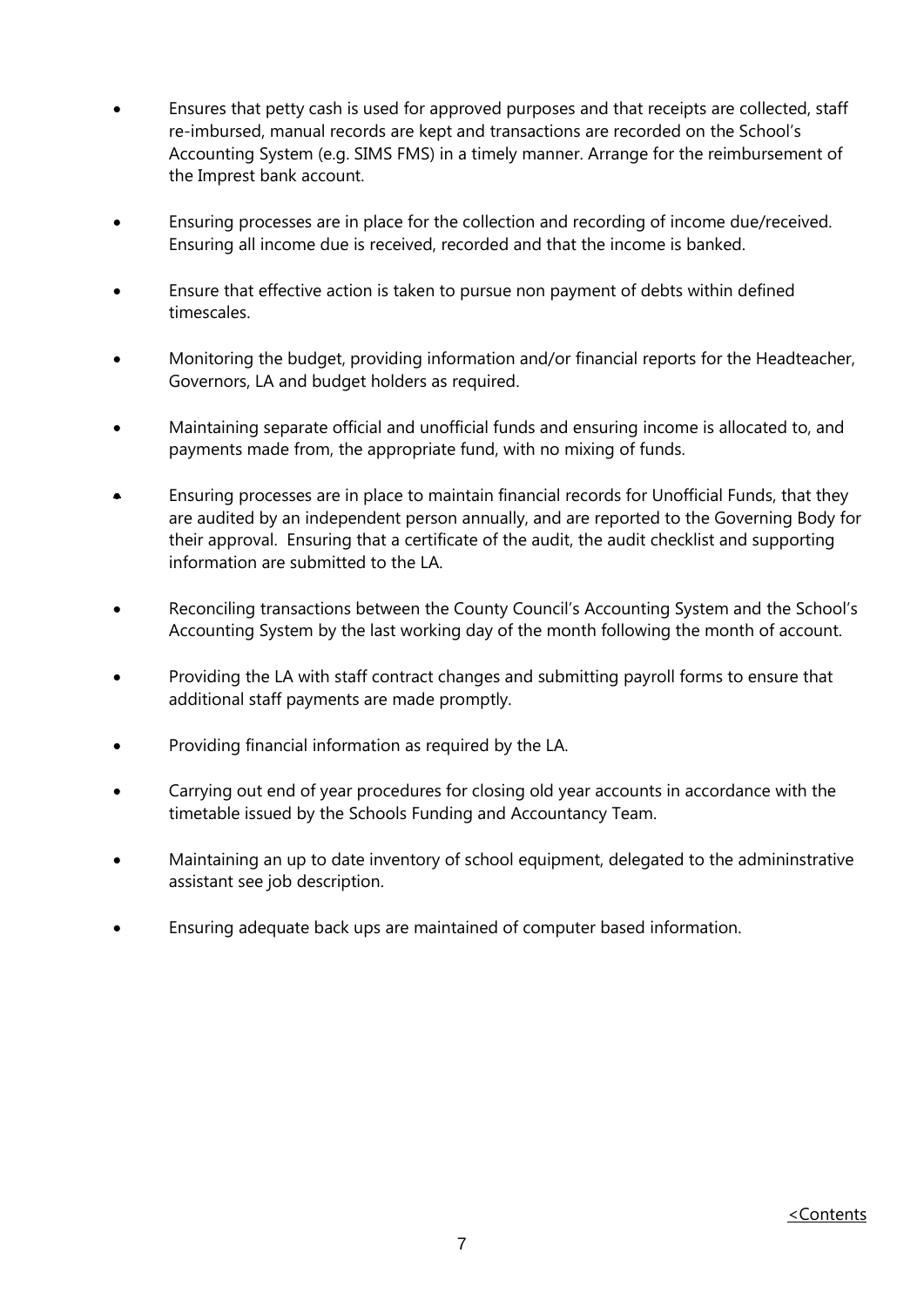- Ensures that petty cash is used for approved purposes and that receipts are collected, staff re-imbursed, manual records are kept and transactions are recorded on the School's Accounting System (e.g. SIMS FMS) in a timely manner. Arrange for the reimbursement of the Imprest bank account.

- Ensuring processes are in place for the collection and recording of income due/received. Ensuring all income due is received, recorded and that the income is banked.

- Ensure that effective action is taken to pursue non payment of debts within defined timescales.

- Monitoring the budget, providing information and/or financial reports for the Headteacher, Governors, LA and budget holders as required.

- Maintaining separate official and unofficial funds and ensuring income is allocated to, and payments made from, the appropriate fund, with no mixing of funds.

- Ensuring processes are in place to maintain financial records for Unofficial Funds, that they are audited by an independent person annually, and are reported to the Governing Body for their approval. Ensuring that a certificate of the audit, the audit checklist and supporting information are submitted to the LA.

- Reconciling transactions between the County Council's Accounting System and the School's Accounting System by the last working day of the month following the month of account.

- Providing the LA with staff contract changes and submitting payroll forms to ensure that additional staff payments are made promptly.

- Providing financial information as required by the LA.

- Carrying out end of year procedures for closing old year accounts in accordance with the timetable issued by the Schools Funding and Accountancy Team.

- Maintaining an up to date inventory of school equipment, delegated to the admininstrative assistant see job description.

- Ensuring adequate back ups are maintained of computer based information.

<Contents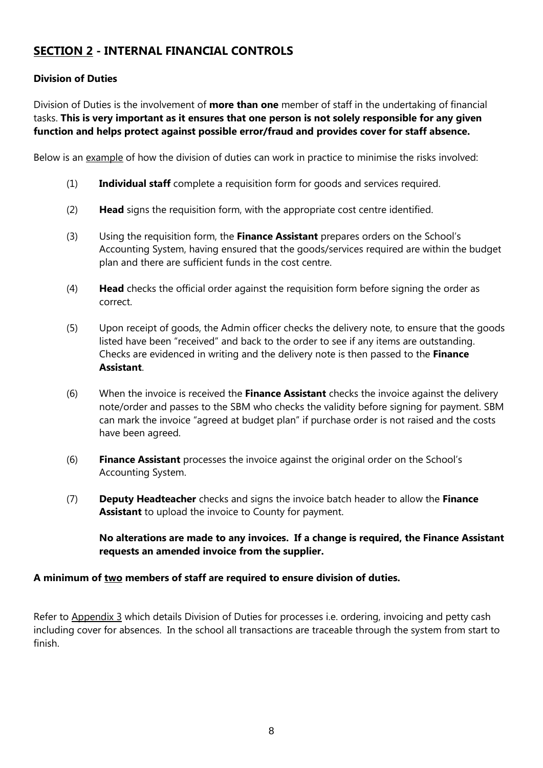## <u>SECTION 2</u> - INTERNAL FINANCIAL CONTROLS

### Division of Duties

Division of Duties is the involvement of **more than one** member of staff in the undertaking of financial tasks. **This is very important as it ensures that one person is not solely responsible for any given function and helps protect against possible error/fraud and provides cover for staff absence.**

Below is an <u>example</u> of how the division of duties can work in practice to minimise the risks involved:

(1) **Individual staff** complete a requisition form for goods and services required.

(2) **Head** signs the requisition form, with the appropriate cost centre identified.

(3) Using the requisition form, the **Finance Assistant** prepares orders on the School's Accounting System, having ensured that the goods/services required are within the budget plan and there are sufficient funds in the cost centre.

(4) **Head** checks the official order against the requisition form before signing the order as correct.

(5) Upon receipt of goods, the Admin officer checks the delivery note, to ensure that the goods listed have been "received" and back to the order to see if any items are outstanding. Checks are evidenced in writing and the delivery note is then passed to the **Finance Assistant**.

(6) When the invoice is received the **Finance Assistant** checks the invoice against the delivery note/order and passes to the SBM who checks the validity before signing for payment. SBM can mark the invoice "agreed at budget plan" if purchase order is not raised and the costs have been agreed.

(6) **Finance Assistant** processes the invoice against the original order on the School's Accounting System.

(7) **Deputy Headteacher** checks and signs the invoice batch header to allow the **Finance Assistant** to upload the invoice to County for payment.

**No alterations are made to any invoices. If a change is required, the Finance Assistant requests an amended invoice from the supplier.**

**A minimum of <u>two</u> members of staff are required to ensure division of duties.**

Refer to <u>Appendix 3</u> which details Division of Duties for processes i.e. ordering, invoicing and petty cash including cover for absences. In the school all transactions are traceable through the system from start to finish.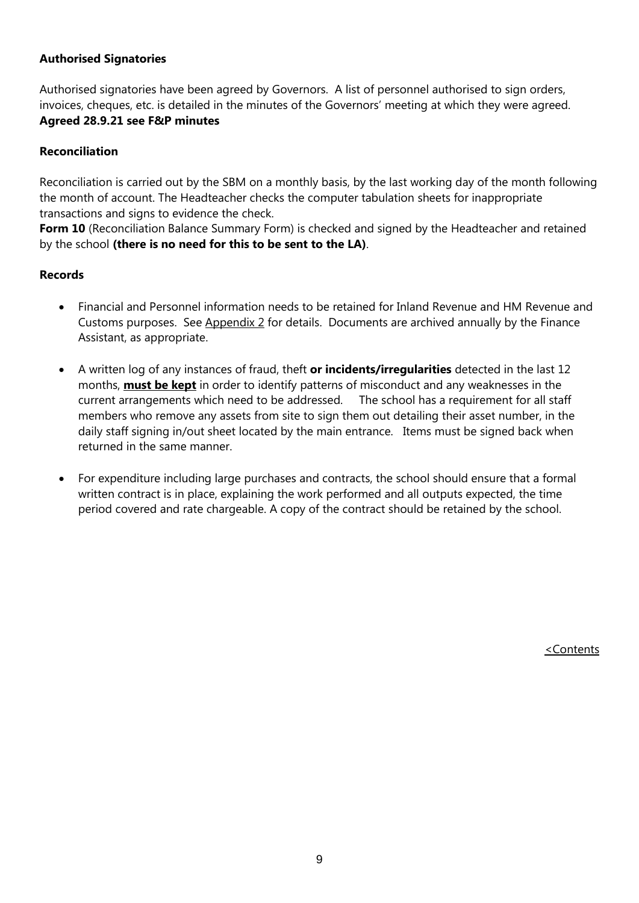**Authorised Signatories**

Authorised signatories have been agreed by Governors. A list of personnel authorised to sign orders, invoices, cheques, etc. is detailed in the minutes of the Governors' meeting at which they were agreed.
**Agreed 28.9.21 see F&P minutes**

**Reconciliation**

Reconciliation is carried out by the SBM on a monthly basis, by the last working day of the month following the month of account. The Headteacher checks the computer tabulation sheets for inappropriate transactions and signs to evidence the check.
**Form 10** (Reconciliation Balance Summary Form) is checked and signed by the Headteacher and retained by the school **(there is no need for this to be sent to the LA)**.

**Records**

- Financial and Personnel information needs to be retained for Inland Revenue and HM Revenue and Customs purposes. See Appendix 2 for details. Documents are archived annually by the Finance Assistant, as appropriate.

- A written log of any instances of fraud, theft **or incidents/irregularities** detected in the last 12 months, **must be kept** in order to identify patterns of misconduct and any weaknesses in the current arrangements which need to be addressed. The school has a requirement for all staff members who remove any assets from site to sign them out detailing their asset number, in the daily staff signing in/out sheet located by the main entrance. Items must be signed back when returned in the same manner.

- For expenditure including large purchases and contracts, the school should ensure that a formal written contract is in place, explaining the work performed and all outputs expected, the time period covered and rate chargeable. A copy of the contract should be retained by the school.

<Contents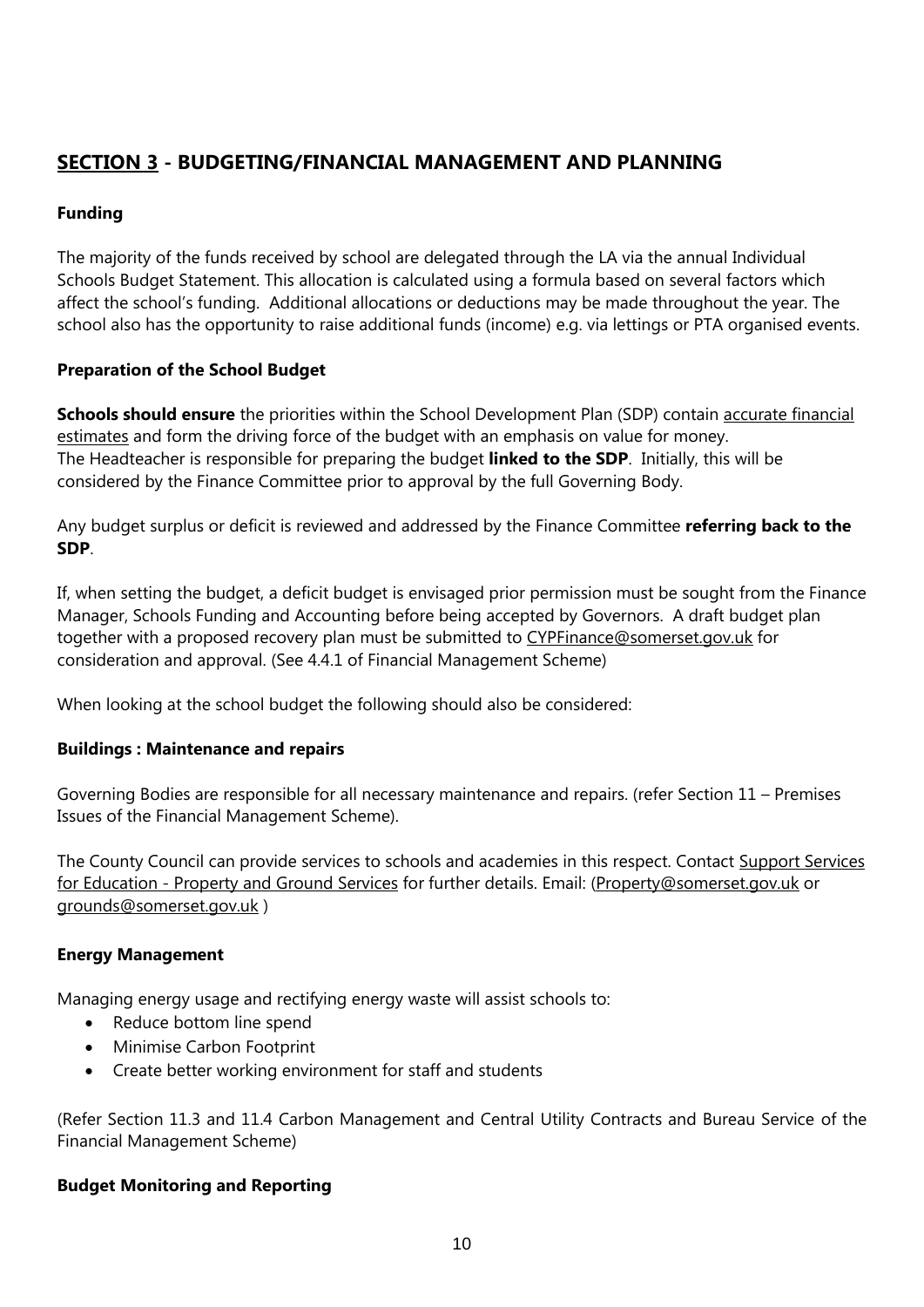## **SECTION 3** - BUDGETING/FINANCIAL MANAGEMENT AND PLANNING

### Funding

The majority of the funds received by school are delegated through the LA via the annual Individual Schools Budget Statement. This allocation is calculated using a formula based on several factors which affect the school's funding. Additional allocations or deductions may be made throughout the year. The school also has the opportunity to raise additional funds (income) e.g. via lettings or PTA organised events.

### Preparation of the School Budget

**Schools should ensure** the priorities within the School Development Plan (SDP) contain accurate financial estimates and form the driving force of the budget with an emphasis on value for money.
The Headteacher is responsible for preparing the budget **linked to the SDP**. Initially, this will be considered by the Finance Committee prior to approval by the full Governing Body.

Any budget surplus or deficit is reviewed and addressed by the Finance Committee **referring back to the SDP**.

If, when setting the budget, a deficit budget is envisaged prior permission must be sought from the Finance Manager, Schools Funding and Accounting before being accepted by Governors. A draft budget plan together with a proposed recovery plan must be submitted to CYPFinance@somerset.gov.uk for consideration and approval. (See 4.4.1 of Financial Management Scheme)

When looking at the school budget the following should also be considered:

### Buildings : Maintenance and repairs

Governing Bodies are responsible for all necessary maintenance and repairs. (refer Section 11 – Premises Issues of the Financial Management Scheme).

The County Council can provide services to schools and academies in this respect. Contact Support Services for Education - Property and Ground Services for further details. Email: (Property@somerset.gov.uk or grounds@somerset.gov.uk )

### Energy Management

Managing energy usage and rectifying energy waste will assist schools to:

- Reduce bottom line spend
- Minimise Carbon Footprint
- Create better working environment for staff and students

(Refer Section 11.3 and 11.4 Carbon Management and Central Utility Contracts and Bureau Service of the Financial Management Scheme)

### Budget Monitoring and Reporting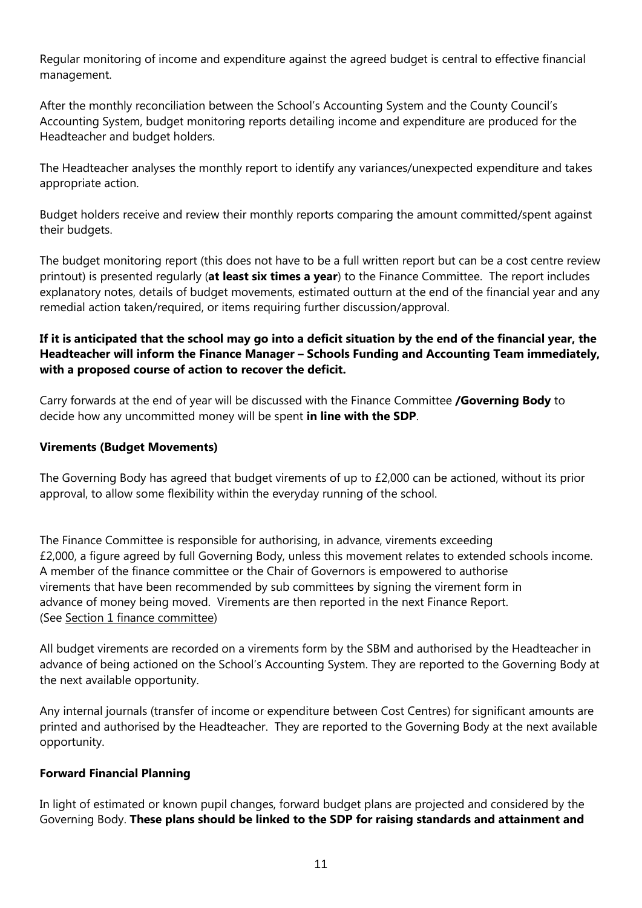Regular monitoring of income and expenditure against the agreed budget is central to effective financial management.

After the monthly reconciliation between the School's Accounting System and the County Council's Accounting System, budget monitoring reports detailing income and expenditure are produced for the Headteacher and budget holders.

The Headteacher analyses the monthly report to identify any variances/unexpected expenditure and takes appropriate action.

Budget holders receive and review their monthly reports comparing the amount committed/spent against their budgets.

The budget monitoring report (this does not have to be a full written report but can be a cost centre review printout) is presented regularly (**at least six times a year**) to the Finance Committee. The report includes explanatory notes, details of budget movements, estimated outturn at the end of the financial year and any remedial action taken/required, or items requiring further discussion/approval.

**If it is anticipated that the school may go into a deficit situation by the end of the financial year, the Headteacher will inform the Finance Manager – Schools Funding and Accounting Team immediately, with a proposed course of action to recover the deficit.**

Carry forwards at the end of year will be discussed with the Finance Committee **/Governing Body** to decide how any uncommitted money will be spent **in line with the SDP**.

**Virements (Budget Movements)**

The Governing Body has agreed that budget virements of up to £2,000 can be actioned, without its prior approval, to allow some flexibility within the everyday running of the school.

The Finance Committee is responsible for authorising, in advance, virements exceeding £2,000, a figure agreed by full Governing Body, unless this movement relates to extended schools income. A member of the finance committee or the Chair of Governors is empowered to authorise virements that have been recommended by sub committees by signing the virement form in advance of money being moved. Virements are then reported in the next Finance Report. (See Section 1 finance committee)

All budget virements are recorded on a virements form by the SBM and authorised by the Headteacher in advance of being actioned on the School's Accounting System. They are reported to the Governing Body at the next available opportunity.

Any internal journals (transfer of income or expenditure between Cost Centres) for significant amounts are printed and authorised by the Headteacher. They are reported to the Governing Body at the next available opportunity.

**Forward Financial Planning**

In light of estimated or known pupil changes, forward budget plans are projected and considered by the Governing Body. **These plans should be linked to the SDP for raising standards and attainment and**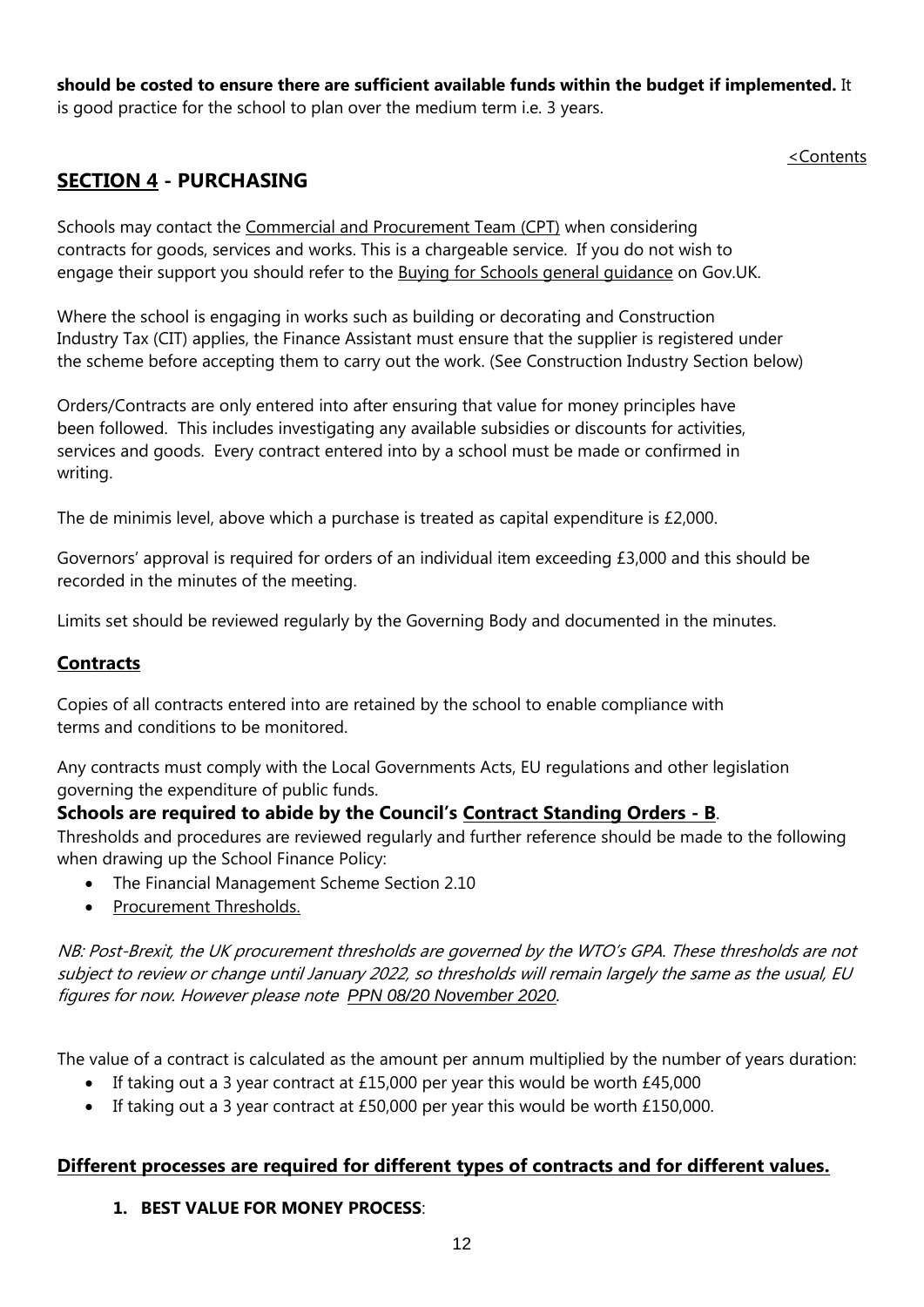**should be costed to ensure there are sufficient available funds within the budget if implemented.** It is good practice for the school to plan over the medium term i.e. 3 years.

<Contents

## SECTION 4 - PURCHASING

Schools may contact the Commercial and Procurement Team (CPT) when considering contracts for goods, services and works. This is a chargeable service. If you do not wish to engage their support you should refer to the Buying for Schools general guidance on Gov.UK.

Where the school is engaging in works such as building or decorating and Construction Industry Tax (CIT) applies, the Finance Assistant must ensure that the supplier is registered under the scheme before accepting them to carry out the work. (See Construction Industry Section below)

Orders/Contracts are only entered into after ensuring that value for money principles have been followed. This includes investigating any available subsidies or discounts for activities, services and goods. Every contract entered into by a school must be made or confirmed in writing.

The de minimis level, above which a purchase is treated as capital expenditure is £2,000.

Governors' approval is required for orders of an individual item exceeding £3,000 and this should be recorded in the minutes of the meeting.

Limits set should be reviewed regularly by the Governing Body and documented in the minutes.

### Contracts

Copies of all contracts entered into are retained by the school to enable compliance with terms and conditions to be monitored.

Any contracts must comply with the Local Governments Acts, EU regulations and other legislation governing the expenditure of public funds.

**Schools are required to abide by the Council's Contract Standing Orders - B.**

Thresholds and procedures are reviewed regularly and further reference should be made to the following when drawing up the School Finance Policy:

- The Financial Management Scheme Section 2.10
- Procurement Thresholds.

*NB: Post-Brexit, the UK procurement thresholds are governed by the WTO's GPA. These thresholds are not subject to review or change until January 2022, so thresholds will remain largely the same as the usual, EU figures for now. However please note PPN 08/20 November 2020.*

The value of a contract is calculated as the amount per annum multiplied by the number of years duration:

- If taking out a 3 year contract at £15,000 per year this would be worth £45,000
- If taking out a 3 year contract at £50,000 per year this would be worth £150,000.

### Different processes are required for different types of contracts and for different values.

1. **BEST VALUE FOR MONEY PROCESS**: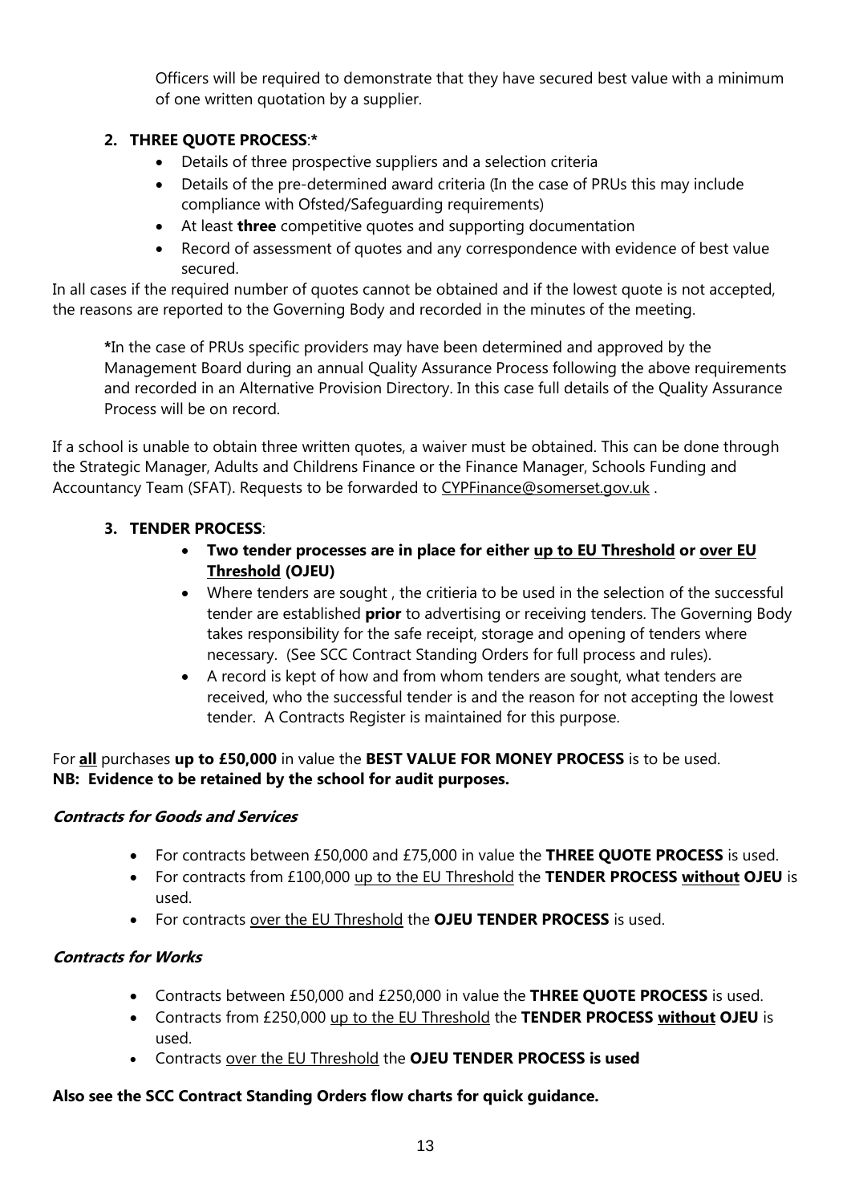Officers will be required to demonstrate that they have secured best value with a minimum of one written quotation by a supplier.

2. **THREE QUOTE PROCESS**:**\***
   - Details of three prospective suppliers and a selection criteria
   - Details of the pre-determined award criteria (In the case of PRUs this may include compliance with Ofsted/Safeguarding requirements)
   - At least **three** competitive quotes and supporting documentation
   - Record of assessment of quotes and any correspondence with evidence of best value secured.

In all cases if the required number of quotes cannot be obtained and if the lowest quote is not accepted, the reasons are reported to the Governing Body and recorded in the minutes of the meeting.

**\***In the case of PRUs specific providers may have been determined and approved by the Management Board during an annual Quality Assurance Process following the above requirements and recorded in an Alternative Provision Directory. In this case full details of the Quality Assurance Process will be on record.

If a school is unable to obtain three written quotes, a waiver must be obtained. This can be done through the Strategic Manager, Adults and Childrens Finance or the Finance Manager, Schools Funding and Accountancy Team (SFAT). Requests to be forwarded to CYPFinance@somerset.gov.uk .

3. **TENDER PROCESS**:
   - **Two tender processes are in place for either <u>up to EU Threshold</u> or <u>over EU Threshold</u> (OJEU)**
   - Where tenders are sought , the critieria to be used in the selection of the successful tender are established **prior** to advertising or receiving tenders. The Governing Body takes responsibility for the safe receipt, storage and opening of tenders where necessary. (See SCC Contract Standing Orders for full process and rules).
   - A record is kept of how and from whom tenders are sought, what tenders are received, who the successful tender is and the reason for not accepting the lowest tender. A Contracts Register is maintained for this purpose.

For **<u>all</u>** purchases **up to £50,000** in value the **BEST VALUE FOR MONEY PROCESS** is to be used.
**NB: Evidence to be retained by the school for audit purposes.**

***Contracts for Goods and Services***

- For contracts between £50,000 and £75,000 in value the **THREE QUOTE PROCESS** is used.
- For contracts from £100,000 <u>up to the EU Threshold</u> the **TENDER PROCESS <u>without</u> OJEU** is used.
- For contracts <u>over the EU Threshold</u> the **OJEU TENDER PROCESS** is used.

***Contracts for Works***

- Contracts between £50,000 and £250,000 in value the **THREE QUOTE PROCESS** is used.
- Contracts from £250,000 <u>up to the EU Threshold</u> the **TENDER PROCESS <u>without</u> OJEU** is used.
- Contracts <u>over the EU Threshold</u> the **OJEU TENDER PROCESS is used**

**Also see the SCC Contract Standing Orders flow charts for quick guidance.**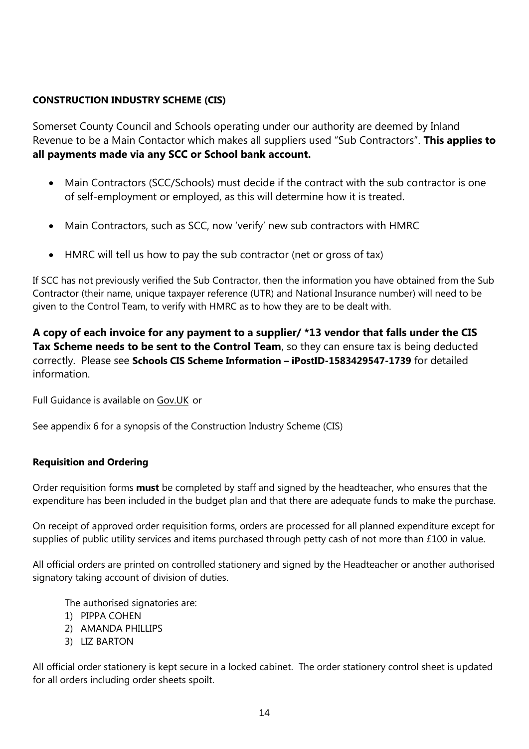**CONSTRUCTION INDUSTRY SCHEME (CIS)**

Somerset County Council and Schools operating under our authority are deemed by Inland Revenue to be a Main Contactor which makes all suppliers used "Sub Contractors". **This applies to all payments made via any SCC or School bank account.**

- Main Contractors (SCC/Schools) must decide if the contract with the sub contractor is one of self-employment or employed, as this will determine how it is treated.
- Main Contractors, such as SCC, now 'verify' new sub contractors with HMRC
- HMRC will tell us how to pay the sub contractor (net or gross of tax)

If SCC has not previously verified the Sub Contractor, then the information you have obtained from the Sub Contractor (their name, unique taxpayer reference (UTR) and National Insurance number) will need to be given to the Control Team, to verify with HMRC as to how they are to be dealt with.

**A copy of each invoice for any payment to a supplier/ *13 vendor that falls under the CIS Tax Scheme needs to be sent to the Control Team**, so they can ensure tax is being deducted correctly. Please see **Schools CIS Scheme Information – iPostID-1583429547-1739** for detailed information.

Full Guidance is available on Gov.UK or

See appendix 6 for a synopsis of the Construction Industry Scheme (CIS)

**Requisition and Ordering**

Order requisition forms **must** be completed by staff and signed by the headteacher, who ensures that the expenditure has been included in the budget plan and that there are adequate funds to make the purchase.

On receipt of approved order requisition forms, orders are processed for all planned expenditure except for supplies of public utility services and items purchased through petty cash of not more than £100 in value.

All official orders are printed on controlled stationery and signed by the Headteacher or another authorised signatory taking account of division of duties.

The authorised signatories are:

1) PIPPA COHEN
2) AMANDA PHILLIPS
3) LIZ BARTON

All official order stationery is kept secure in a locked cabinet. The order stationery control sheet is updated for all orders including order sheets spoilt.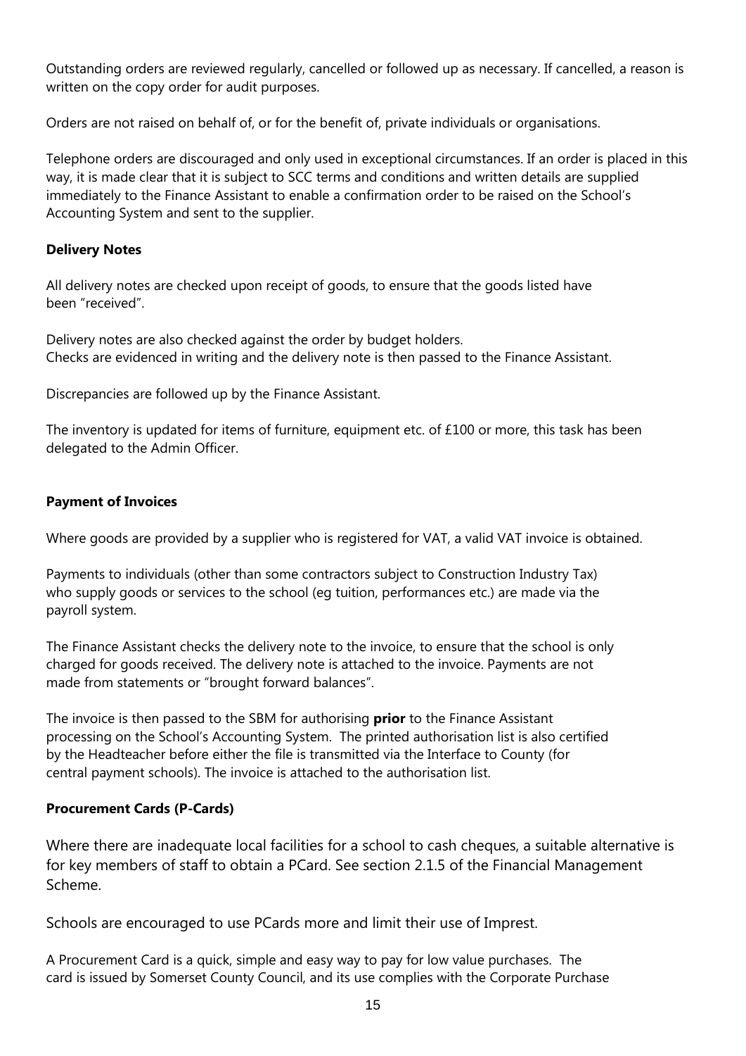Outstanding orders are reviewed regularly, cancelled or followed up as necessary. If cancelled, a reason is written on the copy order for audit purposes.

Orders are not raised on behalf of, or for the benefit of, private individuals or organisations.

Telephone orders are discouraged and only used in exceptional circumstances. If an order is placed in this way, it is made clear that it is subject to SCC terms and conditions and written details are supplied immediately to the Finance Assistant to enable a confirmation order to be raised on the School's Accounting System and sent to the supplier.

**Delivery Notes**

All delivery notes are checked upon receipt of goods, to ensure that the goods listed have been "received".

Delivery notes are also checked against the order by budget holders.
Checks are evidenced in writing and the delivery note is then passed to the Finance Assistant.

Discrepancies are followed up by the Finance Assistant.

The inventory is updated for items of furniture, equipment etc. of £100 or more, this task has been delegated to the Admin Officer.

**Payment of Invoices**

Where goods are provided by a supplier who is registered for VAT, a valid VAT invoice is obtained.

Payments to individuals (other than some contractors subject to Construction Industry Tax) who supply goods or services to the school (eg tuition, performances etc.) are made via the payroll system.

The Finance Assistant checks the delivery note to the invoice, to ensure that the school is only charged for goods received. The delivery note is attached to the invoice. Payments are not made from statements or "brought forward balances".

The invoice is then passed to the SBM for authorising **prior** to the Finance Assistant processing on the School's Accounting System. The printed authorisation list is also certified by the Headteacher before either the file is transmitted via the Interface to County (for central payment schools). The invoice is attached to the authorisation list.

**Procurement Cards (P-Cards)**

Where there are inadequate local facilities for a school to cash cheques, a suitable alternative is for key members of staff to obtain a PCard. See section 2.1.5 of the Financial Management Scheme.

Schools are encouraged to use PCards more and limit their use of Imprest.

A Procurement Card is a quick, simple and easy way to pay for low value purchases. The card is issued by Somerset County Council, and its use complies with the Corporate Purchase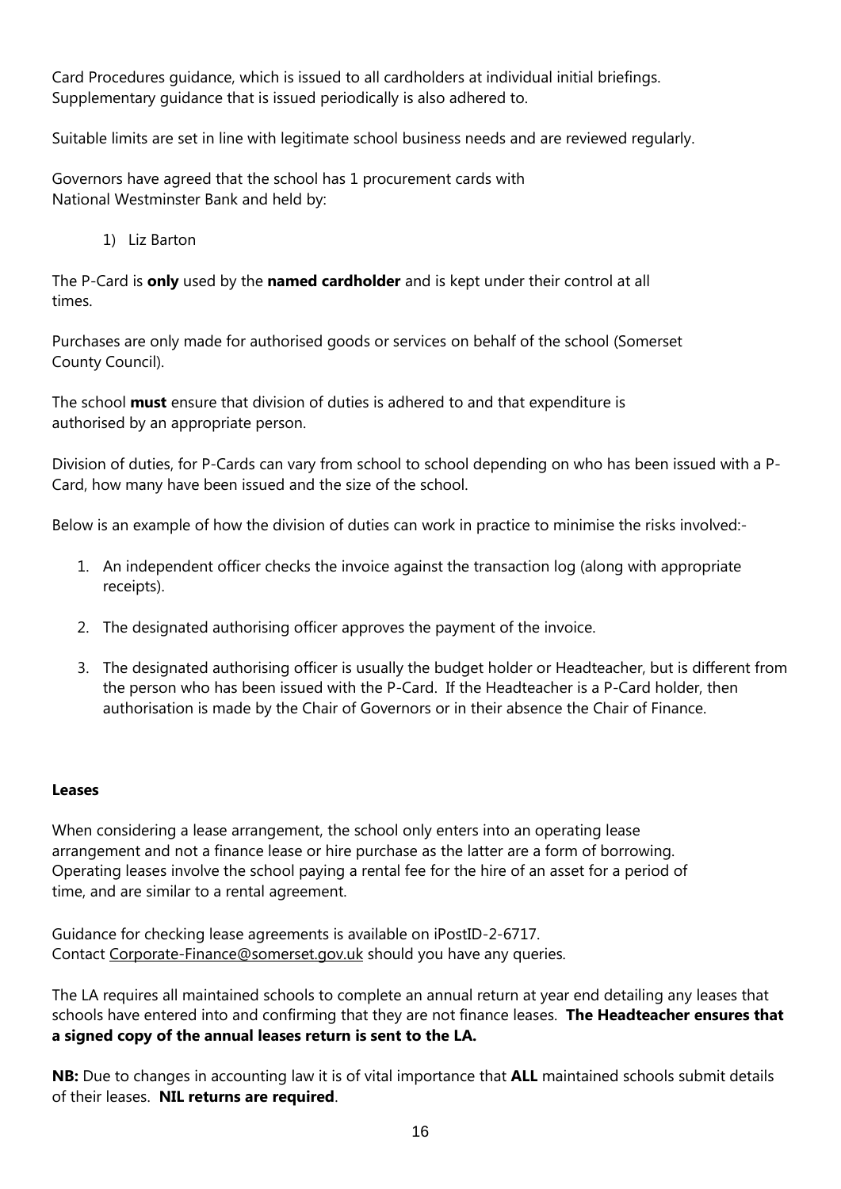Card Procedures guidance, which is issued to all cardholders at individual initial briefings. Supplementary guidance that is issued periodically is also adhered to.

Suitable limits are set in line with legitimate school business needs and are reviewed regularly.

Governors have agreed that the school has 1 procurement cards with National Westminster Bank and held by:

1) Liz Barton

The P-Card is **only** used by the **named cardholder** and is kept under their control at all times.

Purchases are only made for authorised goods or services on behalf of the school (Somerset County Council).

The school **must** ensure that division of duties is adhered to and that expenditure is authorised by an appropriate person.

Division of duties, for P-Cards can vary from school to school depending on who has been issued with a P-Card, how many have been issued and the size of the school.

Below is an example of how the division of duties can work in practice to minimise the risks involved:-

1. An independent officer checks the invoice against the transaction log (along with appropriate receipts).
2. The designated authorising officer approves the payment of the invoice.
3. The designated authorising officer is usually the budget holder or Headteacher, but is different from the person who has been issued with the P-Card. If the Headteacher is a P-Card holder, then authorisation is made by the Chair of Governors or in their absence the Chair of Finance.

**Leases**

When considering a lease arrangement, the school only enters into an operating lease arrangement and not a finance lease or hire purchase as the latter are a form of borrowing. Operating leases involve the school paying a rental fee for the hire of an asset for a period of time, and are similar to a rental agreement.

Guidance for checking lease agreements is available on iPostID-2-6717. Contact Corporate-Finance@somerset.gov.uk should you have any queries.

The LA requires all maintained schools to complete an annual return at year end detailing any leases that schools have entered into and confirming that they are not finance leases. **The Headteacher ensures that a signed copy of the annual leases return is sent to the LA.**

**NB:** Due to changes in accounting law it is of vital importance that **ALL** maintained schools submit details of their leases. **NIL returns are required**.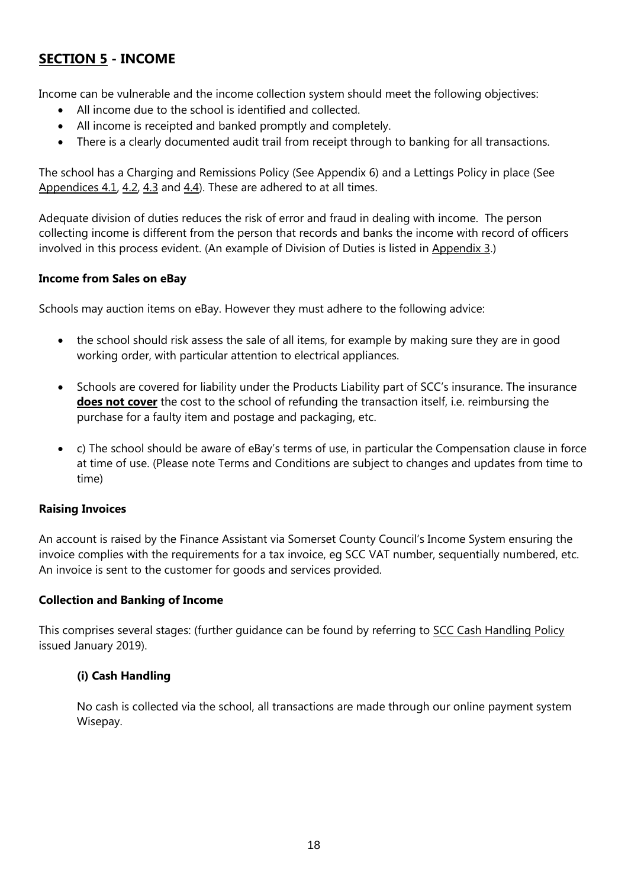## SECTION 5 - INCOME

Income can be vulnerable and the income collection system should meet the following objectives:

- All income due to the school is identified and collected.
- All income is receipted and banked promptly and completely.
- There is a clearly documented audit trail from receipt through to banking for all transactions.

The school has a Charging and Remissions Policy (See Appendix 6) and a Lettings Policy in place (See Appendices 4.1, 4.2, 4.3 and 4.4). These are adhered to at all times.

Adequate division of duties reduces the risk of error and fraud in dealing with income. The person collecting income is different from the person that records and banks the income with record of officers involved in this process evident. (An example of Division of Duties is listed in Appendix 3.)

### Income from Sales on eBay

Schools may auction items on eBay. However they must adhere to the following advice:

- the school should risk assess the sale of all items, for example by making sure they are in good working order, with particular attention to electrical appliances.
- Schools are covered for liability under the Products Liability part of SCC's insurance. The insurance **does not cover** the cost to the school of refunding the transaction itself, i.e. reimbursing the purchase for a faulty item and postage and packaging, etc.
- c) The school should be aware of eBay's terms of use, in particular the Compensation clause in force at time of use. (Please note Terms and Conditions are subject to changes and updates from time to time)

### Raising Invoices

An account is raised by the Finance Assistant via Somerset County Council's Income System ensuring the invoice complies with the requirements for a tax invoice, eg SCC VAT number, sequentially numbered, etc. An invoice is sent to the customer for goods and services provided.

### Collection and Banking of Income

This comprises several stages: (further guidance can be found by referring to SCC Cash Handling Policy issued January 2019).

#### (i) Cash Handling

No cash is collected via the school, all transactions are made through our online payment system Wisepay.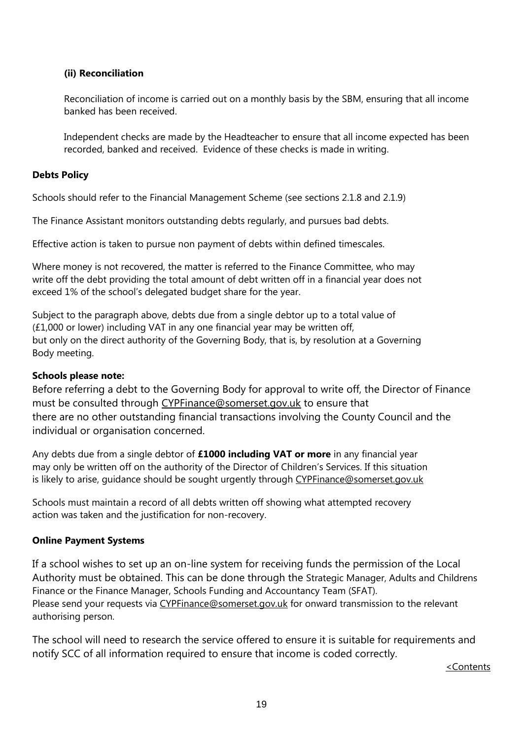**(ii) Reconciliation**

Reconciliation of income is carried out on a monthly basis by the SBM, ensuring that all income banked has been received.

Independent checks are made by the Headteacher to ensure that all income expected has been recorded, banked and received. Evidence of these checks is made in writing.

**Debts Policy**

Schools should refer to the Financial Management Scheme (see sections 2.1.8 and 2.1.9)

The Finance Assistant monitors outstanding debts regularly, and pursues bad debts.

Effective action is taken to pursue non payment of debts within defined timescales.

Where money is not recovered, the matter is referred to the Finance Committee, who may write off the debt providing the total amount of debt written off in a financial year does not exceed 1% of the school's delegated budget share for the year.

Subject to the paragraph above, debts due from a single debtor up to a total value of (£1,000 or lower) including VAT in any one financial year may be written off, but only on the direct authority of the Governing Body, that is, by resolution at a Governing Body meeting.

**Schools please note:**

Before referring a debt to the Governing Body for approval to write off, the Director of Finance must be consulted through CYPFinance@somerset.gov.uk to ensure that there are no other outstanding financial transactions involving the County Council and the individual or organisation concerned.

Any debts due from a single debtor of **£1000 including VAT or more** in any financial year may only be written off on the authority of the Director of Children's Services. If this situation is likely to arise, guidance should be sought urgently through CYPFinance@somerset.gov.uk

Schools must maintain a record of all debts written off showing what attempted recovery action was taken and the justification for non-recovery.

**Online Payment Systems**

If a school wishes to set up an on-line system for receiving funds the permission of the Local Authority must be obtained. This can be done through the Strategic Manager, Adults and Childrens Finance or the Finance Manager, Schools Funding and Accountancy Team (SFAT). Please send your requests via CYPFinance@somerset.gov.uk for onward transmission to the relevant authorising person.

The school will need to research the service offered to ensure it is suitable for requirements and notify SCC of all information required to ensure that income is coded correctly.

<Contents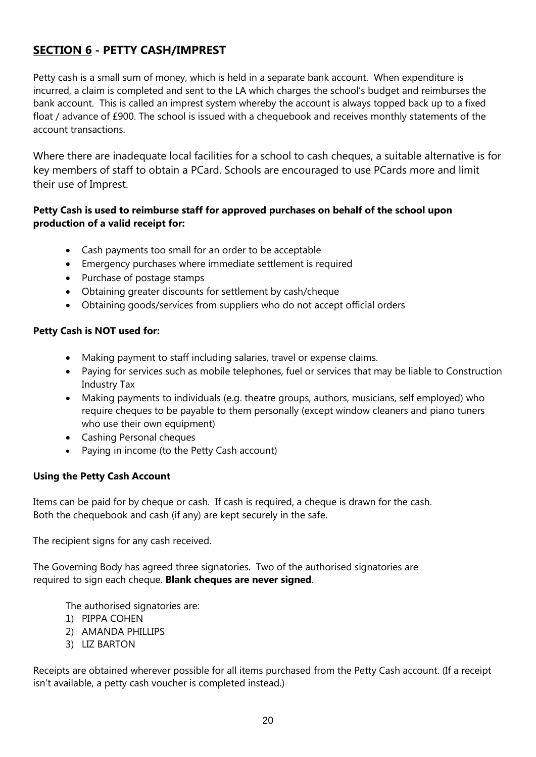## SECTION 6 - PETTY CASH/IMPREST

Petty cash is a small sum of money, which is held in a separate bank account. When expenditure is incurred, a claim is completed and sent to the LA which charges the school's budget and reimburses the bank account. This is called an imprest system whereby the account is always topped back up to a fixed float / advance of £900. The school is issued with a chequebook and receives monthly statements of the account transactions.

Where there are inadequate local facilities for a school to cash cheques, a suitable alternative is for key members of staff to obtain a PCard. Schools are encouraged to use PCards more and limit their use of Imprest.

**Petty Cash is used to reimburse staff for approved purchases on behalf of the school upon production of a valid receipt for:**

- Cash payments too small for an order to be acceptable
- Emergency purchases where immediate settlement is required
- Purchase of postage stamps
- Obtaining greater discounts for settlement by cash/cheque
- Obtaining goods/services from suppliers who do not accept official orders

**Petty Cash is NOT used for:**

- Making payment to staff including salaries, travel or expense claims.
- Paying for services such as mobile telephones, fuel or services that may be liable to Construction Industry Tax
- Making payments to individuals (e.g. theatre groups, authors, musicians, self employed) who require cheques to be payable to them personally (except window cleaners and piano tuners who use their own equipment)
- Cashing Personal cheques
- Paying in income (to the Petty Cash account)

**Using the Petty Cash Account**

Items can be paid for by cheque or cash. If cash is required, a cheque is drawn for the cash.
Both the chequebook and cash (if any) are kept securely in the safe.

The recipient signs for any cash received.

The Governing Body has agreed three signatories. Two of the authorised signatories are required to sign each cheque. **Blank cheques are never signed**.

The authorised signatories are:

1) PIPPA COHEN
2) AMANDA PHILLIPS
3) LIZ BARTON

Receipts are obtained wherever possible for all items purchased from the Petty Cash account. (If a receipt isn't available, a petty cash voucher is completed instead.)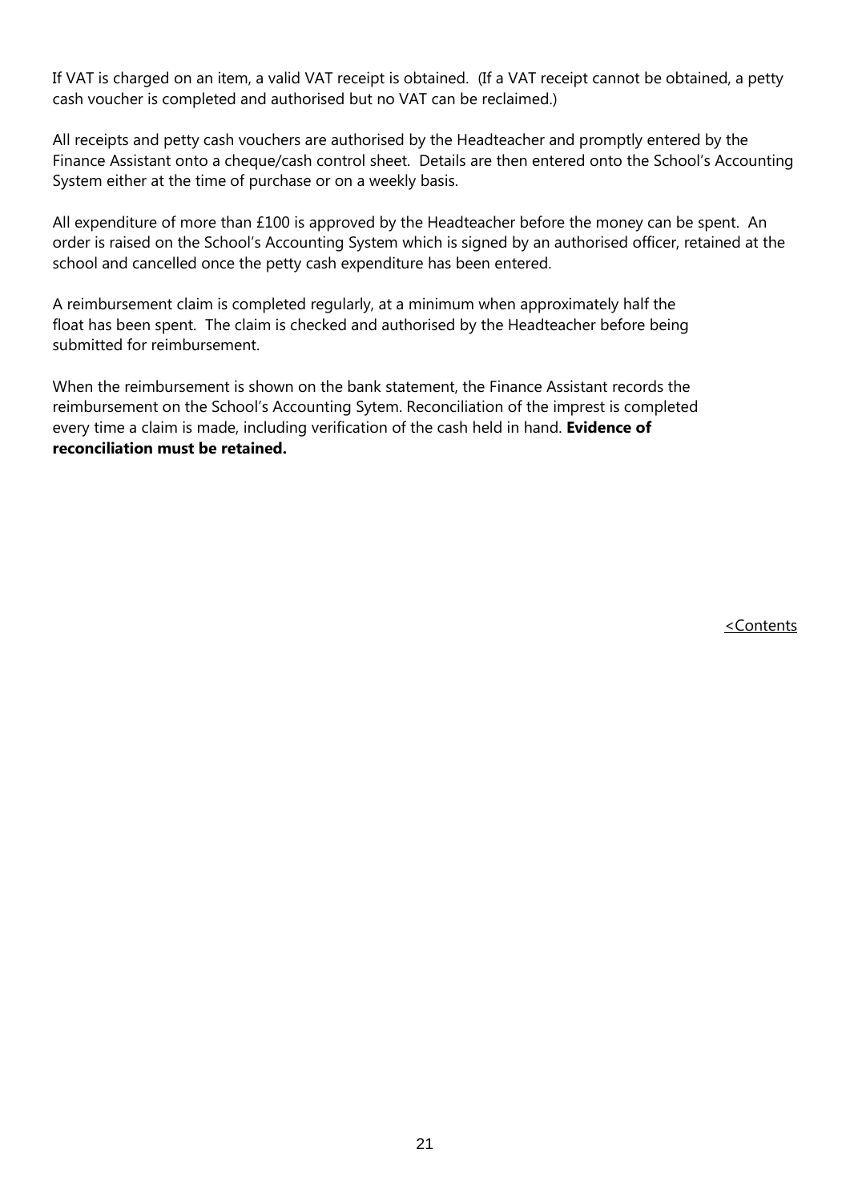If VAT is charged on an item, a valid VAT receipt is obtained. (If a VAT receipt cannot be obtained, a petty cash voucher is completed and authorised but no VAT can be reclaimed.)

All receipts and petty cash vouchers are authorised by the Headteacher and promptly entered by the Finance Assistant onto a cheque/cash control sheet. Details are then entered onto the School's Accounting System either at the time of purchase or on a weekly basis.

All expenditure of more than £100 is approved by the Headteacher before the money can be spent. An order is raised on the School's Accounting System which is signed by an authorised officer, retained at the school and cancelled once the petty cash expenditure has been entered.

A reimbursement claim is completed regularly, at a minimum when approximately half the float has been spent. The claim is checked and authorised by the Headteacher before being submitted for reimbursement.

When the reimbursement is shown on the bank statement, the Finance Assistant records the reimbursement on the School's Accounting Sytem. Reconciliation of the imprest is completed every time a claim is made, including verification of the cash held in hand. **Evidence of reconciliation must be retained.**

<Contents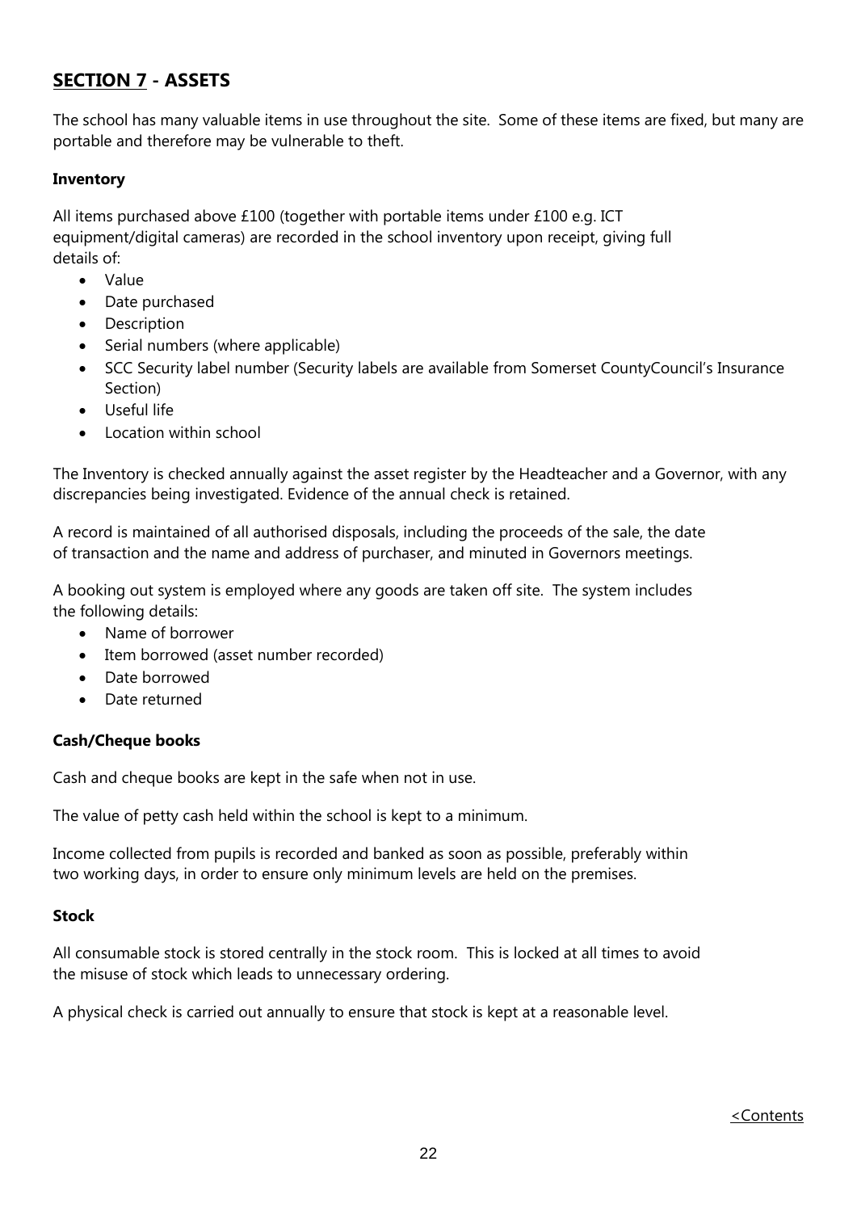## SECTION 7 - ASSETS

The school has many valuable items in use throughout the site. Some of these items are fixed, but many are portable and therefore may be vulnerable to theft.

### Inventory

All items purchased above £100 (together with portable items under £100 e.g. ICT equipment/digital cameras) are recorded in the school inventory upon receipt, giving full details of:

- Value
- Date purchased
- Description
- Serial numbers (where applicable)
- SCC Security label number (Security labels are available from Somerset CountyCouncil's Insurance Section)
- Useful life
- Location within school

The Inventory is checked annually against the asset register by the Headteacher and a Governor, with any discrepancies being investigated. Evidence of the annual check is retained.

A record is maintained of all authorised disposals, including the proceeds of the sale, the date of transaction and the name and address of purchaser, and minuted in Governors meetings.

A booking out system is employed where any goods are taken off site. The system includes the following details:

- Name of borrower
- Item borrowed (asset number recorded)
- Date borrowed
- Date returned

### Cash/Cheque books

Cash and cheque books are kept in the safe when not in use.

The value of petty cash held within the school is kept to a minimum.

Income collected from pupils is recorded and banked as soon as possible, preferably within two working days, in order to ensure only minimum levels are held on the premises.

### Stock

All consumable stock is stored centrally in the stock room. This is locked at all times to avoid the misuse of stock which leads to unnecessary ordering.

A physical check is carried out annually to ensure that stock is kept at a reasonable level.

<Contents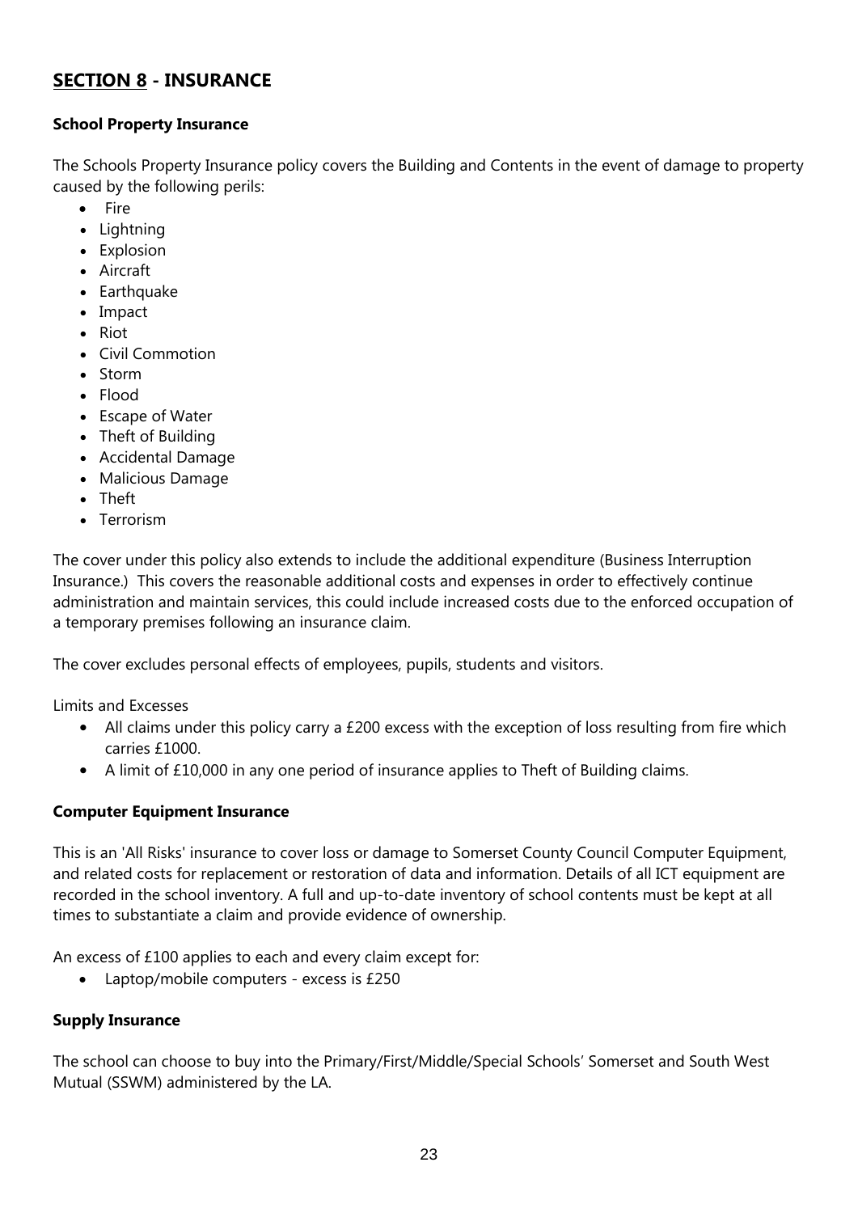## SECTION 8 - INSURANCE

**School Property Insurance**

The Schools Property Insurance policy covers the Building and Contents in the event of damage to property caused by the following perils:

- Fire
- Lightning
- Explosion
- Aircraft
- Earthquake
- Impact
- Riot
- Civil Commotion
- Storm
- Flood
- Escape of Water
- Theft of Building
- Accidental Damage
- Malicious Damage
- Theft
- Terrorism

The cover under this policy also extends to include the additional expenditure (Business Interruption Insurance.) This covers the reasonable additional costs and expenses in order to effectively continue administration and maintain services, this could include increased costs due to the enforced occupation of a temporary premises following an insurance claim.

The cover excludes personal effects of employees, pupils, students and visitors.

Limits and Excesses

- All claims under this policy carry a £200 excess with the exception of loss resulting from fire which carries £1000.
- A limit of £10,000 in any one period of insurance applies to Theft of Building claims.

**Computer Equipment Insurance**

This is an 'All Risks' insurance to cover loss or damage to Somerset County Council Computer Equipment, and related costs for replacement or restoration of data and information. Details of all ICT equipment are recorded in the school inventory. A full and up-to-date inventory of school contents must be kept at all times to substantiate a claim and provide evidence of ownership.

An excess of £100 applies to each and every claim except for:

- Laptop/mobile computers - excess is £250

**Supply Insurance**

The school can choose to buy into the Primary/First/Middle/Special Schools' Somerset and South West Mutual (SSWM) administered by the LA.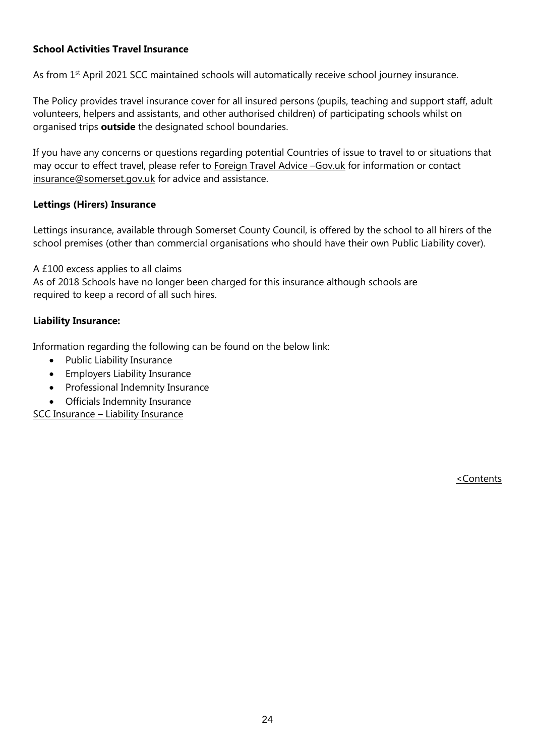**School Activities Travel Insurance**

As from 1st April 2021 SCC maintained schools will automatically receive school journey insurance.

The Policy provides travel insurance cover for all insured persons (pupils, teaching and support staff, adult volunteers, helpers and assistants, and other authorised children) of participating schools whilst on organised trips **outside** the designated school boundaries.

If you have any concerns or questions regarding potential Countries of issue to travel to or situations that may occur to effect travel, please refer to Foreign Travel Advice –Gov.uk for information or contact insurance@somerset.gov.uk for advice and assistance.

**Lettings (Hirers) Insurance**

Lettings insurance, available through Somerset County Council, is offered by the school to all hirers of the school premises (other than commercial organisations who should have their own Public Liability cover).

A £100 excess applies to all claims
As of 2018 Schools have no longer been charged for this insurance although schools are required to keep a record of all such hires.

**Liability Insurance:**

Information regarding the following can be found on the below link:

- Public Liability Insurance
- Employers Liability Insurance
- Professional Indemnity Insurance
- Officials Indemnity Insurance

SCC Insurance – Liability Insurance

<Contents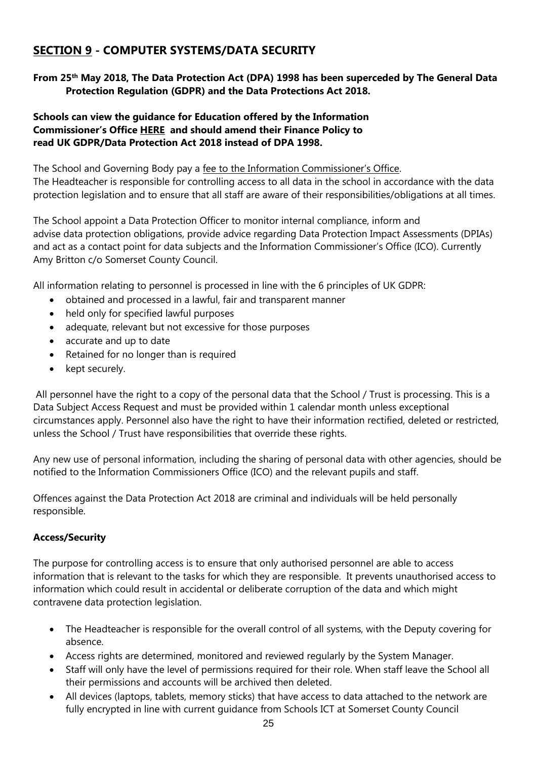## SECTION 9 - COMPUTER SYSTEMS/DATA SECURITY

**From 25th May 2018, The Data Protection Act (DPA) 1998 has been superceded by The General Data Protection Regulation (GDPR) and the Data Protections Act 2018.**

**Schools can view the guidance for Education offered by the Information Commissioner's Office HERE and should amend their Finance Policy to read UK GDPR/Data Protection Act 2018 instead of DPA 1998.**

The School and Governing Body pay a fee to the Information Commissioner's Office.
The Headteacher is responsible for controlling access to all data in the school in accordance with the data protection legislation and to ensure that all staff are aware of their responsibilities/obligations at all times.

The School appoint a Data Protection Officer to monitor internal compliance, inform and advise data protection obligations, provide advice regarding Data Protection Impact Assessments (DPIAs) and act as a contact point for data subjects and the Information Commissioner's Office (ICO). Currently Amy Britton c/o Somerset County Council.

All information relating to personnel is processed in line with the 6 principles of UK GDPR:

- obtained and processed in a lawful, fair and transparent manner
- held only for specified lawful purposes
- adequate, relevant but not excessive for those purposes
- accurate and up to date
- Retained for no longer than is required
- kept securely.

All personnel have the right to a copy of the personal data that the School / Trust is processing. This is a Data Subject Access Request and must be provided within 1 calendar month unless exceptional circumstances apply. Personnel also have the right to have their information rectified, deleted or restricted, unless the School / Trust have responsibilities that override these rights.

Any new use of personal information, including the sharing of personal data with other agencies, should be notified to the Information Commissioners Office (ICO) and the relevant pupils and staff.

Offences against the Data Protection Act 2018 are criminal and individuals will be held personally responsible.

### Access/Security

The purpose for controlling access is to ensure that only authorised personnel are able to access information that is relevant to the tasks for which they are responsible. It prevents unauthorised access to information which could result in accidental or deliberate corruption of the data and which might contravene data protection legislation.

- The Headteacher is responsible for the overall control of all systems, with the Deputy covering for absence.
- Access rights are determined, monitored and reviewed regularly by the System Manager.
- Staff will only have the level of permissions required for their role. When staff leave the School all their permissions and accounts will be archived then deleted.
- All devices (laptops, tablets, memory sticks) that have access to data attached to the network are fully encrypted in line with current guidance from Schools ICT at Somerset County Council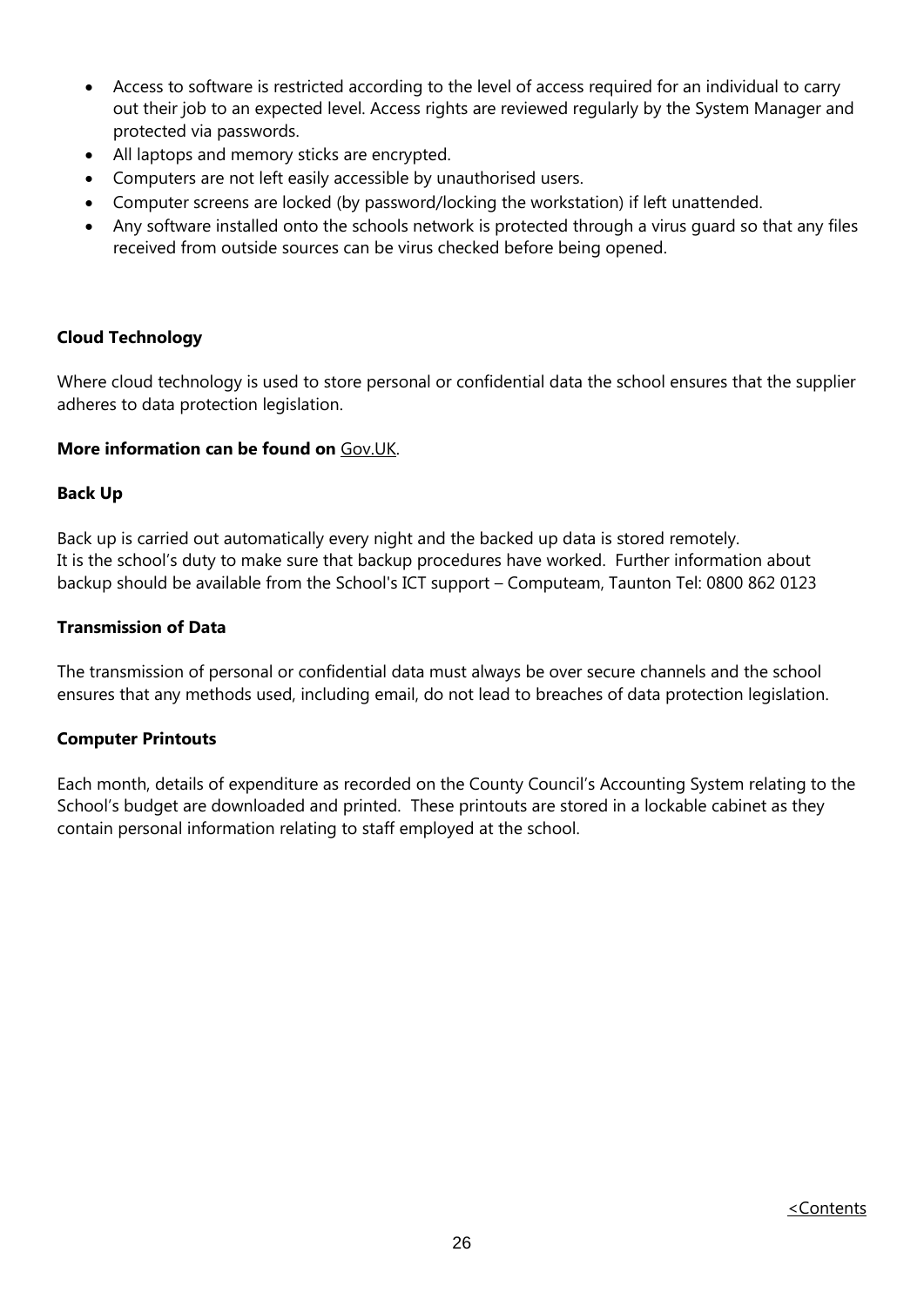- Access to software is restricted according to the level of access required for an individual to carry out their job to an expected level. Access rights are reviewed regularly by the System Manager and protected via passwords.
- All laptops and memory sticks are encrypted.
- Computers are not left easily accessible by unauthorised users.
- Computer screens are locked (by password/locking the workstation) if left unattended.
- Any software installed onto the schools network is protected through a virus guard so that any files received from outside sources can be virus checked before being opened.

**Cloud Technology**

Where cloud technology is used to store personal or confidential data the school ensures that the supplier adheres to data protection legislation.

**More information can be found on** Gov.UK.

**Back Up**

Back up is carried out automatically every night and the backed up data is stored remotely.
It is the school's duty to make sure that backup procedures have worked. Further information about backup should be available from the School's ICT support – Computeam, Taunton Tel: 0800 862 0123

**Transmission of Data**

The transmission of personal or confidential data must always be over secure channels and the school ensures that any methods used, including email, do not lead to breaches of data protection legislation.

**Computer Printouts**

Each month, details of expenditure as recorded on the County Council's Accounting System relating to the School's budget are downloaded and printed. These printouts are stored in a lockable cabinet as they contain personal information relating to staff employed at the school.

<Contents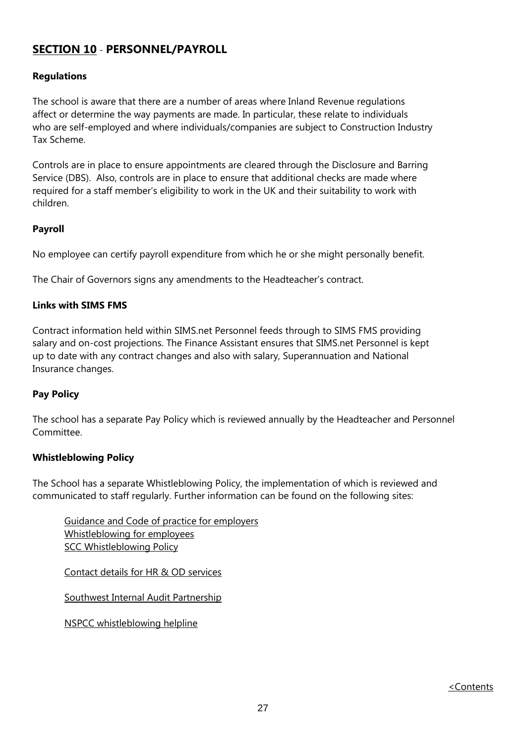## SECTION 10 - PERSONNEL/PAYROLL

**Regulations**

The school is aware that there are a number of areas where Inland Revenue regulations affect or determine the way payments are made. In particular, these relate to individuals who are self-employed and where individuals/companies are subject to Construction Industry Tax Scheme.

Controls are in place to ensure appointments are cleared through the Disclosure and Barring Service (DBS). Also, controls are in place to ensure that additional checks are made where required for a staff member's eligibility to work in the UK and their suitability to work with children.

**Payroll**

No employee can certify payroll expenditure from which he or she might personally benefit.

The Chair of Governors signs any amendments to the Headteacher's contract.

**Links with SIMS FMS**

Contract information held within SIMS.net Personnel feeds through to SIMS FMS providing salary and on-cost projections. The Finance Assistant ensures that SIMS.net Personnel is kept up to date with any contract changes and also with salary, Superannuation and National Insurance changes.

**Pay Policy**

The school has a separate Pay Policy which is reviewed annually by the Headteacher and Personnel Committee.

**Whistleblowing Policy**

The School has a separate Whistleblowing Policy, the implementation of which is reviewed and communicated to staff regularly. Further information can be found on the following sites:

Guidance and Code of practice for employers
Whistleblowing for employees
SCC Whistleblowing Policy

Contact details for HR & OD services

Southwest Internal Audit Partnership

NSPCC whistleblowing helpline

<Contents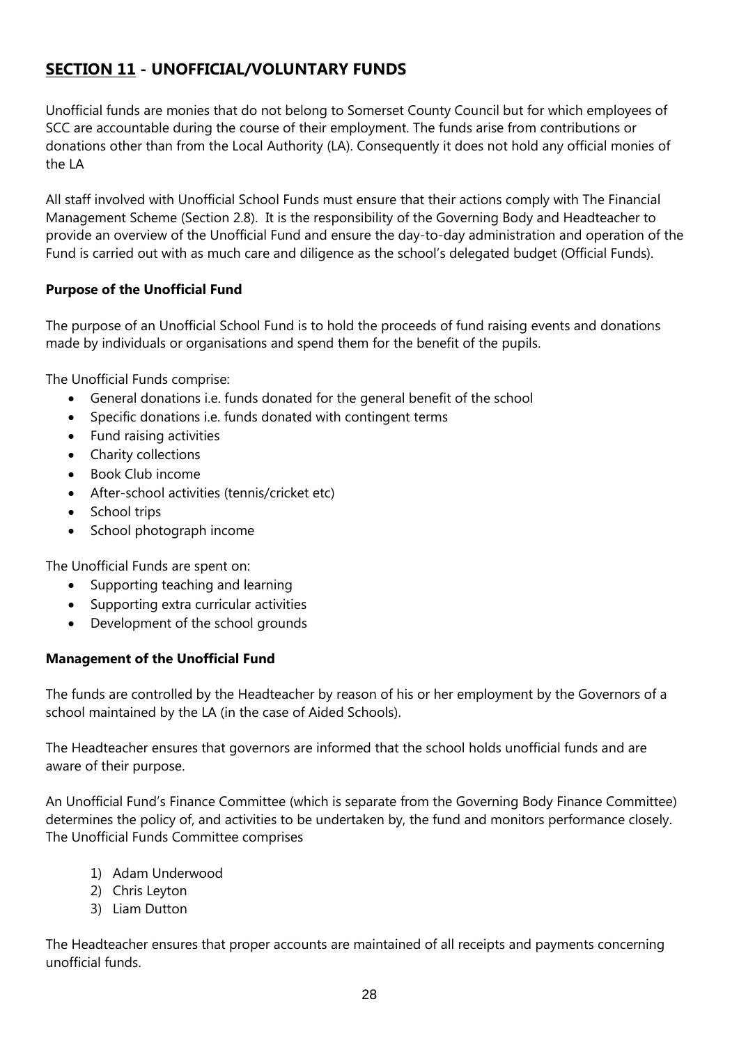## SECTION 11 - UNOFFICIAL/VOLUNTARY FUNDS

Unofficial funds are monies that do not belong to Somerset County Council but for which employees of SCC are accountable during the course of their employment. The funds arise from contributions or donations other than from the Local Authority (LA). Consequently it does not hold any official monies of the LA

All staff involved with Unofficial School Funds must ensure that their actions comply with The Financial Management Scheme (Section 2.8). It is the responsibility of the Governing Body and Headteacher to provide an overview of the Unofficial Fund and ensure the day-to-day administration and operation of the Fund is carried out with as much care and diligence as the school's delegated budget (Official Funds).

**Purpose of the Unofficial Fund**

The purpose of an Unofficial School Fund is to hold the proceeds of fund raising events and donations made by individuals or organisations and spend them for the benefit of the pupils.

The Unofficial Funds comprise:

- General donations i.e. funds donated for the general benefit of the school
- Specific donations i.e. funds donated with contingent terms
- Fund raising activities
- Charity collections
- Book Club income
- After-school activities (tennis/cricket etc)
- School trips
- School photograph income

The Unofficial Funds are spent on:

- Supporting teaching and learning
- Supporting extra curricular activities
- Development of the school grounds

**Management of the Unofficial Fund**

The funds are controlled by the Headteacher by reason of his or her employment by the Governors of a school maintained by the LA (in the case of Aided Schools).

The Headteacher ensures that governors are informed that the school holds unofficial funds and are aware of their purpose.

An Unofficial Fund's Finance Committee (which is separate from the Governing Body Finance Committee) determines the policy of, and activities to be undertaken by, the fund and monitors performance closely. The Unofficial Funds Committee comprises

1) Adam Underwood
2) Chris Leyton
3) Liam Dutton

The Headteacher ensures that proper accounts are maintained of all receipts and payments concerning unofficial funds.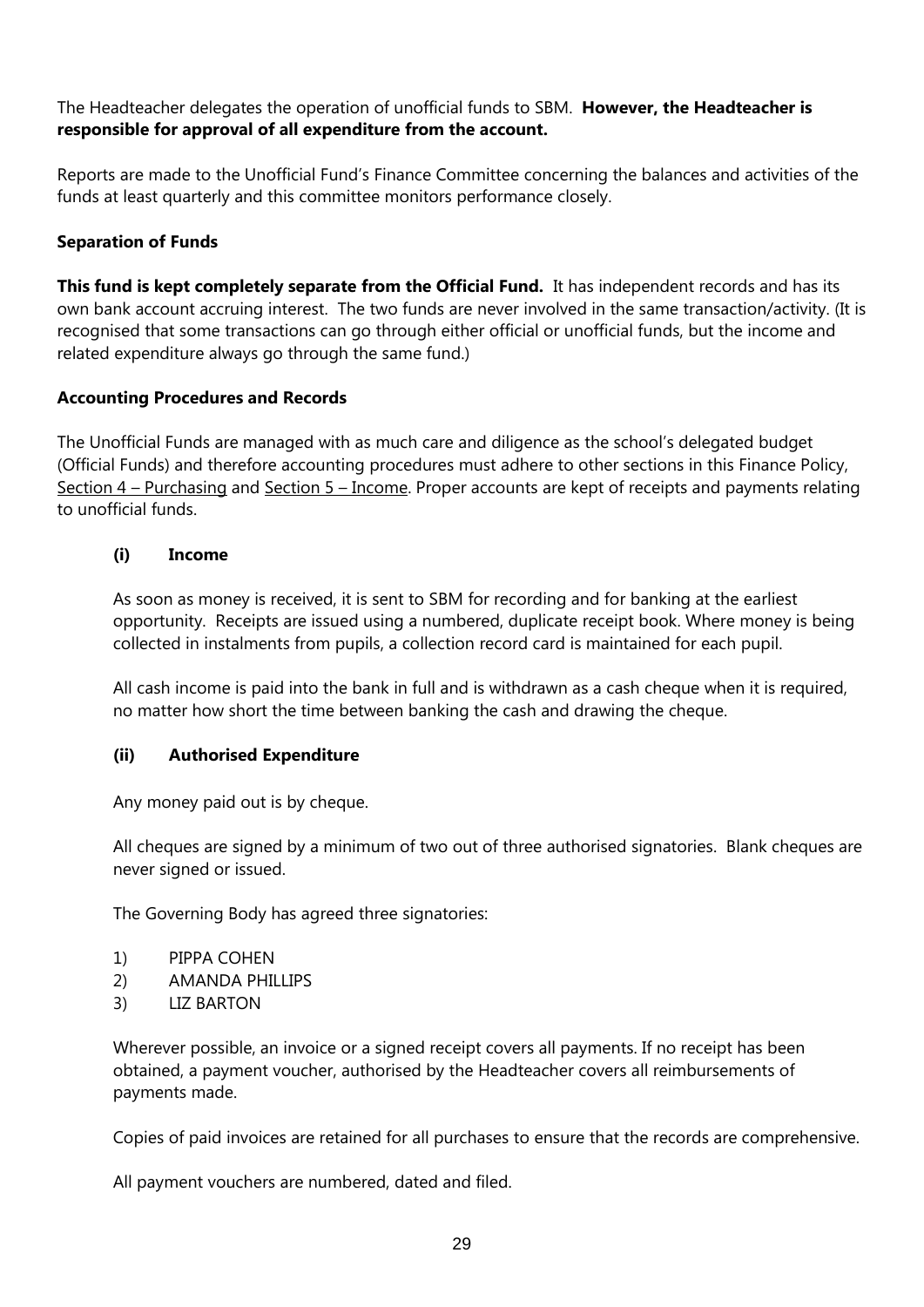The Headteacher delegates the operation of unofficial funds to SBM. **However, the Headteacher is responsible for approval of all expenditure from the account.**

Reports are made to the Unofficial Fund's Finance Committee concerning the balances and activities of the funds at least quarterly and this committee monitors performance closely.

**Separation of Funds**

**This fund is kept completely separate from the Official Fund.** It has independent records and has its own bank account accruing interest. The two funds are never involved in the same transaction/activity. (It is recognised that some transactions can go through either official or unofficial funds, but the income and related expenditure always go through the same fund.)

**Accounting Procedures and Records**

The Unofficial Funds are managed with as much care and diligence as the school's delegated budget (Official Funds) and therefore accounting procedures must adhere to other sections in this Finance Policy, Section 4 – Purchasing and Section 5 – Income. Proper accounts are kept of receipts and payments relating to unofficial funds.

**(i) Income**

As soon as money is received, it is sent to SBM for recording and for banking at the earliest opportunity. Receipts are issued using a numbered, duplicate receipt book. Where money is being collected in instalments from pupils, a collection record card is maintained for each pupil.

All cash income is paid into the bank in full and is withdrawn as a cash cheque when it is required, no matter how short the time between banking the cash and drawing the cheque.

**(ii) Authorised Expenditure**

Any money paid out is by cheque.

All cheques are signed by a minimum of two out of three authorised signatories. Blank cheques are never signed or issued.

The Governing Body has agreed three signatories:

1) PIPPA COHEN
2) AMANDA PHILLIPS
3) LIZ BARTON

Wherever possible, an invoice or a signed receipt covers all payments. If no receipt has been obtained, a payment voucher, authorised by the Headteacher covers all reimbursements of payments made.

Copies of paid invoices are retained for all purchases to ensure that the records are comprehensive.

All payment vouchers are numbered, dated and filed.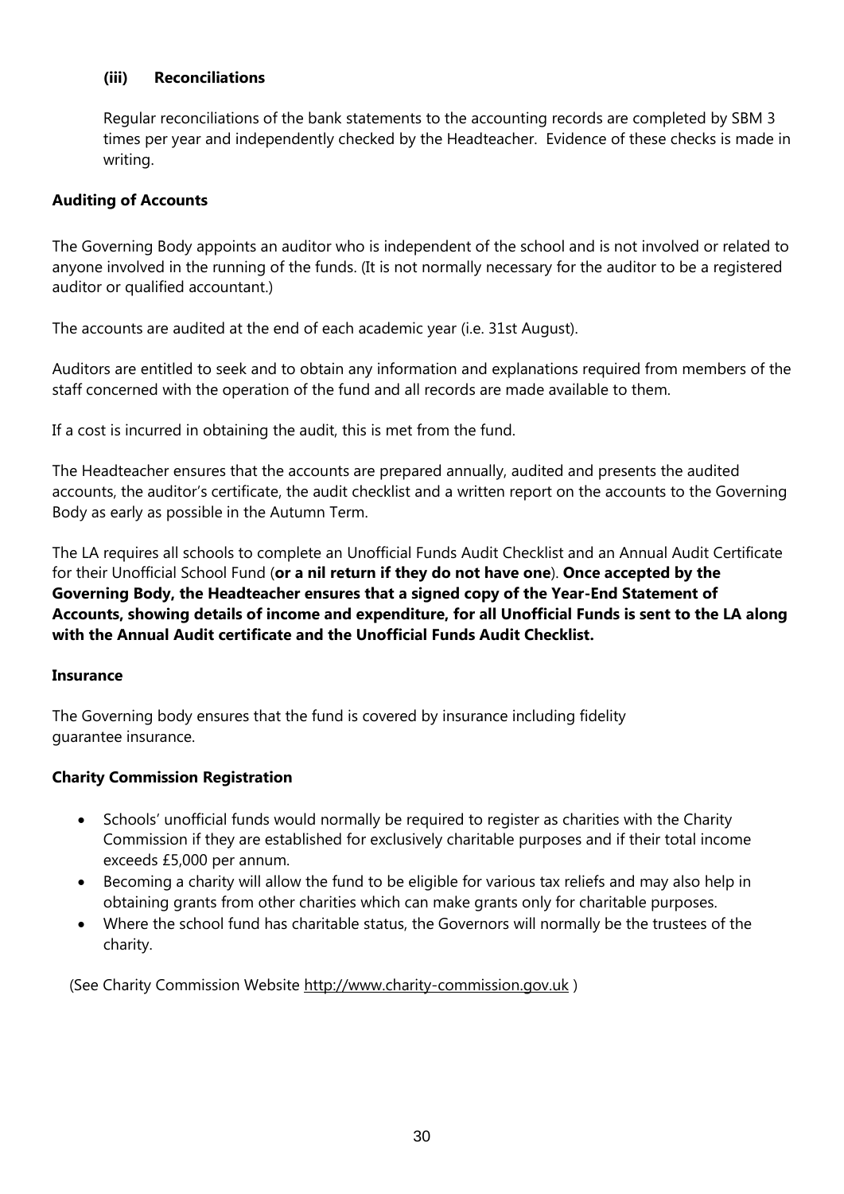### (iii) Reconciliations

Regular reconciliations of the bank statements to the accounting records are completed by SBM 3 times per year and independently checked by the Headteacher. Evidence of these checks is made in writing.

### Auditing of Accounts

The Governing Body appoints an auditor who is independent of the school and is not involved or related to anyone involved in the running of the funds. (It is not normally necessary for the auditor to be a registered auditor or qualified accountant.)

The accounts are audited at the end of each academic year (i.e. 31st August).

Auditors are entitled to seek and to obtain any information and explanations required from members of the staff concerned with the operation of the fund and all records are made available to them.

If a cost is incurred in obtaining the audit, this is met from the fund.

The Headteacher ensures that the accounts are prepared annually, audited and presents the audited accounts, the auditor's certificate, the audit checklist and a written report on the accounts to the Governing Body as early as possible in the Autumn Term.

The LA requires all schools to complete an Unofficial Funds Audit Checklist and an Annual Audit Certificate for their Unofficial School Fund (**or a nil return if they do not have one**). **Once accepted by the Governing Body, the Headteacher ensures that a signed copy of the Year-End Statement of Accounts, showing details of income and expenditure, for all Unofficial Funds is sent to the LA along with the Annual Audit certificate and the Unofficial Funds Audit Checklist.**

### Insurance

The Governing body ensures that the fund is covered by insurance including fidelity guarantee insurance.

### Charity Commission Registration

- Schools' unofficial funds would normally be required to register as charities with the Charity Commission if they are established for exclusively charitable purposes and if their total income exceeds £5,000 per annum.
- Becoming a charity will allow the fund to be eligible for various tax reliefs and may also help in obtaining grants from other charities which can make grants only for charitable purposes.
- Where the school fund has charitable status, the Governors will normally be the trustees of the charity.

(See Charity Commission Website http://www.charity-commission.gov.uk )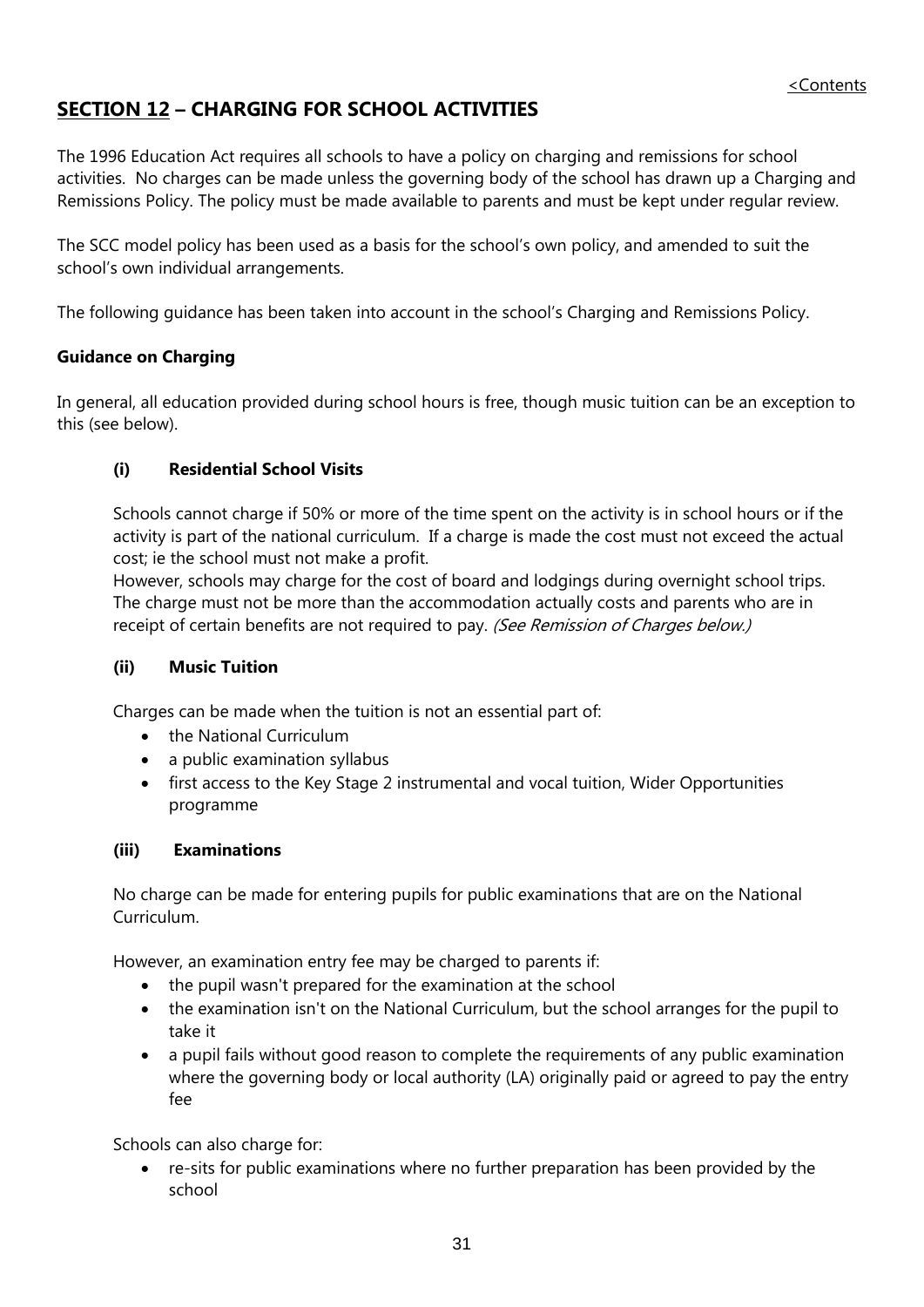## SECTION 12 – CHARGING FOR SCHOOL ACTIVITIES

The 1996 Education Act requires all schools to have a policy on charging and remissions for school activities. No charges can be made unless the governing body of the school has drawn up a Charging and Remissions Policy. The policy must be made available to parents and must be kept under regular review.

The SCC model policy has been used as a basis for the school's own policy, and amended to suit the school's own individual arrangements.

The following guidance has been taken into account in the school's Charging and Remissions Policy.

**Guidance on Charging**

In general, all education provided during school hours is free, though music tuition can be an exception to this (see below).

**(i) Residential School Visits**

Schools cannot charge if 50% or more of the time spent on the activity is in school hours or if the activity is part of the national curriculum. If a charge is made the cost must not exceed the actual cost; ie the school must not make a profit.
However, schools may charge for the cost of board and lodgings during overnight school trips. The charge must not be more than the accommodation actually costs and parents who are in receipt of certain benefits are not required to pay. *(See Remission of Charges below.)*

**(ii) Music Tuition**

Charges can be made when the tuition is not an essential part of:

- the National Curriculum
- a public examination syllabus
- first access to the Key Stage 2 instrumental and vocal tuition, Wider Opportunities programme

**(iii) Examinations**

No charge can be made for entering pupils for public examinations that are on the National Curriculum.

However, an examination entry fee may be charged to parents if:

- the pupil wasn't prepared for the examination at the school
- the examination isn't on the National Curriculum, but the school arranges for the pupil to take it
- a pupil fails without good reason to complete the requirements of any public examination where the governing body or local authority (LA) originally paid or agreed to pay the entry fee

Schools can also charge for:

- re-sits for public examinations where no further preparation has been provided by the school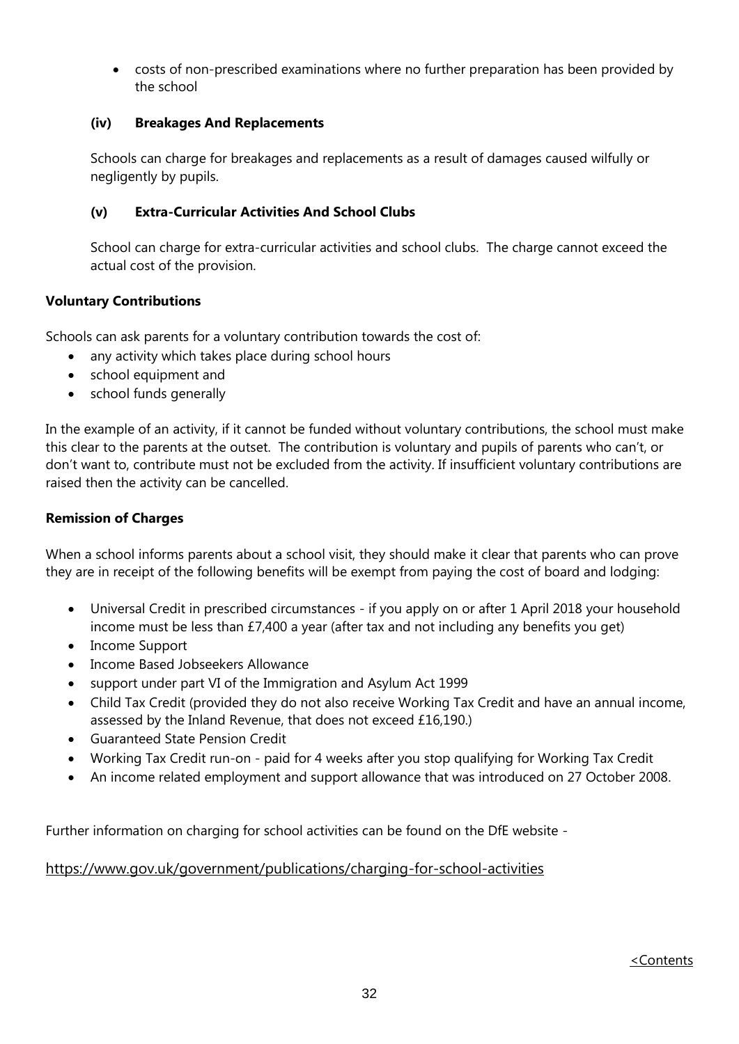- costs of non-prescribed examinations where no further preparation has been provided by the school

### (iv) Breakages And Replacements

Schools can charge for breakages and replacements as a result of damages caused wilfully or negligently by pupils.

### (v) Extra-Curricular Activities And School Clubs

School can charge for extra-curricular activities and school clubs. The charge cannot exceed the actual cost of the provision.

## Voluntary Contributions

Schools can ask parents for a voluntary contribution towards the cost of:

- any activity which takes place during school hours
- school equipment and
- school funds generally

In the example of an activity, if it cannot be funded without voluntary contributions, the school must make this clear to the parents at the outset. The contribution is voluntary and pupils of parents who can't, or don't want to, contribute must not be excluded from the activity. If insufficient voluntary contributions are raised then the activity can be cancelled.

## Remission of Charges

When a school informs parents about a school visit, they should make it clear that parents who can prove they are in receipt of the following benefits will be exempt from paying the cost of board and lodging:

- Universal Credit in prescribed circumstances - if you apply on or after 1 April 2018 your household income must be less than £7,400 a year (after tax and not including any benefits you get)
- Income Support
- Income Based Jobseekers Allowance
- support under part VI of the Immigration and Asylum Act 1999
- Child Tax Credit (provided they do not also receive Working Tax Credit and have an annual income, assessed by the Inland Revenue, that does not exceed £16,190.)
- Guaranteed State Pension Credit
- Working Tax Credit run-on - paid for 4 weeks after you stop qualifying for Working Tax Credit
- An income related employment and support allowance that was introduced on 27 October 2008.

Further information on charging for school activities can be found on the DfE website -

https://www.gov.uk/government/publications/charging-for-school-activities

<Contents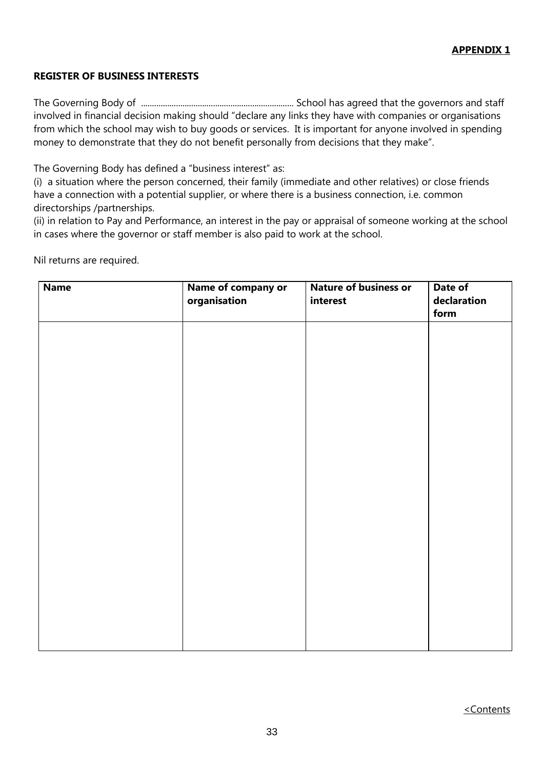**APPENDIX 1**

**REGISTER OF BUSINESS INTERESTS**

The Governing Body of ..................................................................... School has agreed that the governors and staff involved in financial decision making should "declare any links they have with companies or organisations from which the school may wish to buy goods or services. It is important for anyone involved in spending money to demonstrate that they do not benefit personally from decisions that they make".

The Governing Body has defined a "business interest" as:
(i) a situation where the person concerned, their family (immediate and other relatives) or close friends have a connection with a potential supplier, or where there is a business connection, i.e. common directorships /partnerships.
(ii) in relation to Pay and Performance, an interest in the pay or appraisal of someone working at the school in cases where the governor or staff member is also paid to work at the school.

Nil returns are required.

| Name | Name of company or organisation | Nature of business or interest | Date of declaration form |
|---|---|---|---|
| | | | |

<Contents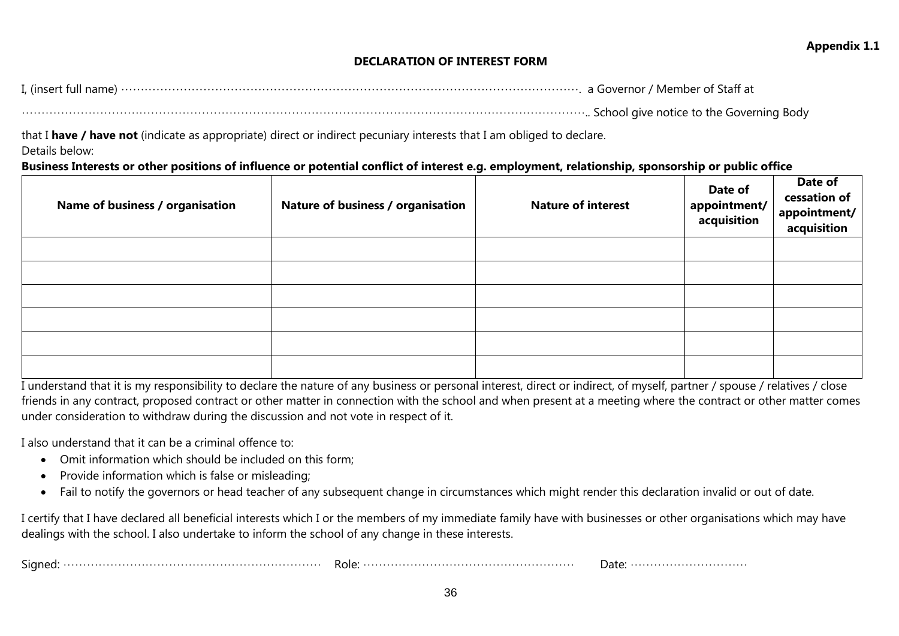**Appendix 1.1**

**DECLARATION OF INTEREST FORM**

I, (insert full name) …………………………………………………………………………………………………………. a Governor / Member of Staff at

………………………………………………………………………………………………………………………….. School give notice to the Governing Body

that I **have / have not** (indicate as appropriate) direct or indirect pecuniary interests that I am obliged to declare.
Details below:

**Business Interests or other positions of influence or potential conflict of interest e.g. employment, relationship, sponsorship or public office**

| Name of business / organisation | Nature of business / organisation | Nature of interest | Date of appointment/ acquisition | Date of cessation of appointment/ acquisition |
|---|---|---|---|---|
| | | | | |
| | | | | |
| | | | | |
| | | | | |
| | | | | |
| | | | | |

I understand that it is my responsibility to declare the nature of any business or personal interest, direct or indirect, of myself, partner / spouse / relatives / close friends in any contract, proposed contract or other matter in connection with the school and when present at a meeting where the contract or other matter comes under consideration to withdraw during the discussion and not vote in respect of it.

I also understand that it can be a criminal offence to:

- Omit information which should be included on this form;
- Provide information which is false or misleading;
- Fail to notify the governors or head teacher of any subsequent change in circumstances which might render this declaration invalid or out of date.

I certify that I have declared all beneficial interests which I or the members of my immediate family have with businesses or other organisations which may have dealings with the school. I also undertake to inform the school of any change in these interests.

Signed: ………………………………………………………… Role: …………………………………………… Date: …………………………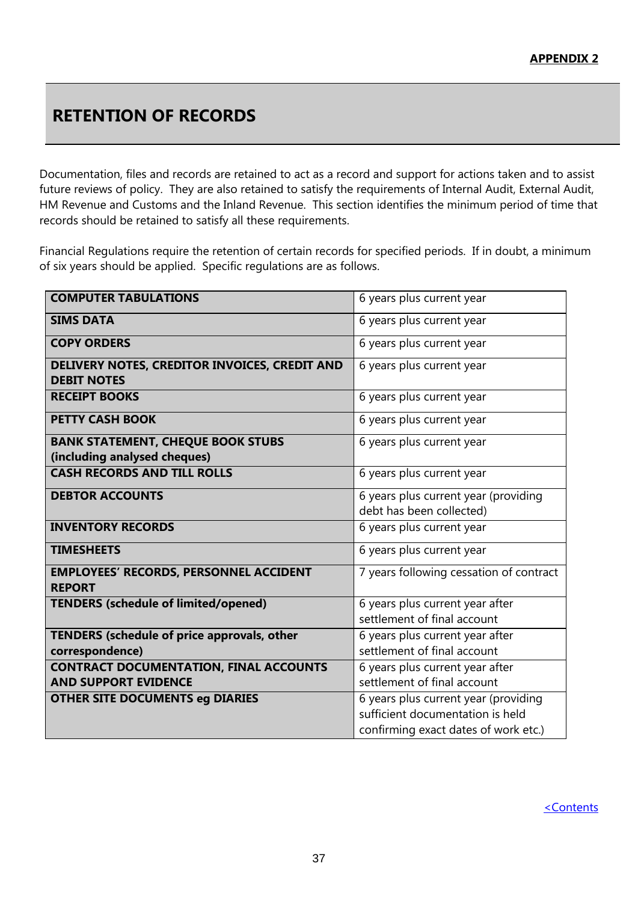**APPENDIX 2**

# RETENTION OF RECORDS

Documentation, files and records are retained to act as a record and support for actions taken and to assist future reviews of policy. They are also retained to satisfy the requirements of Internal Audit, External Audit, HM Revenue and Customs and the Inland Revenue. This section identifies the minimum period of time that records should be retained to satisfy all these requirements.

Financial Regulations require the retention of certain records for specified periods. If in doubt, a minimum of six years should be applied. Specific regulations are as follows.

| | |
|---|---|
| **COMPUTER TABULATIONS** | 6 years plus current year |
| **SIMS DATA** | 6 years plus current year |
| **COPY ORDERS** | 6 years plus current year |
| **DELIVERY NOTES, CREDITOR INVOICES, CREDIT AND DEBIT NOTES** | 6 years plus current year |
| **RECEIPT BOOKS** | 6 years plus current year |
| **PETTY CASH BOOK** | 6 years plus current year |
| **BANK STATEMENT, CHEQUE BOOK STUBS (including analysed cheques)** | 6 years plus current year |
| **CASH RECORDS AND TILL ROLLS** | 6 years plus current year |
| **DEBTOR ACCOUNTS** | 6 years plus current year (providing debt has been collected) |
| **INVENTORY RECORDS** | 6 years plus current year |
| **TIMESHEETS** | 6 years plus current year |
| **EMPLOYEES' RECORDS, PERSONNEL ACCIDENT REPORT** | 7 years following cessation of contract |
| **TENDERS (schedule of limited/opened)** | 6 years plus current year after settlement of final account |
| **TENDERS (schedule of price approvals, other correspondence)** | 6 years plus current year after settlement of final account |
| **CONTRACT DOCUMENTATION, FINAL ACCOUNTS AND SUPPORT EVIDENCE** | 6 years plus current year after settlement of final account |
| **OTHER SITE DOCUMENTS eg DIARIES** | 6 years plus current year (providing sufficient documentation is held confirming exact dates of work etc.) |

<Contents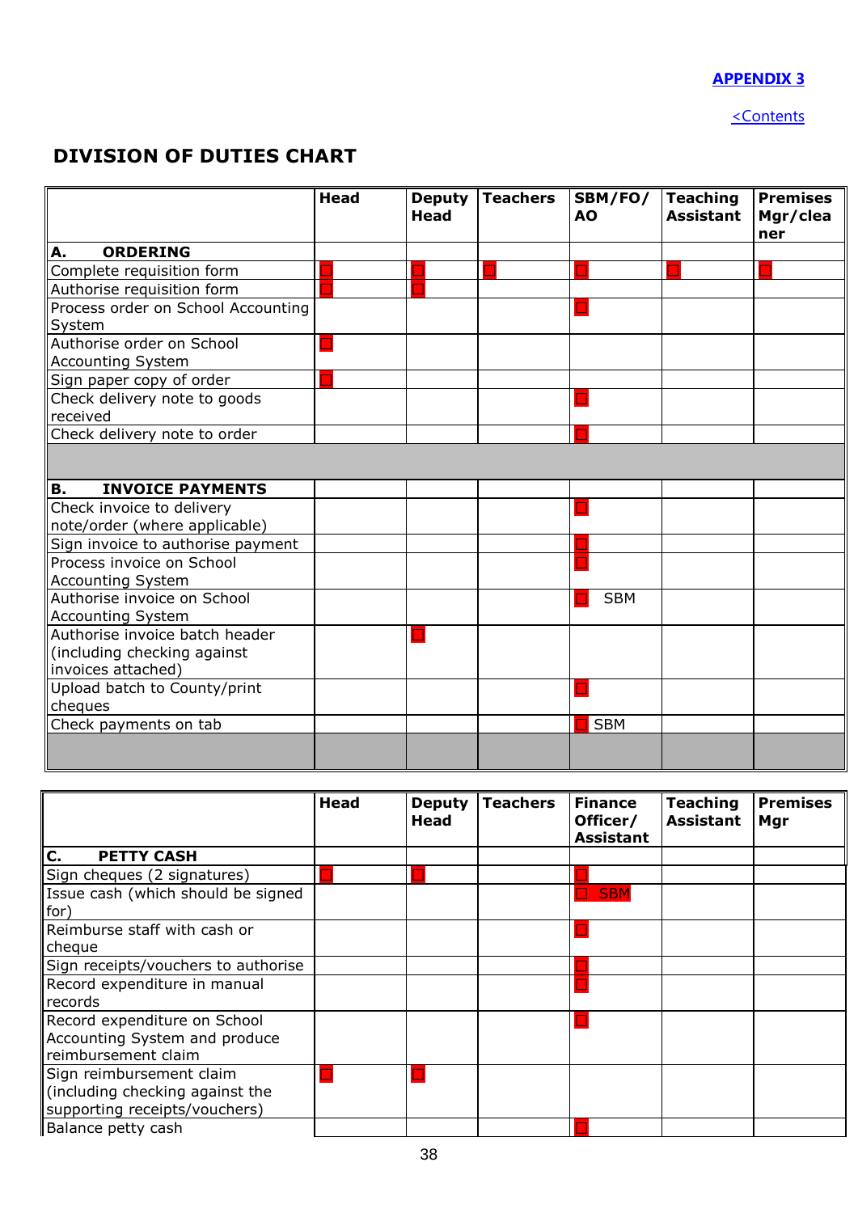**APPENDIX 3**

<Contents

## DIVISION OF DUTIES CHART

| | Head | Deputy Head | Teachers | SBM/FO/AO | Teaching Assistant | Premises Mgr/cleaner |
|---|---|---|---|---|---|---|
| **A. ORDERING** | | | | | | |
| Complete requisition form | ☐ | ☐ | ☐ | ☐ | ☐ | ☐ |
| Authorise requisition form | ☐ | ☐ | | | | |
| Process order on School Accounting System | | | | ☐ | | |
| Authorise order on School Accounting System | ☐ | | | | | |
| Sign paper copy of order | ☐ | | | | | |
| Check delivery note to goods received | | | | ☐ | | |
| Check delivery note to order | | | | ☐ | | |
| | | | | | | |
| **B. INVOICE PAYMENTS** | | | | | | |
| Check invoice to delivery note/order (where applicable) | | | | ☐ | | |
| Sign invoice to authorise payment | | | | ☐ | | |
| Process invoice on School Accounting System | | | | ☐ | | |
| Authorise invoice on School Accounting System | | | | ☐ SBM | | |
| Authorise invoice batch header (including checking against invoices attached) | | ☐ | | | | |
| Upload batch to County/print cheques | | | | ☐ | | |
| Check payments on tab | | | | ☐ SBM | | |

| | Head | Deputy Head | Teachers | Finance Officer/ Assistant | Teaching Assistant | Premises Mgr |
|---|---|---|---|---|---|---|
| **C. PETTY CASH** | | | | | | |
| Sign cheques (2 signatures) | ☐ | ☐ | | ☐ | | |
| Issue cash (which should be signed for) | | | | ☐ SBM | | |
| Reimburse staff with cash or cheque | | | | ☐ | | |
| Sign receipts/vouchers to authorise | | | | ☐ | | |
| Record expenditure in manual records | | | | ☐ | | |
| Record expenditure on School Accounting System and produce reimbursement claim | | | | ☐ | | |
| Sign reimbursement claim (including checking against the supporting receipts/vouchers) | ☐ | ☐ | | | | |
| Balance petty cash | | | | ☐ | | |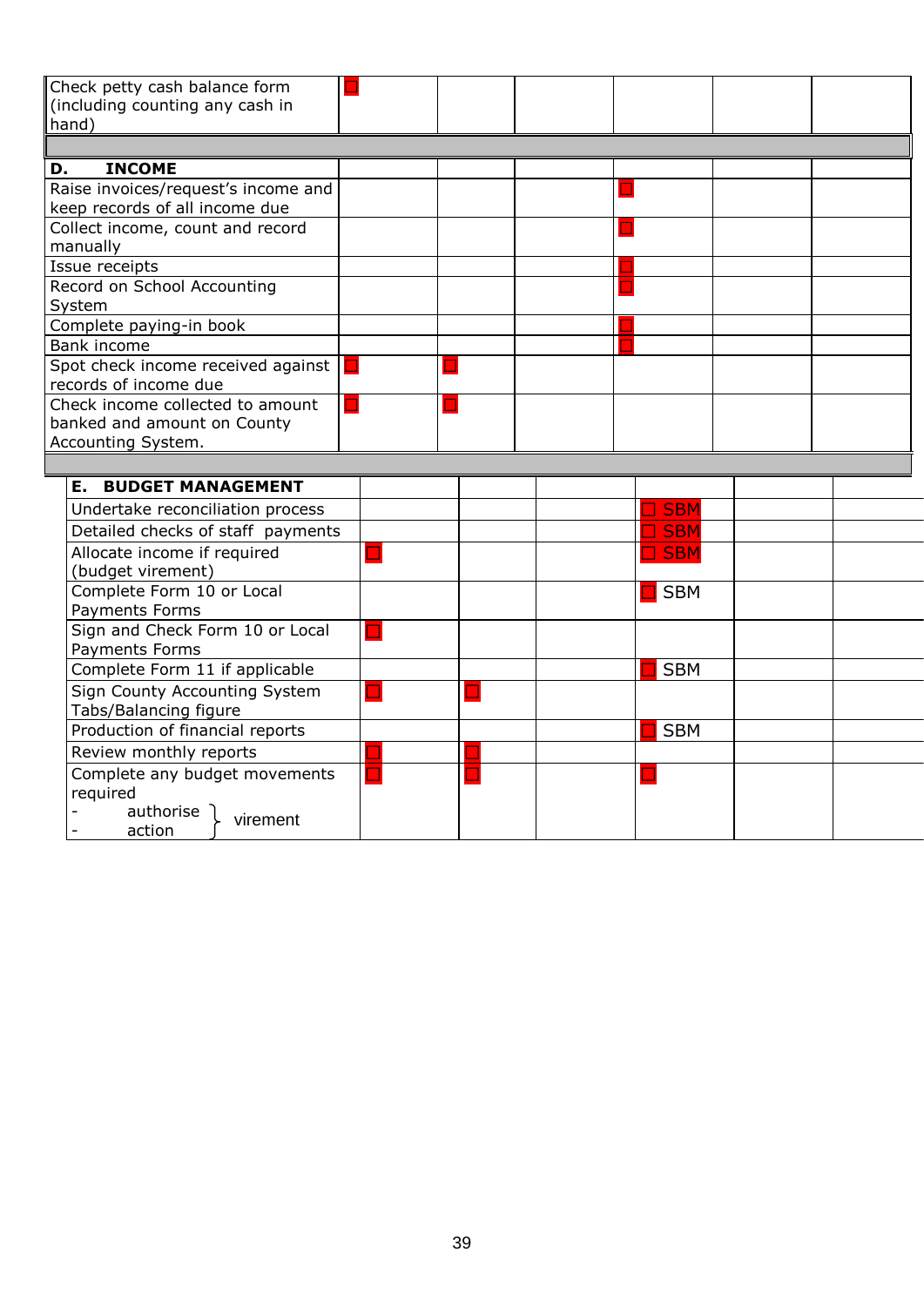| | | | | | | |
|---|---|---|---|---|---|---|
| Check petty cash balance form (including counting any cash in hand) | ☐ | | | | | |
| | | | | | | |
| **D. INCOME** | | | | | | |
| Raise invoices/request's income and keep records of all income due | | | | ☐ | | |
| Collect income, count and record manually | | | | ☐ | | |
| Issue receipts | | | | ☐ | | |
| Record on School Accounting System | | | | ☐ | | |
| Complete paying-in book | | | | ☐ | | |
| Bank income | | | | ☐ | | |
| Spot check income received against records of income due | ☐ | ☐ | | | | |
| Check income collected to amount banked and amount on County Accounting System. | ☐ | ☐ | | | | |
| | | | | | | |
| **E. BUDGET MANAGEMENT** | | | | | | |
| Undertake reconciliation process | | | | ☐ SBM | | |
| Detailed checks of staff payments | | | | ☐ SBM | | |
| Allocate income if required (budget virement) | ☐ | | | ☐ SBM | | |
| Complete Form 10 or Local Payments Forms | | | | ☐ SBM | | |
| Sign and Check Form 10 or Local Payments Forms | ☐ | | | | | |
| Complete Form 11 if applicable | | | | ☐ SBM | | |
| Sign County Accounting System Tabs/Balancing figure | ☐ | ☐ | | | | |
| Production of financial reports | | | | ☐ SBM | | |
| Review monthly reports | ☐ | ☐ | | | | |
| Complete any budget movements required<br>- authorise } virement<br>- action } | ☐ | ☐ | | ☐ | | |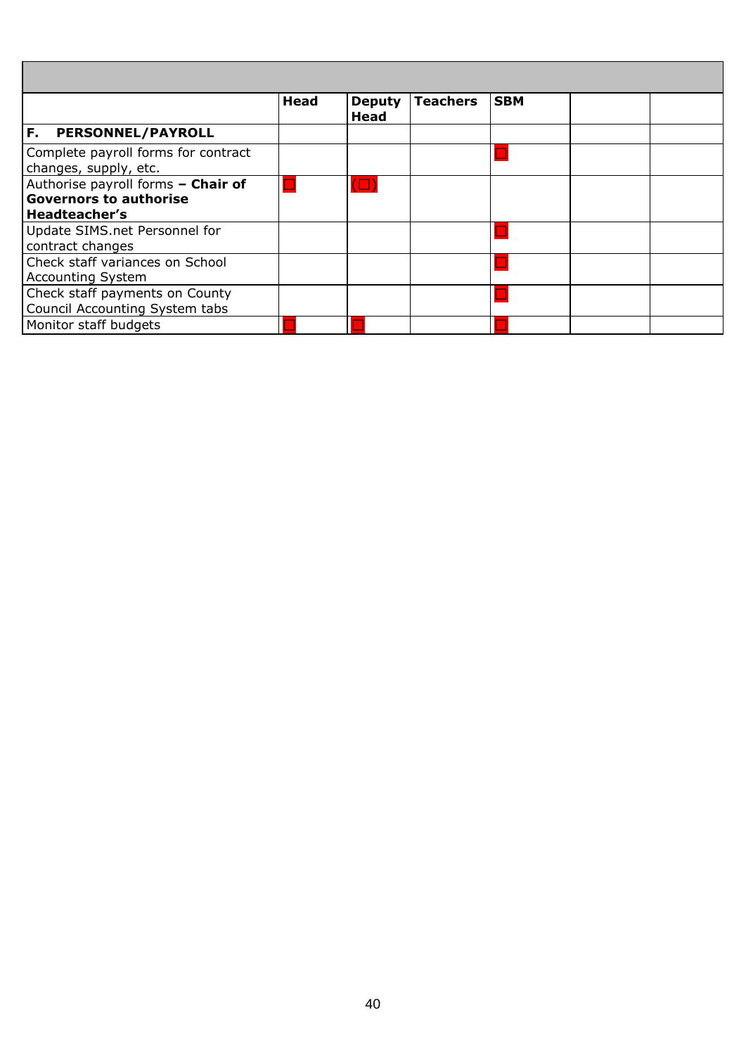| | Head | Deputy Head | Teachers | SBM | | |
|---|---|---|---|---|---|---|
| **F. PERSONNEL/PAYROLL** | | | | | | |
| Complete payroll forms for contract changes, supply, etc. | | | | ☐ | | |
| Authorise payroll forms **– Chair of Governors to authorise Headteacher's** | ☐ | (☐) | | | | |
| Update SIMS.net Personnel for contract changes | | | | ☐ | | |
| Check staff variances on School Accounting System | | | | ☐ | | |
| Check staff payments on County Council Accounting System tabs | | | | ☐ | | |
| Monitor staff budgets | ☐ | ☐ | | ☐ | | |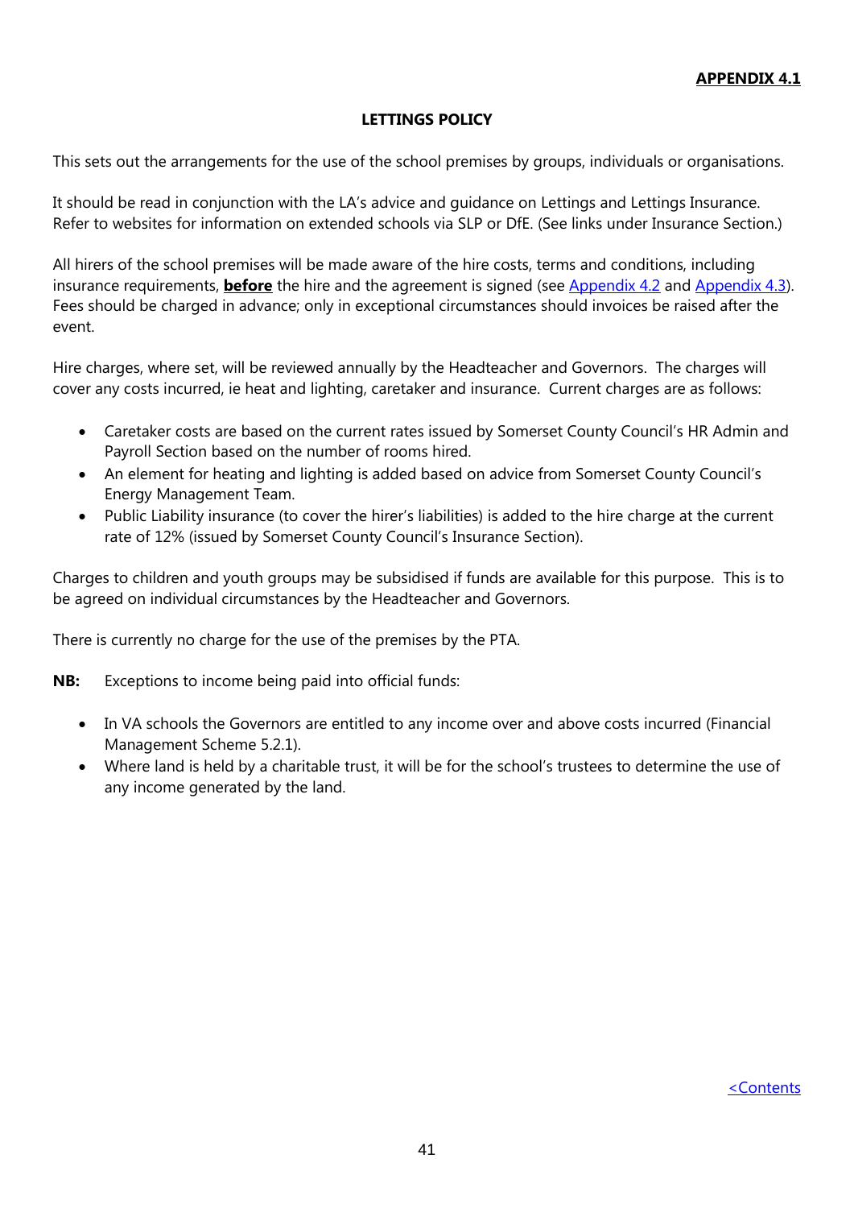**APPENDIX 4.1**

## LETTINGS POLICY

This sets out the arrangements for the use of the school premises by groups, individuals or organisations.

It should be read in conjunction with the LA's advice and guidance on Lettings and Lettings Insurance. Refer to websites for information on extended schools via SLP or DfE. (See links under Insurance Section.)

All hirers of the school premises will be made aware of the hire costs, terms and conditions, including insurance requirements, **before** the hire and the agreement is signed (see Appendix 4.2 and Appendix 4.3). Fees should be charged in advance; only in exceptional circumstances should invoices be raised after the event.

Hire charges, where set, will be reviewed annually by the Headteacher and Governors. The charges will cover any costs incurred, ie heat and lighting, caretaker and insurance. Current charges are as follows:

- Caretaker costs are based on the current rates issued by Somerset County Council's HR Admin and Payroll Section based on the number of rooms hired.
- An element for heating and lighting is added based on advice from Somerset County Council's Energy Management Team.
- Public Liability insurance (to cover the hirer's liabilities) is added to the hire charge at the current rate of 12% (issued by Somerset County Council's Insurance Section).

Charges to children and youth groups may be subsidised if funds are available for this purpose. This is to be agreed on individual circumstances by the Headteacher and Governors.

There is currently no charge for the use of the premises by the PTA.

**NB:** Exceptions to income being paid into official funds:

- In VA schools the Governors are entitled to any income over and above costs incurred (Financial Management Scheme 5.2.1).
- Where land is held by a charitable trust, it will be for the school's trustees to determine the use of any income generated by the land.

<Contents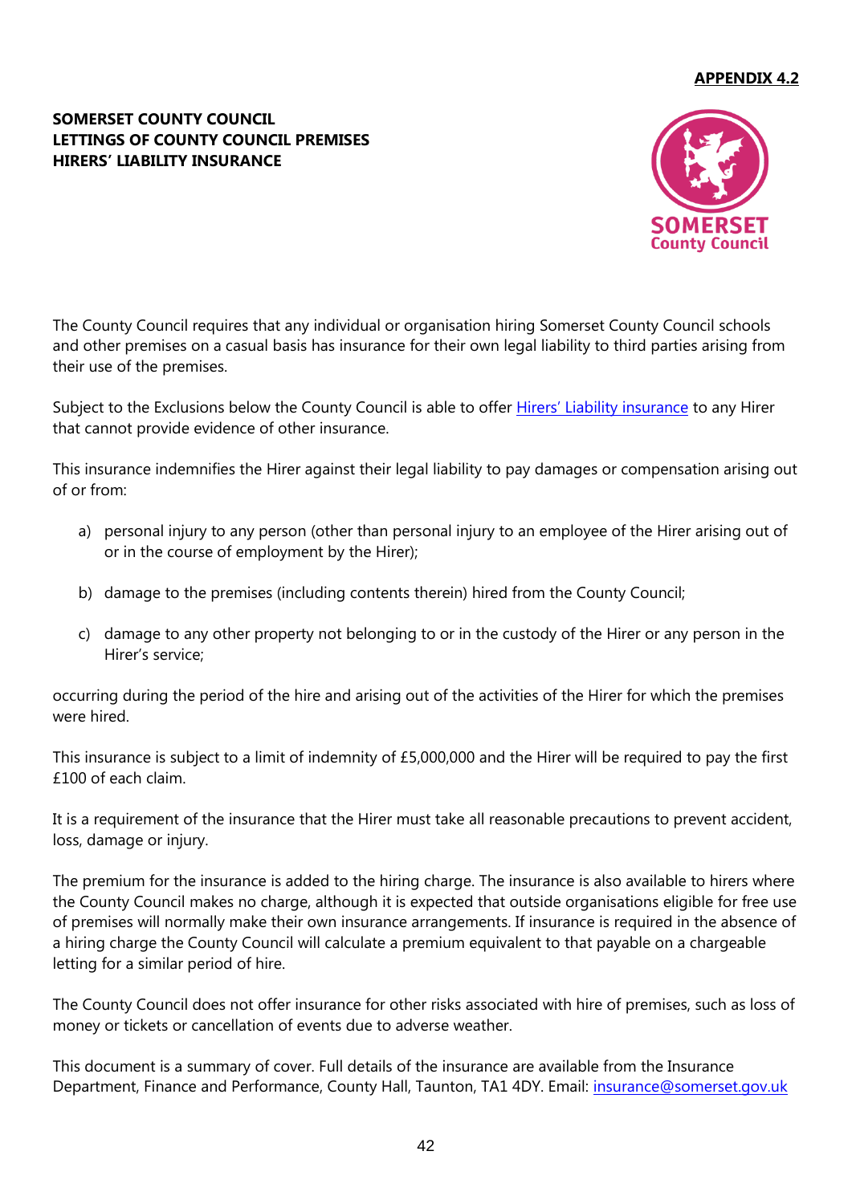**APPENDIX 4.2**

**SOMERSET COUNTY COUNCIL**
**LETTINGS OF COUNTY COUNCIL PREMISES**
**HIRERS' LIABILITY INSURANCE**

The County Council requires that any individual or organisation hiring Somerset County Council schools and other premises on a casual basis has insurance for their own legal liability to third parties arising from their use of the premises.

Subject to the Exclusions below the County Council is able to offer Hirers' Liability insurance to any Hirer that cannot provide evidence of other insurance.

This insurance indemnifies the Hirer against their legal liability to pay damages or compensation arising out of or from:

a) personal injury to any person (other than personal injury to an employee of the Hirer arising out of or in the course of employment by the Hirer);

b) damage to the premises (including contents therein) hired from the County Council;

c) damage to any other property not belonging to or in the custody of the Hirer or any person in the Hirer's service;

occurring during the period of the hire and arising out of the activities of the Hirer for which the premises were hired.

This insurance is subject to a limit of indemnity of £5,000,000 and the Hirer will be required to pay the first £100 of each claim.

It is a requirement of the insurance that the Hirer must take all reasonable precautions to prevent accident, loss, damage or injury.

The premium for the insurance is added to the hiring charge. The insurance is also available to hirers where the County Council makes no charge, although it is expected that outside organisations eligible for free use of premises will normally make their own insurance arrangements. If insurance is required in the absence of a hiring charge the County Council will calculate a premium equivalent to that payable on a chargeable letting for a similar period of hire.

The County Council does not offer insurance for other risks associated with hire of premises, such as loss of money or tickets or cancellation of events due to adverse weather.

This document is a summary of cover. Full details of the insurance are available from the Insurance Department, Finance and Performance, County Hall, Taunton, TA1 4DY. Email: insurance@somerset.gov.uk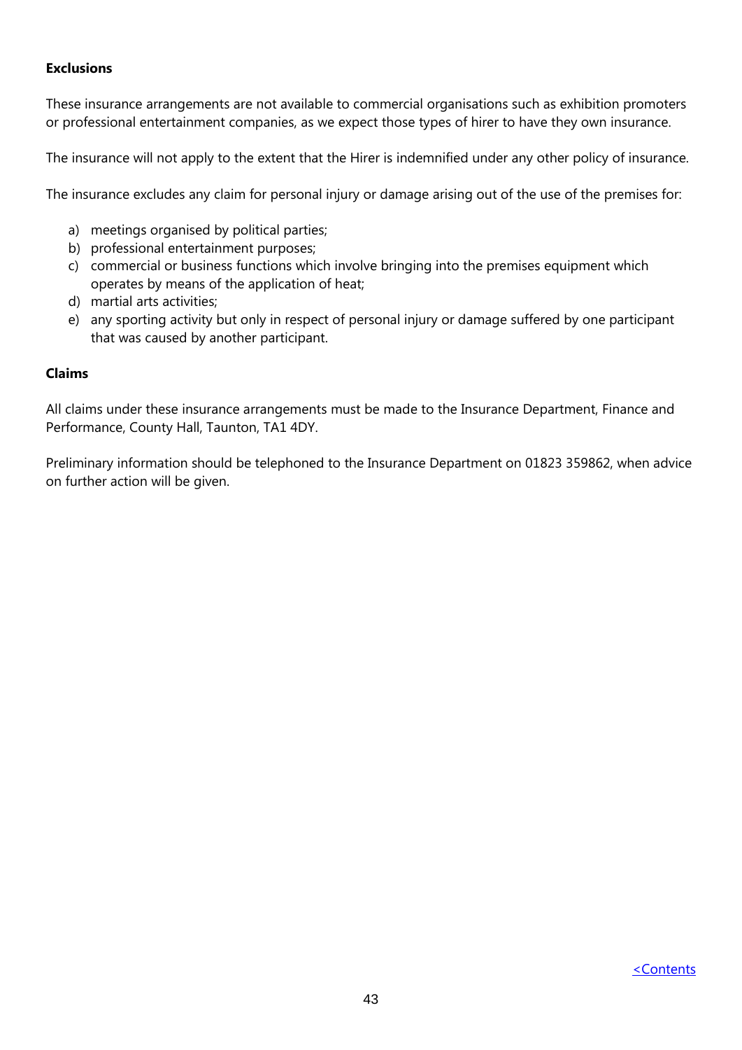**Exclusions**

These insurance arrangements are not available to commercial organisations such as exhibition promoters or professional entertainment companies, as we expect those types of hirer to have they own insurance.

The insurance will not apply to the extent that the Hirer is indemnified under any other policy of insurance.

The insurance excludes any claim for personal injury or damage arising out of the use of the premises for:

a) meetings organised by political parties;
b) professional entertainment purposes;
c) commercial or business functions which involve bringing into the premises equipment which operates by means of the application of heat;
d) martial arts activities;
e) any sporting activity but only in respect of personal injury or damage suffered by one participant that was caused by another participant.

**Claims**

All claims under these insurance arrangements must be made to the Insurance Department, Finance and Performance, County Hall, Taunton, TA1 4DY.

Preliminary information should be telephoned to the Insurance Department on 01823 359862, when advice on further action will be given.

<Contents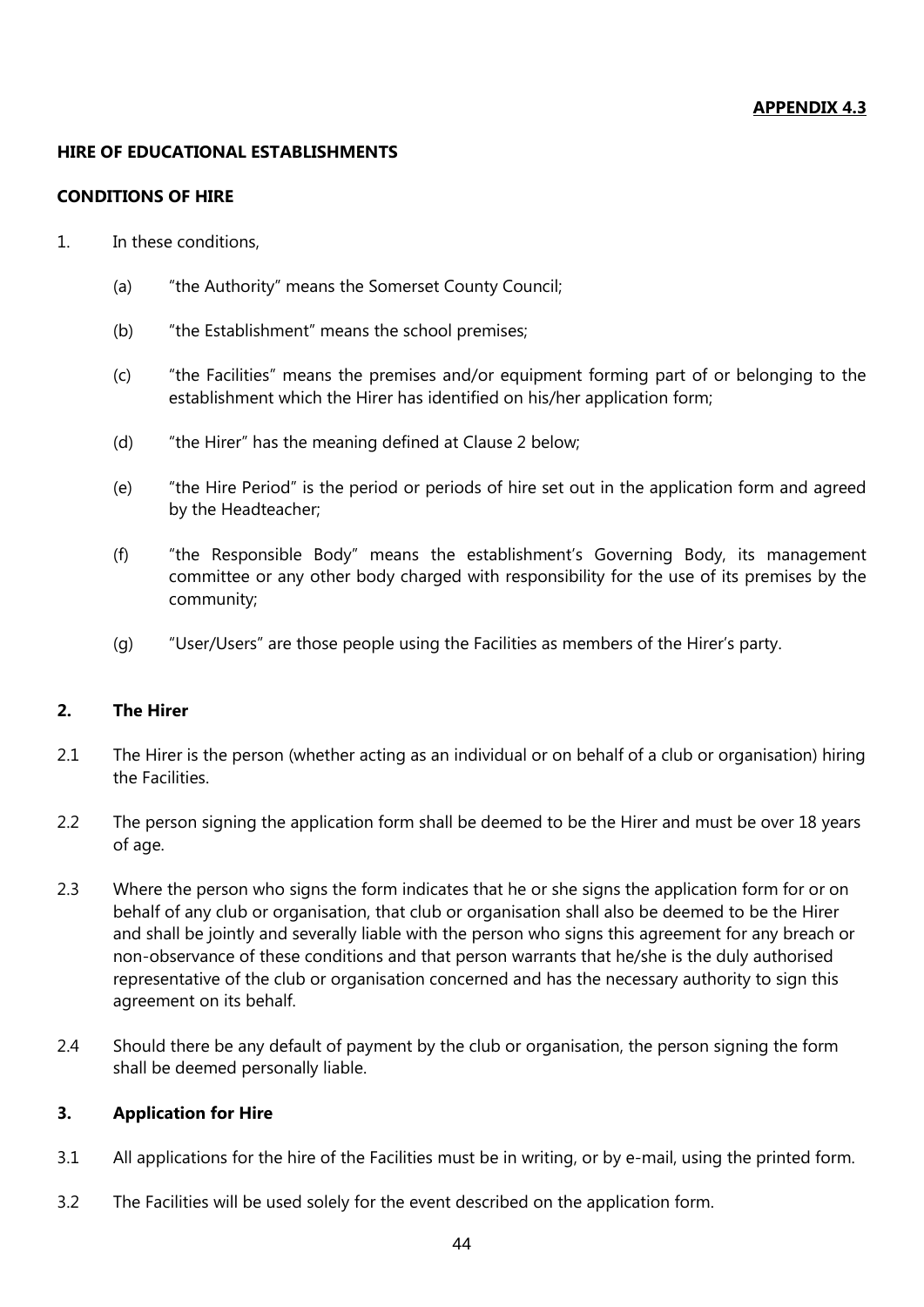**APPENDIX 4.3**

**HIRE OF EDUCATIONAL ESTABLISHMENTS**

**CONDITIONS OF HIRE**

1. In these conditions,

   (a) "the Authority" means the Somerset County Council;

   (b) "the Establishment" means the school premises;

   (c) "the Facilities" means the premises and/or equipment forming part of or belonging to the establishment which the Hirer has identified on his/her application form;

   (d) "the Hirer" has the meaning defined at Clause 2 below;

   (e) "the Hire Period" is the period or periods of hire set out in the application form and agreed by the Headteacher;

   (f) "the Responsible Body" means the establishment's Governing Body, its management committee or any other body charged with responsibility for the use of its premises by the community;

   (g) "User/Users" are those people using the Facilities as members of the Hirer's party.

**2. The Hirer**

2.1 The Hirer is the person (whether acting as an individual or on behalf of a club or organisation) hiring the Facilities.

2.2 The person signing the application form shall be deemed to be the Hirer and must be over 18 years of age.

2.3 Where the person who signs the form indicates that he or she signs the application form for or on behalf of any club or organisation, that club or organisation shall also be deemed to be the Hirer and shall be jointly and severally liable with the person who signs this agreement for any breach or non-observance of these conditions and that person warrants that he/she is the duly authorised representative of the club or organisation concerned and has the necessary authority to sign this agreement on its behalf.

2.4 Should there be any default of payment by the club or organisation, the person signing the form shall be deemed personally liable.

**3. Application for Hire**

3.1 All applications for the hire of the Facilities must be in writing, or by e-mail, using the printed form.

3.2 The Facilities will be used solely for the event described on the application form.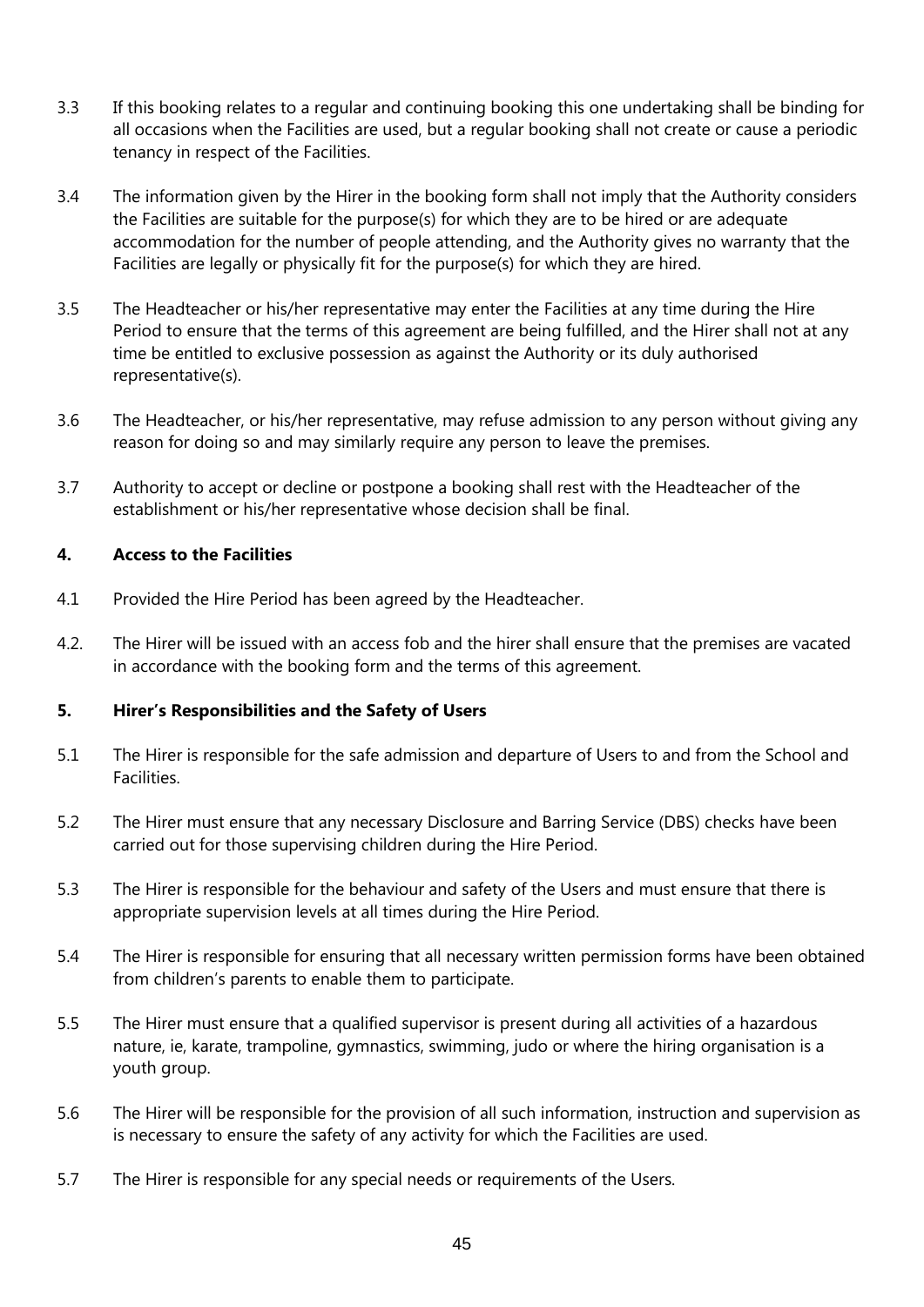3.3 If this booking relates to a regular and continuing booking this one undertaking shall be binding for all occasions when the Facilities are used, but a regular booking shall not create or cause a periodic tenancy in respect of the Facilities.

3.4 The information given by the Hirer in the booking form shall not imply that the Authority considers the Facilities are suitable for the purpose(s) for which they are to be hired or are adequate accommodation for the number of people attending, and the Authority gives no warranty that the Facilities are legally or physically fit for the purpose(s) for which they are hired.

3.5 The Headteacher or his/her representative may enter the Facilities at any time during the Hire Period to ensure that the terms of this agreement are being fulfilled, and the Hirer shall not at any time be entitled to exclusive possession as against the Authority or its duly authorised representative(s).

3.6 The Headteacher, or his/her representative, may refuse admission to any person without giving any reason for doing so and may similarly require any person to leave the premises.

3.7 Authority to accept or decline or postpone a booking shall rest with the Headteacher of the establishment or his/her representative whose decision shall be final.

### 4. Access to the Facilities

4.1 Provided the Hire Period has been agreed by the Headteacher.

4.2. The Hirer will be issued with an access fob and the hirer shall ensure that the premises are vacated in accordance with the booking form and the terms of this agreement.

### 5. Hirer's Responsibilities and the Safety of Users

5.1 The Hirer is responsible for the safe admission and departure of Users to and from the School and Facilities.

5.2 The Hirer must ensure that any necessary Disclosure and Barring Service (DBS) checks have been carried out for those supervising children during the Hire Period.

5.3 The Hirer is responsible for the behaviour and safety of the Users and must ensure that there is appropriate supervision levels at all times during the Hire Period.

5.4 The Hirer is responsible for ensuring that all necessary written permission forms have been obtained from children's parents to enable them to participate.

5.5 The Hirer must ensure that a qualified supervisor is present during all activities of a hazardous nature, ie, karate, trampoline, gymnastics, swimming, judo or where the hiring organisation is a youth group.

5.6 The Hirer will be responsible for the provision of all such information, instruction and supervision as is necessary to ensure the safety of any activity for which the Facilities are used.

5.7 The Hirer is responsible for any special needs or requirements of the Users.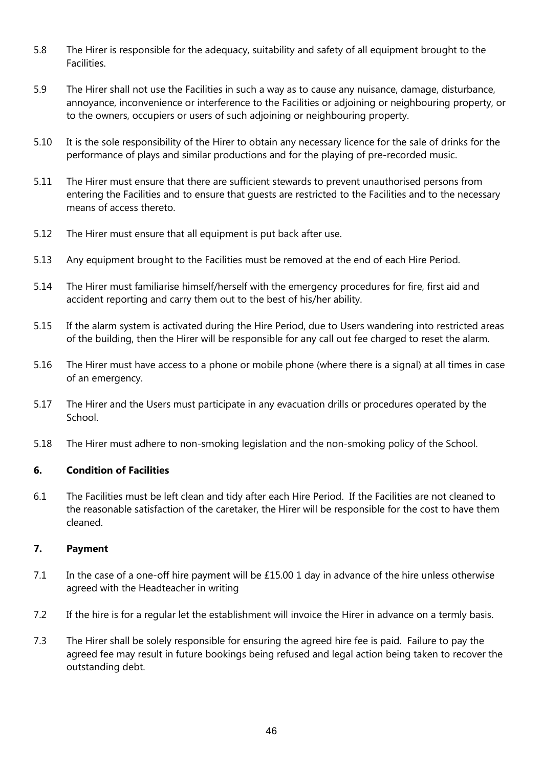5.8 The Hirer is responsible for the adequacy, suitability and safety of all equipment brought to the Facilities.

5.9 The Hirer shall not use the Facilities in such a way as to cause any nuisance, damage, disturbance, annoyance, inconvenience or interference to the Facilities or adjoining or neighbouring property, or to the owners, occupiers or users of such adjoining or neighbouring property.

5.10 It is the sole responsibility of the Hirer to obtain any necessary licence for the sale of drinks for the performance of plays and similar productions and for the playing of pre-recorded music.

5.11 The Hirer must ensure that there are sufficient stewards to prevent unauthorised persons from entering the Facilities and to ensure that guests are restricted to the Facilities and to the necessary means of access thereto.

5.12 The Hirer must ensure that all equipment is put back after use.

5.13 Any equipment brought to the Facilities must be removed at the end of each Hire Period.

5.14 The Hirer must familiarise himself/herself with the emergency procedures for fire, first aid and accident reporting and carry them out to the best of his/her ability.

5.15 If the alarm system is activated during the Hire Period, due to Users wandering into restricted areas of the building, then the Hirer will be responsible for any call out fee charged to reset the alarm.

5.16 The Hirer must have access to a phone or mobile phone (where there is a signal) at all times in case of an emergency.

5.17 The Hirer and the Users must participate in any evacuation drills or procedures operated by the School.

5.18 The Hirer must adhere to non-smoking legislation and the non-smoking policy of the School.

## 6. Condition of Facilities

6.1 The Facilities must be left clean and tidy after each Hire Period. If the Facilities are not cleaned to the reasonable satisfaction of the caretaker, the Hirer will be responsible for the cost to have them cleaned.

## 7. Payment

7.1 In the case of a one-off hire payment will be £15.00 1 day in advance of the hire unless otherwise agreed with the Headteacher in writing

7.2 If the hire is for a regular let the establishment will invoice the Hirer in advance on a termly basis.

7.3 The Hirer shall be solely responsible for ensuring the agreed hire fee is paid. Failure to pay the agreed fee may result in future bookings being refused and legal action being taken to recover the outstanding debt.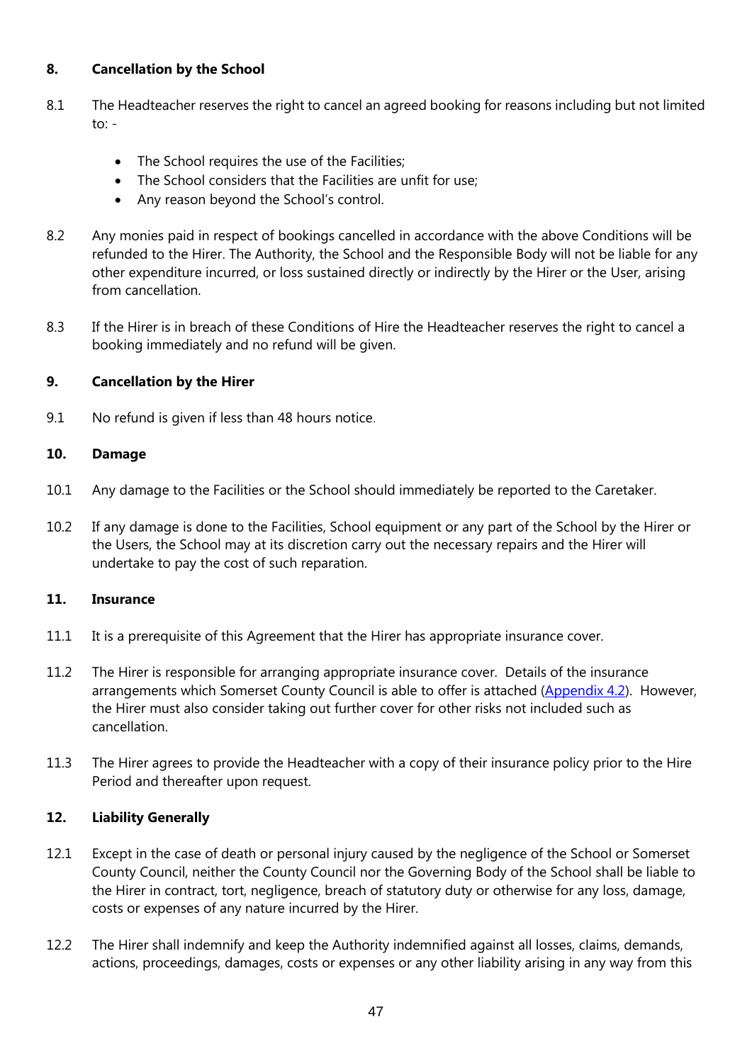## 8. Cancellation by the School

8.1 The Headteacher reserves the right to cancel an agreed booking for reasons including but not limited to: -

- The School requires the use of the Facilities;
- The School considers that the Facilities are unfit for use;
- Any reason beyond the School's control.

8.2 Any monies paid in respect of bookings cancelled in accordance with the above Conditions will be refunded to the Hirer. The Authority, the School and the Responsible Body will not be liable for any other expenditure incurred, or loss sustained directly or indirectly by the Hirer or the User, arising from cancellation.

8.3 If the Hirer is in breach of these Conditions of Hire the Headteacher reserves the right to cancel a booking immediately and no refund will be given.

## 9. Cancellation by the Hirer

9.1 No refund is given if less than 48 hours notice.

## 10. Damage

10.1 Any damage to the Facilities or the School should immediately be reported to the Caretaker.

10.2 If any damage is done to the Facilities, School equipment or any part of the School by the Hirer or the Users, the School may at its discretion carry out the necessary repairs and the Hirer will undertake to pay the cost of such reparation.

## 11. Insurance

11.1 It is a prerequisite of this Agreement that the Hirer has appropriate insurance cover.

11.2 The Hirer is responsible for arranging appropriate insurance cover. Details of the insurance arrangements which Somerset County Council is able to offer is attached (Appendix 4.2). However, the Hirer must also consider taking out further cover for other risks not included such as cancellation.

11.3 The Hirer agrees to provide the Headteacher with a copy of their insurance policy prior to the Hire Period and thereafter upon request.

## 12. Liability Generally

12.1 Except in the case of death or personal injury caused by the negligence of the School or Somerset County Council, neither the County Council nor the Governing Body of the School shall be liable to the Hirer in contract, tort, negligence, breach of statutory duty or otherwise for any loss, damage, costs or expenses of any nature incurred by the Hirer.

12.2 The Hirer shall indemnify and keep the Authority indemnified against all losses, claims, demands, actions, proceedings, damages, costs or expenses or any other liability arising in any way from this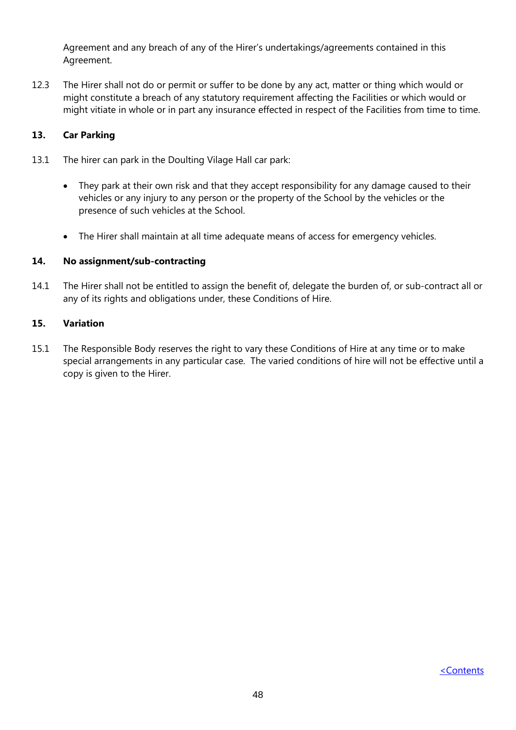Agreement and any breach of any of the Hirer's undertakings/agreements contained in this Agreement.

12.3 The Hirer shall not do or permit or suffer to be done by any act, matter or thing which would or might constitute a breach of any statutory requirement affecting the Facilities or which would or might vitiate in whole or in part any insurance effected in respect of the Facilities from time to time.

### 13. Car Parking

13.1 The hirer can park in the Doulting Vilage Hall car park:

- They park at their own risk and that they accept responsibility for any damage caused to their vehicles or any injury to any person or the property of the School by the vehicles or the presence of such vehicles at the School.
- The Hirer shall maintain at all time adequate means of access for emergency vehicles.

### 14. No assignment/sub-contracting

14.1 The Hirer shall not be entitled to assign the benefit of, delegate the burden of, or sub-contract all or any of its rights and obligations under, these Conditions of Hire.

### 15. Variation

15.1 The Responsible Body reserves the right to vary these Conditions of Hire at any time or to make special arrangements in any particular case. The varied conditions of hire will not be effective until a copy is given to the Hirer.

<Contents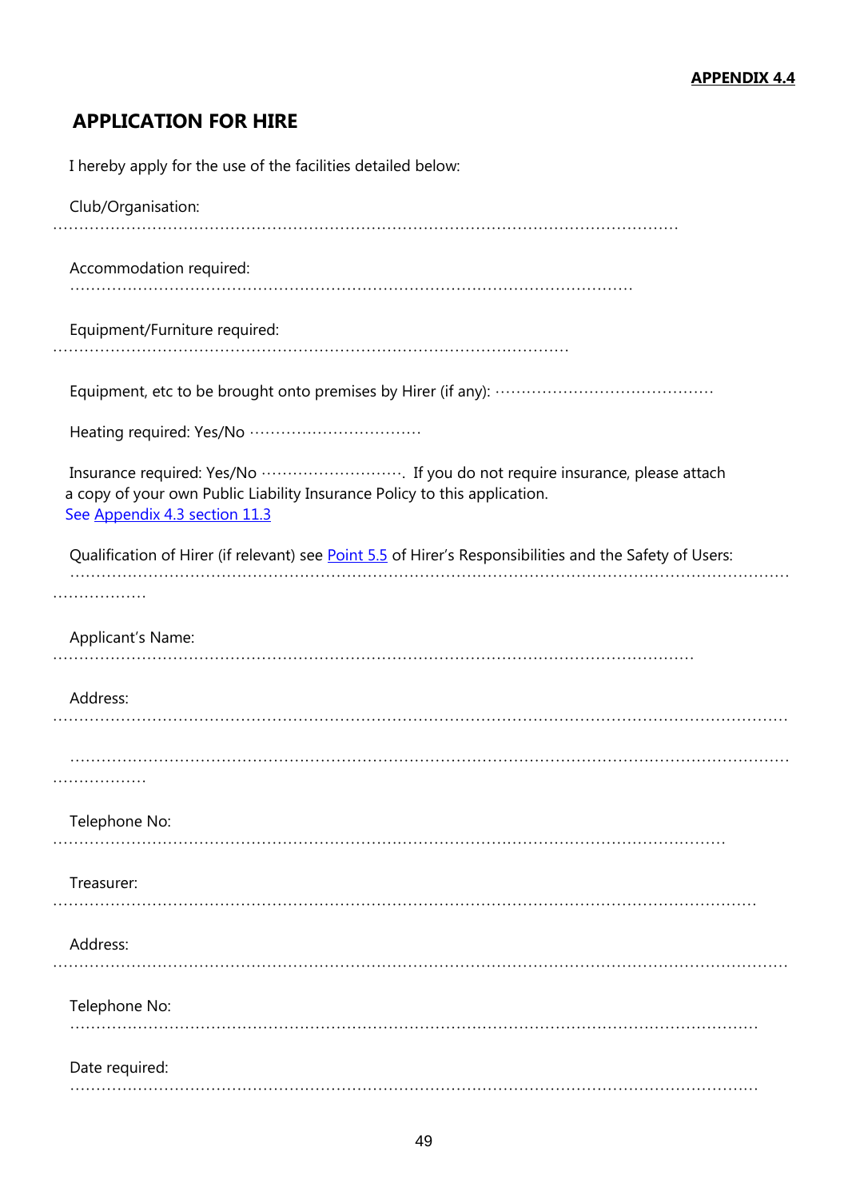**APPENDIX 4.4**

# APPLICATION FOR HIRE

I hereby apply for the use of the facilities detailed below:

Club/Organisation:
……………………………………………………………………………………………………………

Accommodation required:
……………………………………………………………………………………………

Equipment/Furniture required:
……………………………………………………………………………………

Equipment, etc to be brought onto premises by Hirer (if any): ……………………………………

Heating required: Yes/No ……………………………

Insurance required: Yes/No ………………………. If you do not require insurance, please attach a copy of your own Public Liability Insurance Policy to this application.
See Appendix 4.3 section 11.3

Qualification of Hirer (if relevant) see Point 5.5 of Hirer's Responsibilities and the Safety of Users:
………………………………………………………………………………………………………………………

Applicant's Name:
……………………………………………………………………………………………………………

Address:
………………………………………………………………………………………………………………

………………………………………………………………………………………………………………………

Telephone No:
……………………………………………………………………………………………………………

Treasurer:
……………………………………………………………………………………………………………

Address:
………………………………………………………………………………………………………………

Telephone No:
……………………………………………………………………………………………………………

Date required:
……………………………………………………………………………………………………………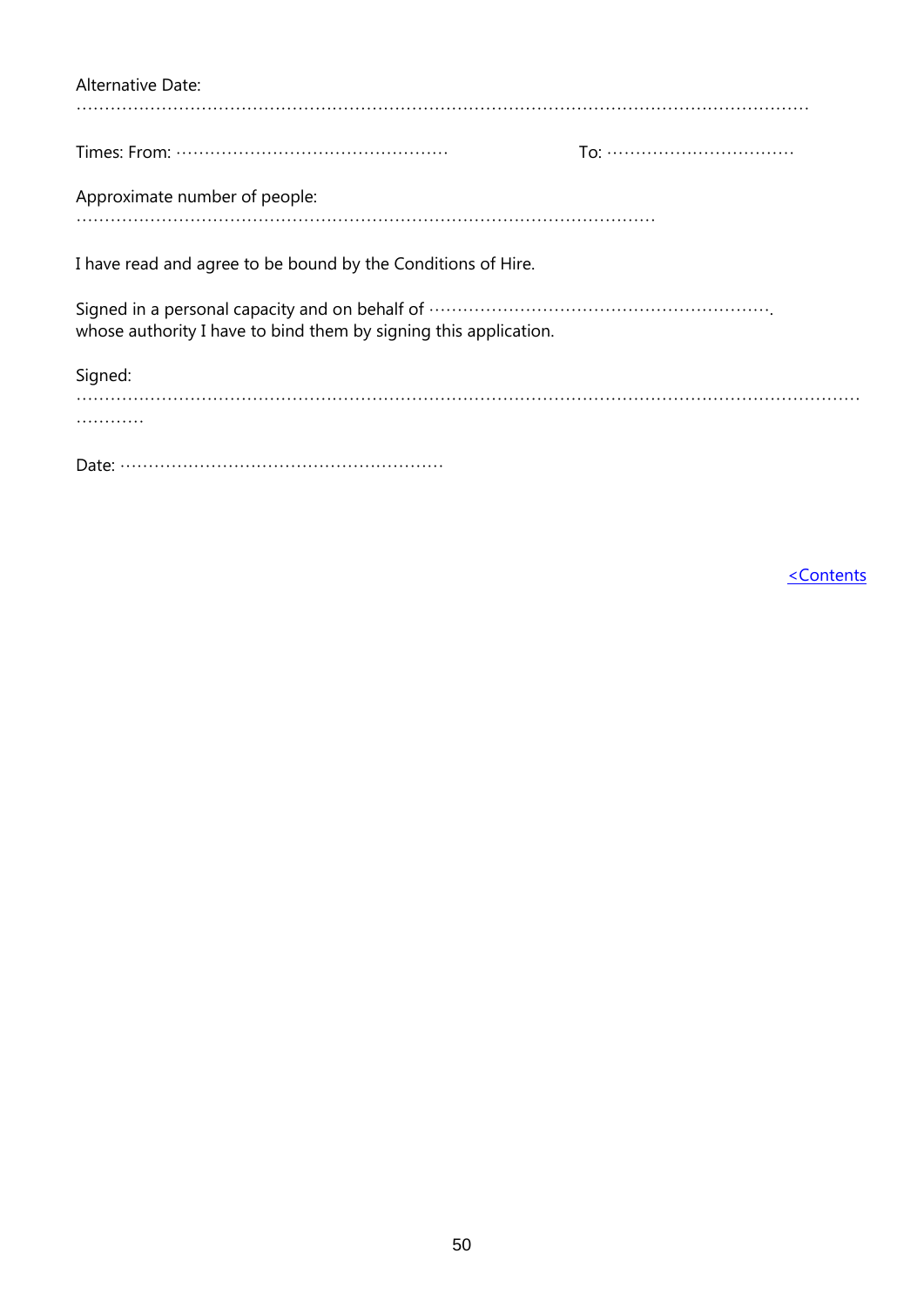Alternative Date:

…………………………………………………………………………………………………………………………

Times: From: ……………………………………………   To: ……………………………

Approximate number of people:

…………………………………………………………………………………………

I have read and agree to be bound by the Conditions of Hire.

Signed in a personal capacity and on behalf of ……………………………………………………….
whose authority I have to bind them by signing this application.

Signed:

………………………………………………………………………………………………………………………………
…………

Date: ……………………………………………………

<Contents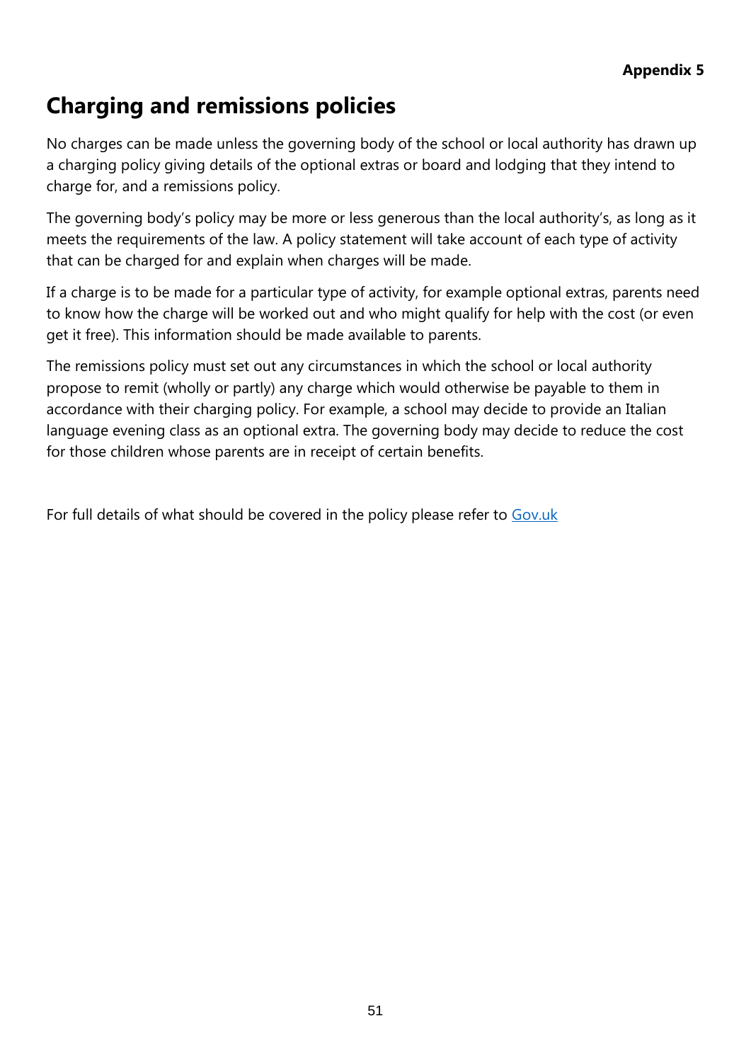**Appendix 5**

# Charging and remissions policies

No charges can be made unless the governing body of the school or local authority has drawn up a charging policy giving details of the optional extras or board and lodging that they intend to charge for, and a remissions policy.

The governing body's policy may be more or less generous than the local authority's, as long as it meets the requirements of the law. A policy statement will take account of each type of activity that can be charged for and explain when charges will be made.

If a charge is to be made for a particular type of activity, for example optional extras, parents need to know how the charge will be worked out and who might qualify for help with the cost (or even get it free). This information should be made available to parents.

The remissions policy must set out any circumstances in which the school or local authority propose to remit (wholly or partly) any charge which would otherwise be payable to them in accordance with their charging policy. For example, a school may decide to provide an Italian language evening class as an optional extra. The governing body may decide to reduce the cost for those children whose parents are in receipt of certain benefits.

For full details of what should be covered in the policy please refer to Gov.uk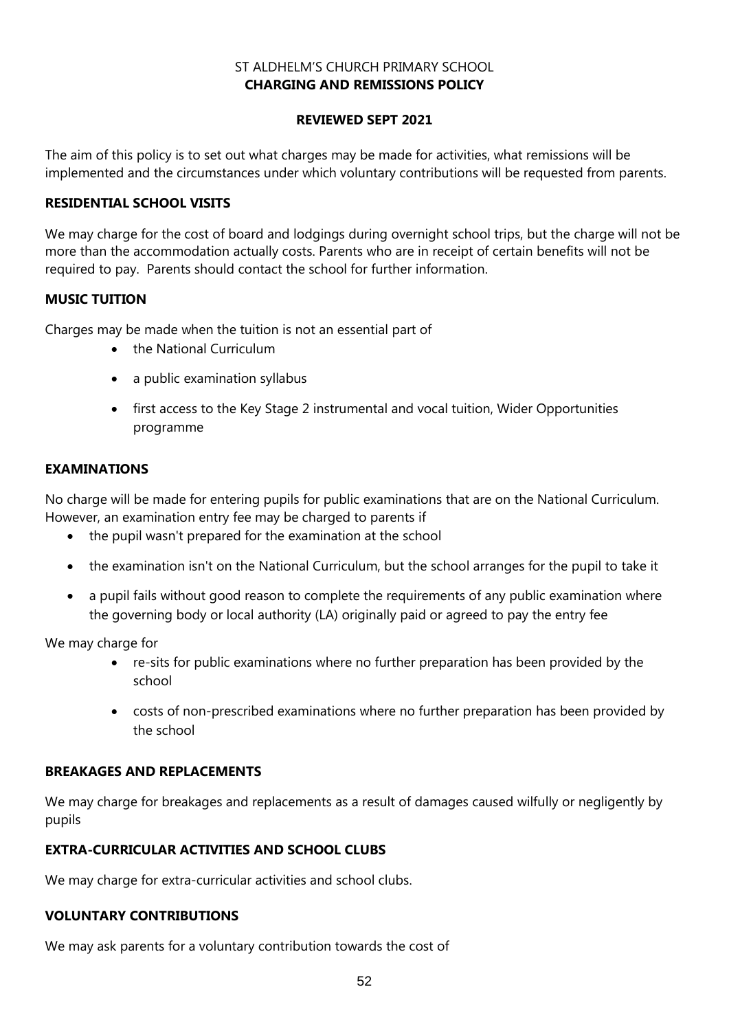ST ALDHELM'S CHURCH PRIMARY SCHOOL

# CHARGING AND REMISSIONS POLICY

**REVIEWED SEPT 2021**

The aim of this policy is to set out what charges may be made for activities, what remissions will be implemented and the circumstances under which voluntary contributions will be requested from parents.

## RESIDENTIAL SCHOOL VISITS

We may charge for the cost of board and lodgings during overnight school trips, but the charge will not be more than the accommodation actually costs. Parents who are in receipt of certain benefits will not be required to pay. Parents should contact the school for further information.

## MUSIC TUITION

Charges may be made when the tuition is not an essential part of

- the National Curriculum
- a public examination syllabus
- first access to the Key Stage 2 instrumental and vocal tuition, Wider Opportunities programme

## EXAMINATIONS

No charge will be made for entering pupils for public examinations that are on the National Curriculum. However, an examination entry fee may be charged to parents if

- the pupil wasn't prepared for the examination at the school
- the examination isn't on the National Curriculum, but the school arranges for the pupil to take it
- a pupil fails without good reason to complete the requirements of any public examination where the governing body or local authority (LA) originally paid or agreed to pay the entry fee

We may charge for

- re-sits for public examinations where no further preparation has been provided by the school
- costs of non-prescribed examinations where no further preparation has been provided by the school

## BREAKAGES AND REPLACEMENTS

We may charge for breakages and replacements as a result of damages caused wilfully or negligently by pupils

## EXTRA-CURRICULAR ACTIVITIES AND SCHOOL CLUBS

We may charge for extra-curricular activities and school clubs.

## VOLUNTARY CONTRIBUTIONS

We may ask parents for a voluntary contribution towards the cost of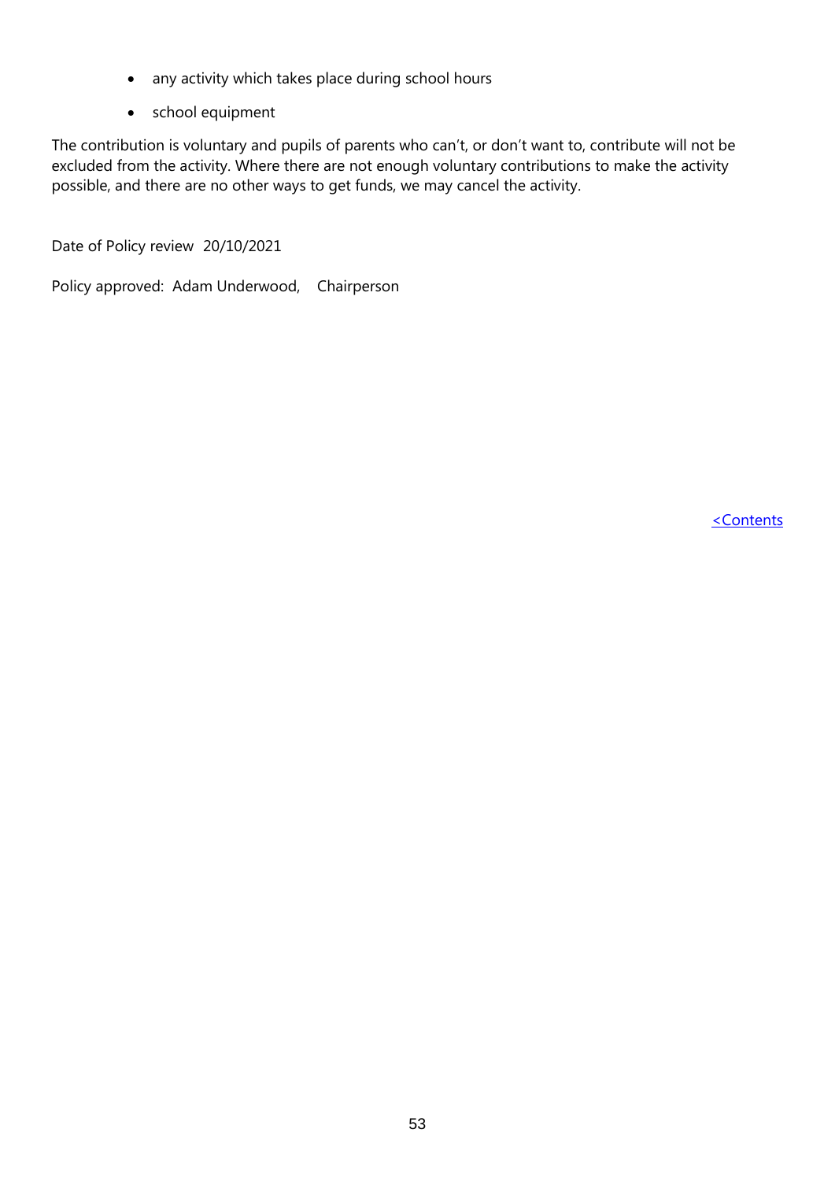- any activity which takes place during school hours
- school equipment

The contribution is voluntary and pupils of parents who can't, or don't want to, contribute will not be excluded from the activity. Where there are not enough voluntary contributions to make the activity possible, and there are no other ways to get funds, we may cancel the activity.

Date of Policy review 20/10/2021

Policy approved: Adam Underwood, Chairperson

<Contents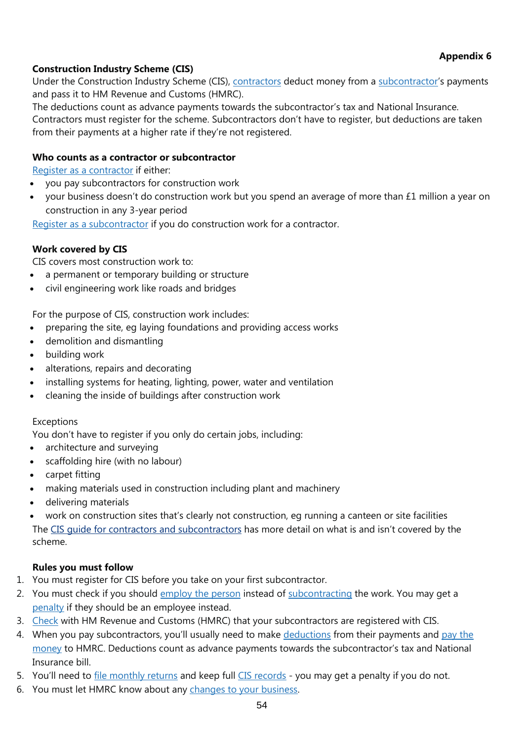**Appendix 6**

**Construction Industry Scheme (CIS)**

Under the Construction Industry Scheme (CIS), contractors deduct money from a subcontractor's payments and pass it to HM Revenue and Customs (HMRC).

The deductions count as advance payments towards the subcontractor's tax and National Insurance. Contractors must register for the scheme. Subcontractors don't have to register, but deductions are taken from their payments at a higher rate if they're not registered.

**Who counts as a contractor or subcontractor**

Register as a contractor if either:

- you pay subcontractors for construction work
- your business doesn't do construction work but you spend an average of more than £1 million a year on construction in any 3-year period

Register as a subcontractor if you do construction work for a contractor.

**Work covered by CIS**

CIS covers most construction work to:

- a permanent or temporary building or structure
- civil engineering work like roads and bridges

For the purpose of CIS, construction work includes:

- preparing the site, eg laying foundations and providing access works
- demolition and dismantling
- building work
- alterations, repairs and decorating
- installing systems for heating, lighting, power, water and ventilation
- cleaning the inside of buildings after construction work

Exceptions

You don't have to register if you only do certain jobs, including:

- architecture and surveying
- scaffolding hire (with no labour)
- carpet fitting
- making materials used in construction including plant and machinery
- delivering materials
- work on construction sites that's clearly not construction, eg running a canteen or site facilities

The CIS guide for contractors and subcontractors has more detail on what is and isn't covered by the scheme.

**Rules you must follow**

1. You must register for CIS before you take on your first subcontractor.
2. You must check if you should employ the person instead of subcontracting the work. You may get a penalty if they should be an employee instead.
3. Check with HM Revenue and Customs (HMRC) that your subcontractors are registered with CIS.
4. When you pay subcontractors, you'll usually need to make deductions from their payments and pay the money to HMRC. Deductions count as advance payments towards the subcontractor's tax and National Insurance bill.
5. You'll need to file monthly returns and keep full CIS records - you may get a penalty if you do not.
6. You must let HMRC know about any changes to your business.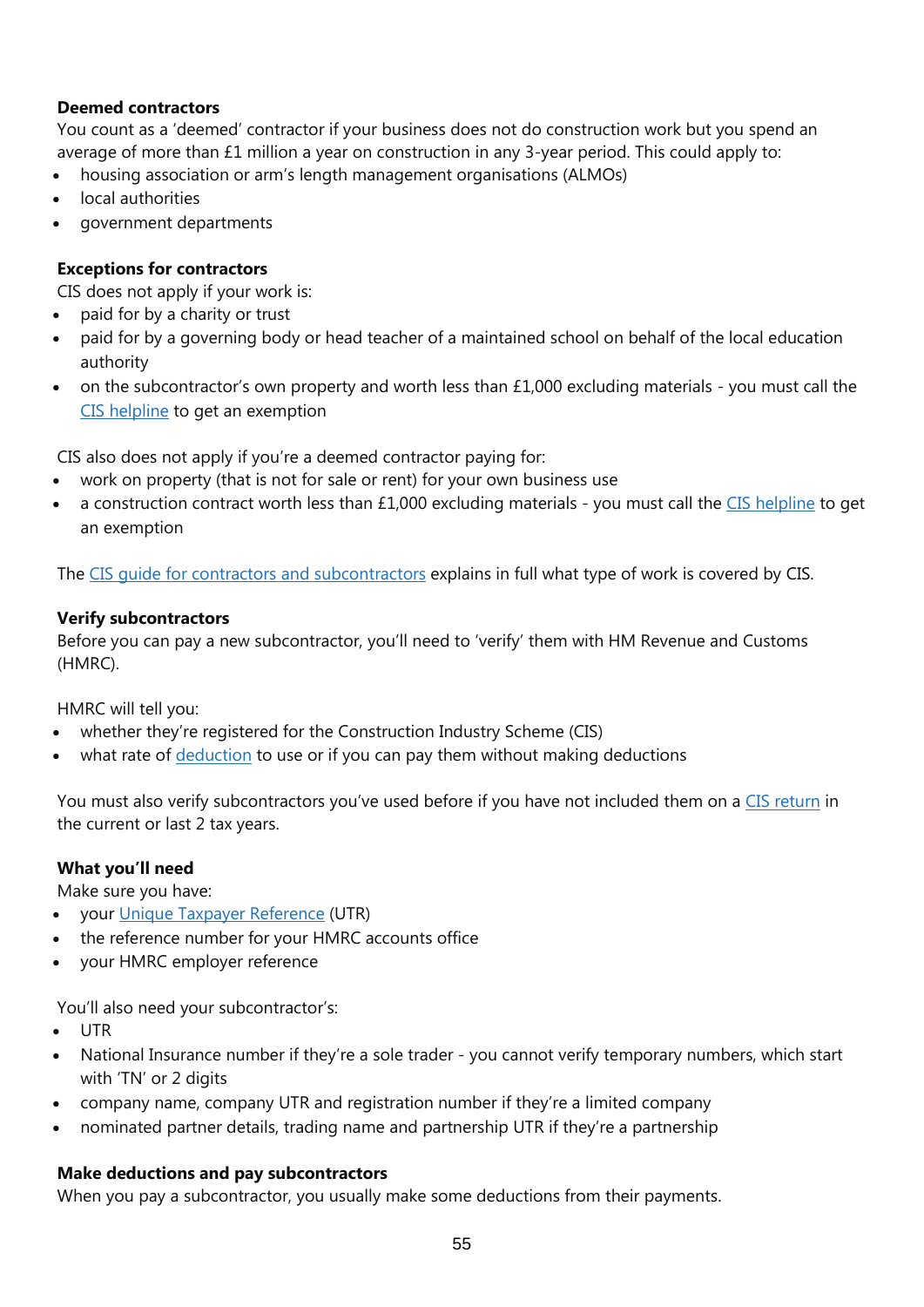**Deemed contractors**

You count as a 'deemed' contractor if your business does not do construction work but you spend an average of more than £1 million a year on construction in any 3-year period. This could apply to:

- housing association or arm's length management organisations (ALMOs)
- local authorities
- government departments

**Exceptions for contractors**

CIS does not apply if your work is:

- paid for by a charity or trust
- paid for by a governing body or head teacher of a maintained school on behalf of the local education authority
- on the subcontractor's own property and worth less than £1,000 excluding materials - you must call the CIS helpline to get an exemption

CIS also does not apply if you're a deemed contractor paying for:

- work on property (that is not for sale or rent) for your own business use
- a construction contract worth less than £1,000 excluding materials - you must call the CIS helpline to get an exemption

The CIS guide for contractors and subcontractors explains in full what type of work is covered by CIS.

**Verify subcontractors**

Before you can pay a new subcontractor, you'll need to 'verify' them with HM Revenue and Customs (HMRC).

HMRC will tell you:

- whether they're registered for the Construction Industry Scheme (CIS)
- what rate of deduction to use or if you can pay them without making deductions

You must also verify subcontractors you've used before if you have not included them on a CIS return in the current or last 2 tax years.

**What you'll need**

Make sure you have:

- your Unique Taxpayer Reference (UTR)
- the reference number for your HMRC accounts office
- your HMRC employer reference

You'll also need your subcontractor's:

- UTR
- National Insurance number if they're a sole trader - you cannot verify temporary numbers, which start with 'TN' or 2 digits
- company name, company UTR and registration number if they're a limited company
- nominated partner details, trading name and partnership UTR if they're a partnership

**Make deductions and pay subcontractors**

When you pay a subcontractor, you usually make some deductions from their payments.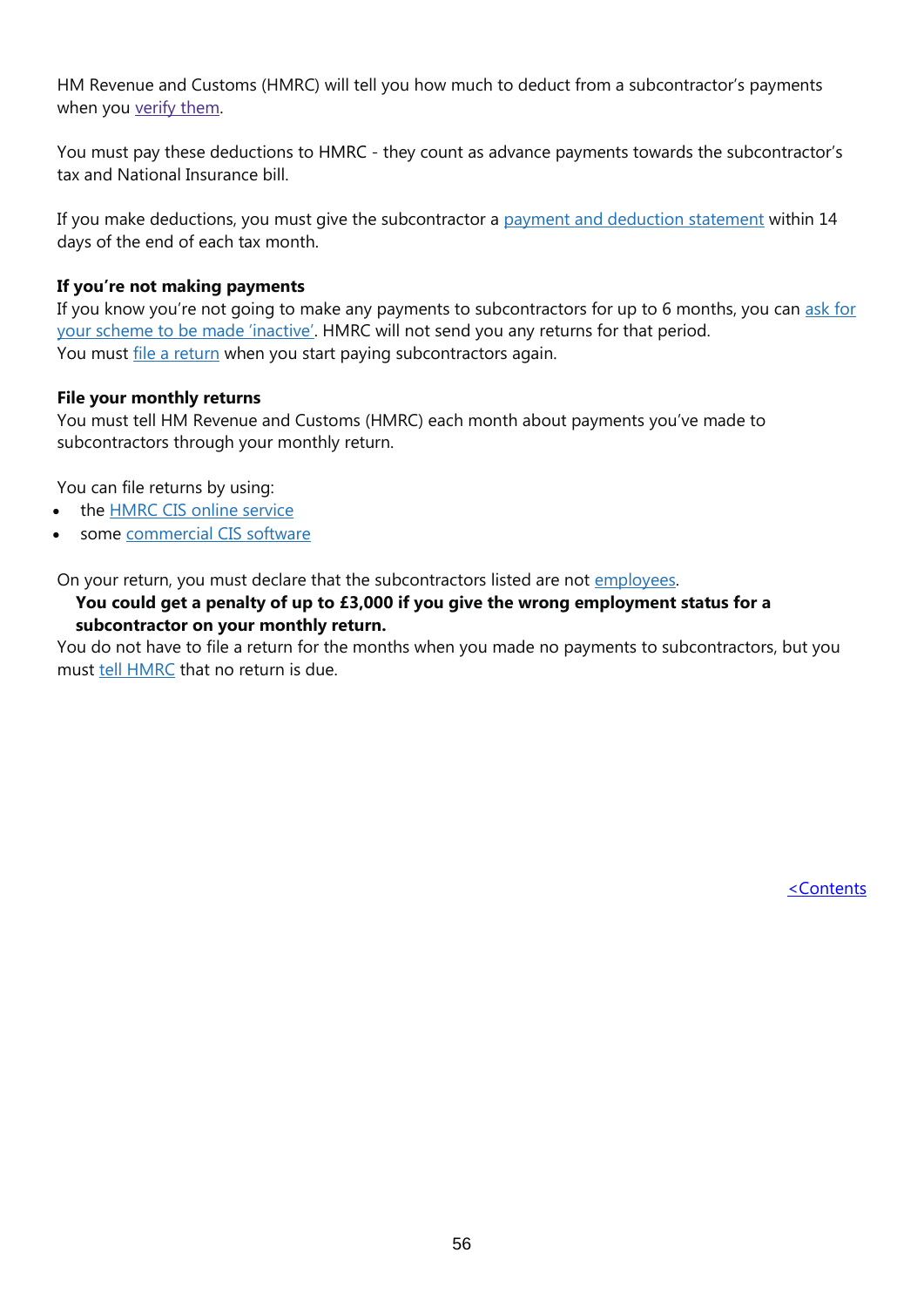HM Revenue and Customs (HMRC) will tell you how much to deduct from a subcontractor's payments when you verify them.

You must pay these deductions to HMRC - they count as advance payments towards the subcontractor's tax and National Insurance bill.

If you make deductions, you must give the subcontractor a payment and deduction statement within 14 days of the end of each tax month.

**If you're not making payments**

If you know you're not going to make any payments to subcontractors for up to 6 months, you can ask for your scheme to be made 'inactive'. HMRC will not send you any returns for that period.
You must file a return when you start paying subcontractors again.

**File your monthly returns**

You must tell HM Revenue and Customs (HMRC) each month about payments you've made to subcontractors through your monthly return.

You can file returns by using:

- the HMRC CIS online service
- some commercial CIS software

On your return, you must declare that the subcontractors listed are not employees.

**You could get a penalty of up to £3,000 if you give the wrong employment status for a subcontractor on your monthly return.**

You do not have to file a return for the months when you made no payments to subcontractors, but you must tell HMRC that no return is due.

<Contents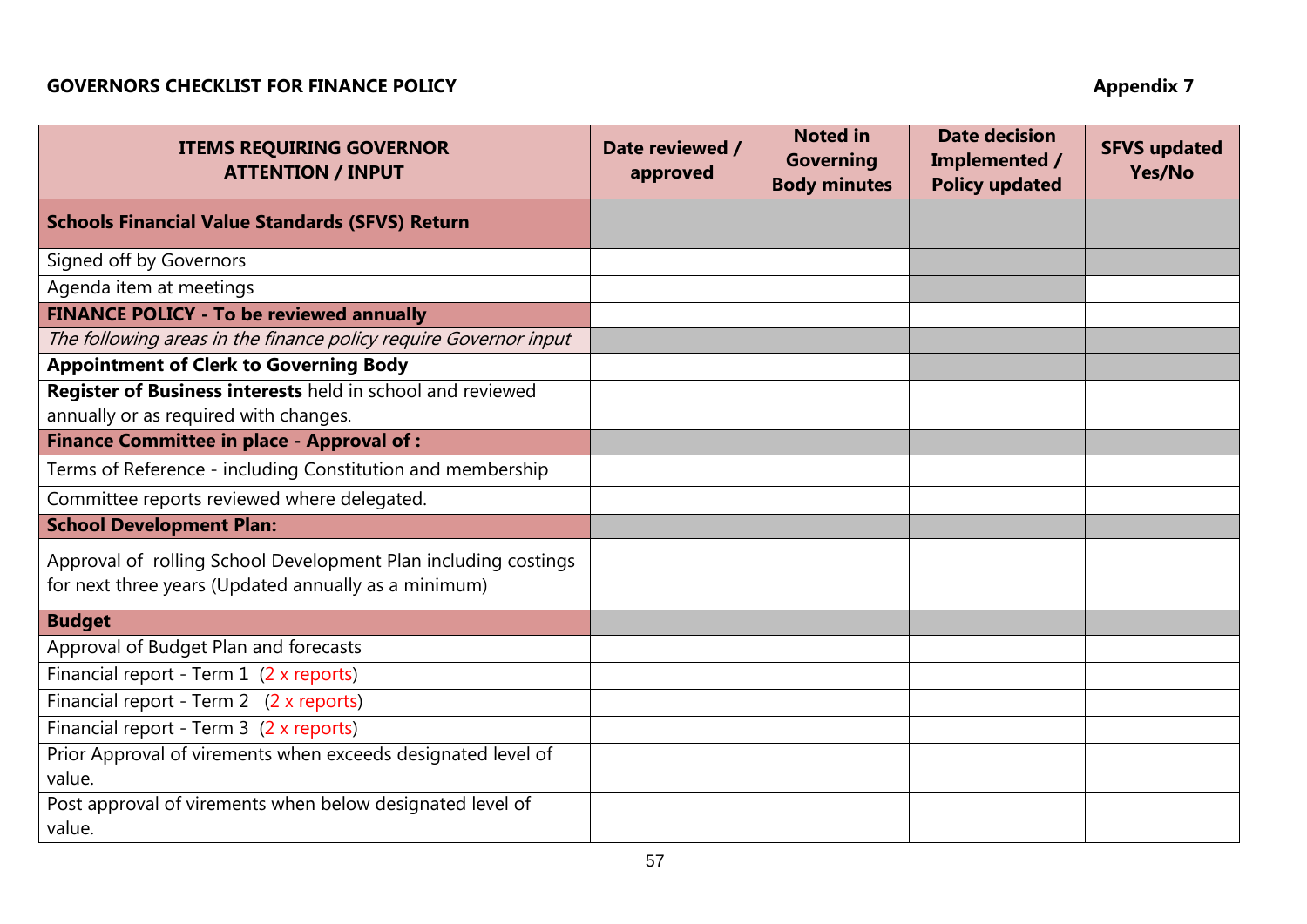**GOVERNORS CHECKLIST FOR FINANCE POLICY** **Appendix 7**

| ITEMS REQUIRING GOVERNOR ATTENTION / INPUT | Date reviewed / approved | Noted in Governing Body minutes | Date decision Implemented / Policy updated | SFVS updated Yes/No |
|---|---|---|---|---|
| **Schools Financial Value Standards (SFVS) Return** | | | | |
| Signed off by Governors | | | | |
| Agenda item at meetings | | | | |
| **FINANCE POLICY - To be reviewed annually** | | | | |
| *The following areas in the finance policy require Governor input* | | | | |
| **Appointment of Clerk to Governing Body** | | | | |
| **Register of Business interests** held in school and reviewed annually or as required with changes. | | | | |
| **Finance Committee in place - Approval of :** | | | | |
| Terms of Reference - including Constitution and membership | | | | |
| Committee reports reviewed where delegated. | | | | |
| **School Development Plan:** | | | | |
| Approval of rolling School Development Plan including costings for next three years (Updated annually as a minimum) | | | | |
| **Budget** | | | | |
| Approval of Budget Plan and forecasts | | | | |
| Financial report - Term 1 (2 x reports) | | | | |
| Financial report - Term 2 (2 x reports) | | | | |
| Financial report - Term 3 (2 x reports) | | | | |
| Prior Approval of virements when exceeds designated level of value. | | | | |
| Post approval of virements when below designated level of value. | | | | |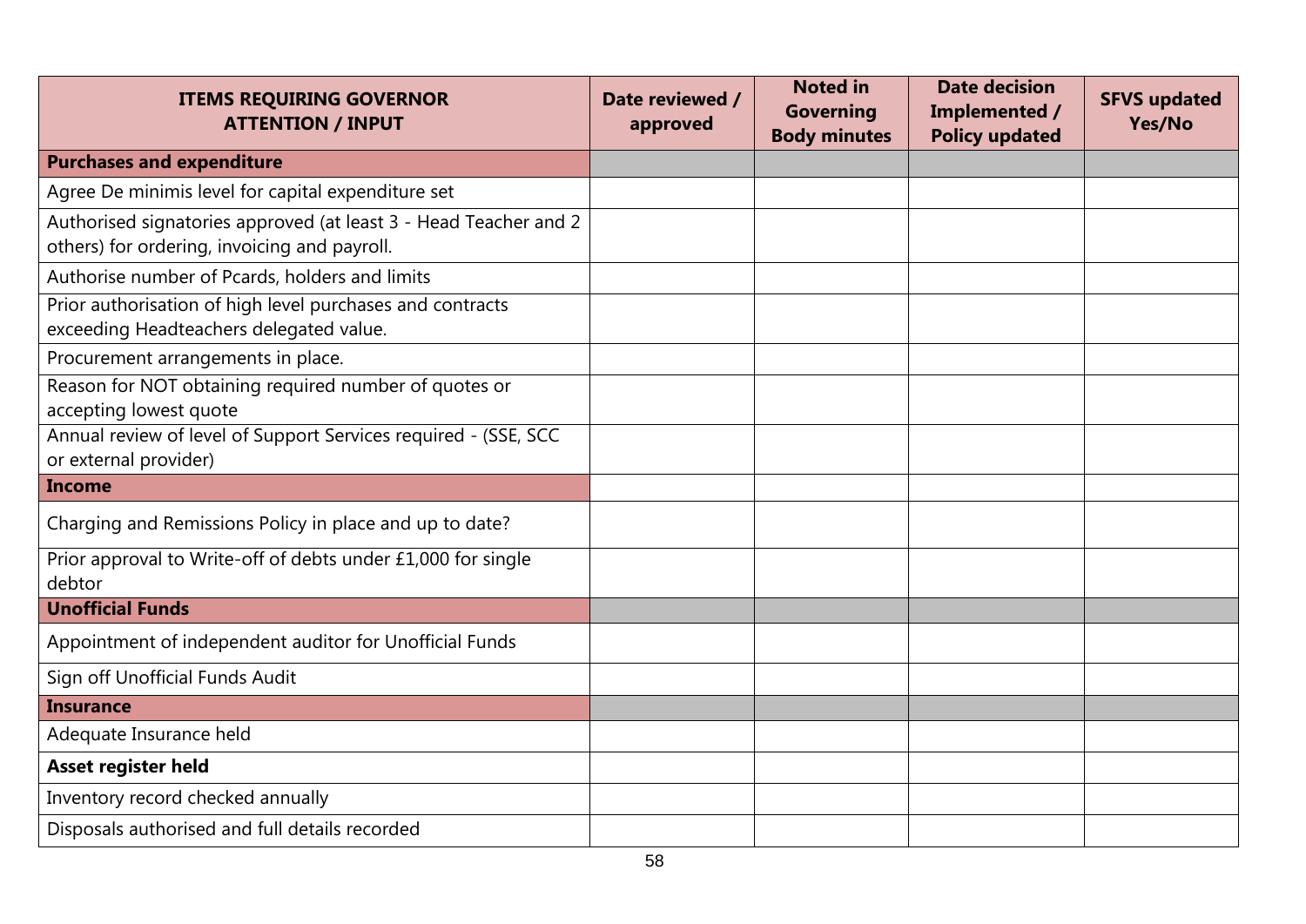| ITEMS REQUIRING GOVERNOR ATTENTION / INPUT | Date reviewed / approved | Noted in Governing Body minutes | Date decision Implemented / Policy updated | SFVS updated Yes/No |
|---|---|---|---|---|
| **Purchases and expenditure** | | | | |
| Agree De minimis level for capital expenditure set | | | | |
| Authorised signatories approved (at least 3 - Head Teacher and 2 others) for ordering, invoicing and payroll. | | | | |
| Authorise number of Pcards, holders and limits | | | | |
| Prior authorisation of high level purchases and contracts exceeding Headteachers delegated value. | | | | |
| Procurement arrangements in place. | | | | |
| Reason for NOT obtaining required number of quotes or accepting lowest quote | | | | |
| Annual review of level of Support Services required - (SSE, SCC or external provider) | | | | |
| **Income** | | | | |
| Charging and Remissions Policy in place and up to date? | | | | |
| Prior approval to Write-off of debts under £1,000 for single debtor | | | | |
| **Unofficial Funds** | | | | |
| Appointment of independent auditor for Unofficial Funds | | | | |
| Sign off Unofficial Funds Audit | | | | |
| **Insurance** | | | | |
| Adequate Insurance held | | | | |
| **Asset register held** | | | | |
| Inventory record checked annually | | | | |
| Disposals authorised and full details recorded | | | | |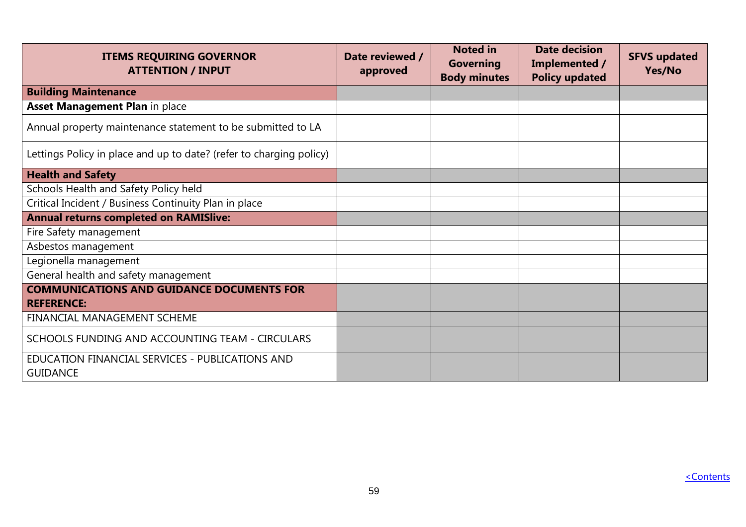| ITEMS REQUIRING GOVERNOR ATTENTION / INPUT | Date reviewed / approved | Noted in Governing Body minutes | Date decision Implemented / Policy updated | SFVS updated Yes/No |
|---|---|---|---|---|
| **Building Maintenance** | | | | |
| **Asset Management Plan** in place | | | | |
| Annual property maintenance statement to be submitted to LA | | | | |
| Lettings Policy in place and up to date? (refer to charging policy) | | | | |
| **Health and Safety** | | | | |
| Schools Health and Safety Policy held | | | | |
| Critical Incident / Business Continuity Plan in place | | | | |
| **Annual returns completed on RAMISlive:** | | | | |
| Fire Safety management | | | | |
| Asbestos management | | | | |
| Legionella management | | | | |
| General health and safety management | | | | |
| **COMMUNICATIONS AND GUIDANCE DOCUMENTS FOR REFERENCE:** | | | | |
| FINANCIAL MANAGEMENT SCHEME | | | | |
| SCHOOLS FUNDING AND ACCOUNTING TEAM - CIRCULARS | | | | |
| EDUCATION FINANCIAL SERVICES - PUBLICATIONS AND GUIDANCE | | | | |

<Contents